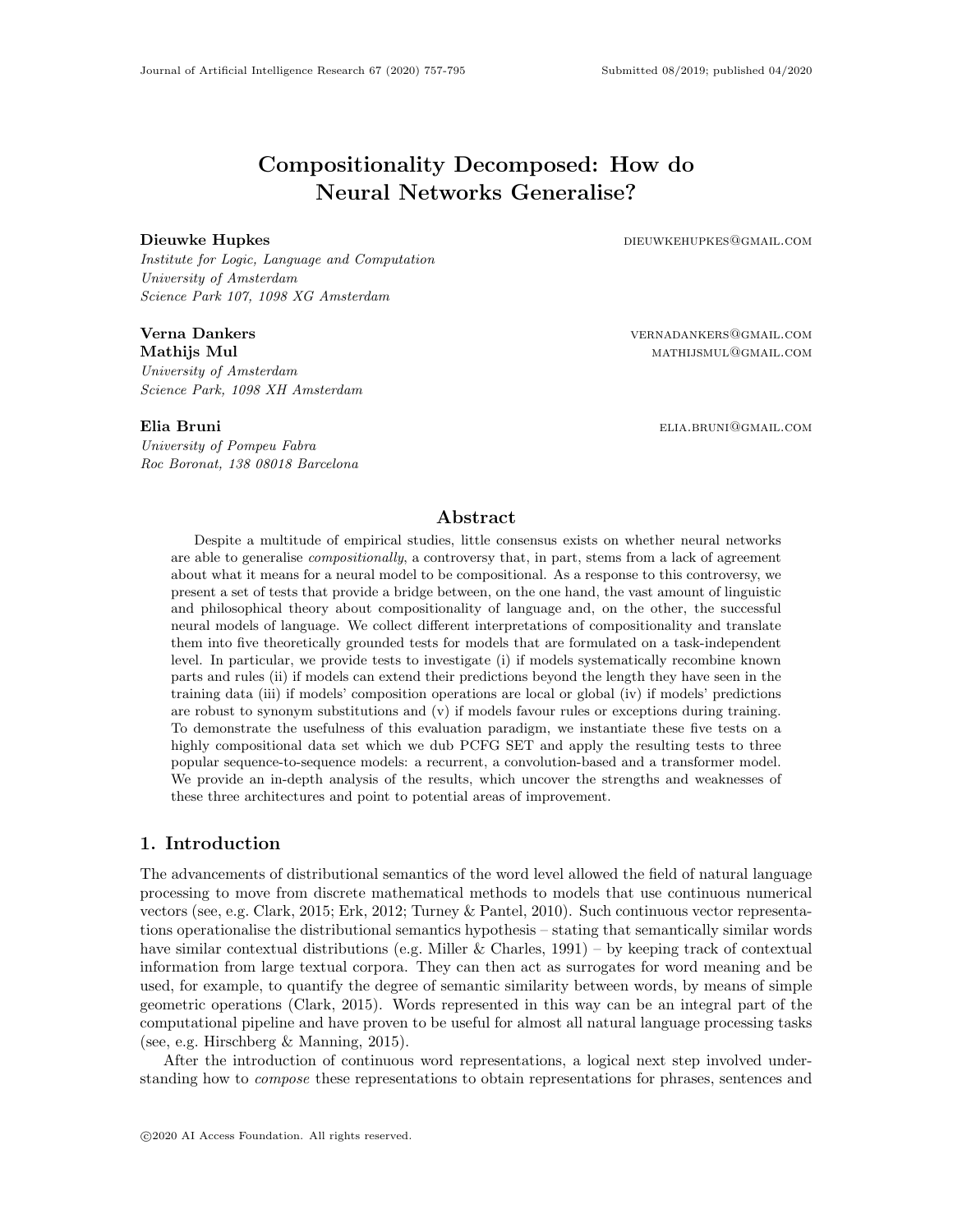# Compositionality Decomposed: How do Neural Networks Generalise?

**Dieuwke Hupkes** dieuwkehupkes@gmail.com

*Institute for Logic, Language and Computation*
*University of Amsterdam*
*Science Park 107, 1098 XG Amsterdam*

**Verna Dankers** vernadankers@gmail.com
**Mathijs Mul** mathijsmul@gmail.com

*University of Amsterdam*
*Science Park, 1098 XH Amsterdam*

**Elia Bruni** elia.bruni@gmail.com

*University of Pompeu Fabra*
*Roc Boronat, 138 08018 Barcelona*

## Abstract

Despite a multitude of empirical studies, little consensus exists on whether neural networks are able to generalise *compositionally*, a controversy that, in part, stems from a lack of agreement about what it means for a neural model to be compositional. As a response to this controversy, we present a set of tests that provide a bridge between, on the one hand, the vast amount of linguistic and philosophical theory about compositionality of language and, on the other, the successful neural models of language. We collect different interpretations of compositionality and translate them into five theoretically grounded tests for models that are formulated on a task-independent level. In particular, we provide tests to investigate (i) if models systematically recombine known parts and rules (ii) if models can extend their predictions beyond the length they have seen in the training data (iii) if models' composition operations are local or global (iv) if models' predictions are robust to synonym substitutions and (v) if models favour rules or exceptions during training. To demonstrate the usefulness of this evaluation paradigm, we instantiate these five tests on a highly compositional data set which we dub PCFG SET and apply the resulting tests to three popular sequence-to-sequence models: a recurrent, a convolution-based and a transformer model. We provide an in-depth analysis of the results, which uncover the strengths and weaknesses of these three architectures and point to potential areas of improvement.

## 1. Introduction

The advancements of distributional semantics of the word level allowed the field of natural language processing to move from discrete mathematical methods to models that use continuous numerical vectors (see, e.g. Clark, 2015; Erk, 2012; Turney & Pantel, 2010). Such continuous vector representations operationalise the distributional semantics hypothesis – stating that semantically similar words have similar contextual distributions (e.g. Miller & Charles, 1991) – by keeping track of contextual information from large textual corpora. They can then act as surrogates for word meaning and be used, for example, to quantify the degree of semantic similarity between words, by means of simple geometric operations (Clark, 2015). Words represented in this way can be an integral part of the computational pipeline and have proven to be useful for almost all natural language processing tasks (see, e.g. Hirschberg & Manning, 2015).

After the introduction of continuous word representations, a logical next step involved understanding how to *compose* these representations to obtain representations for phrases, sentences and

©2020 AI Access Foundation. All rights reserved.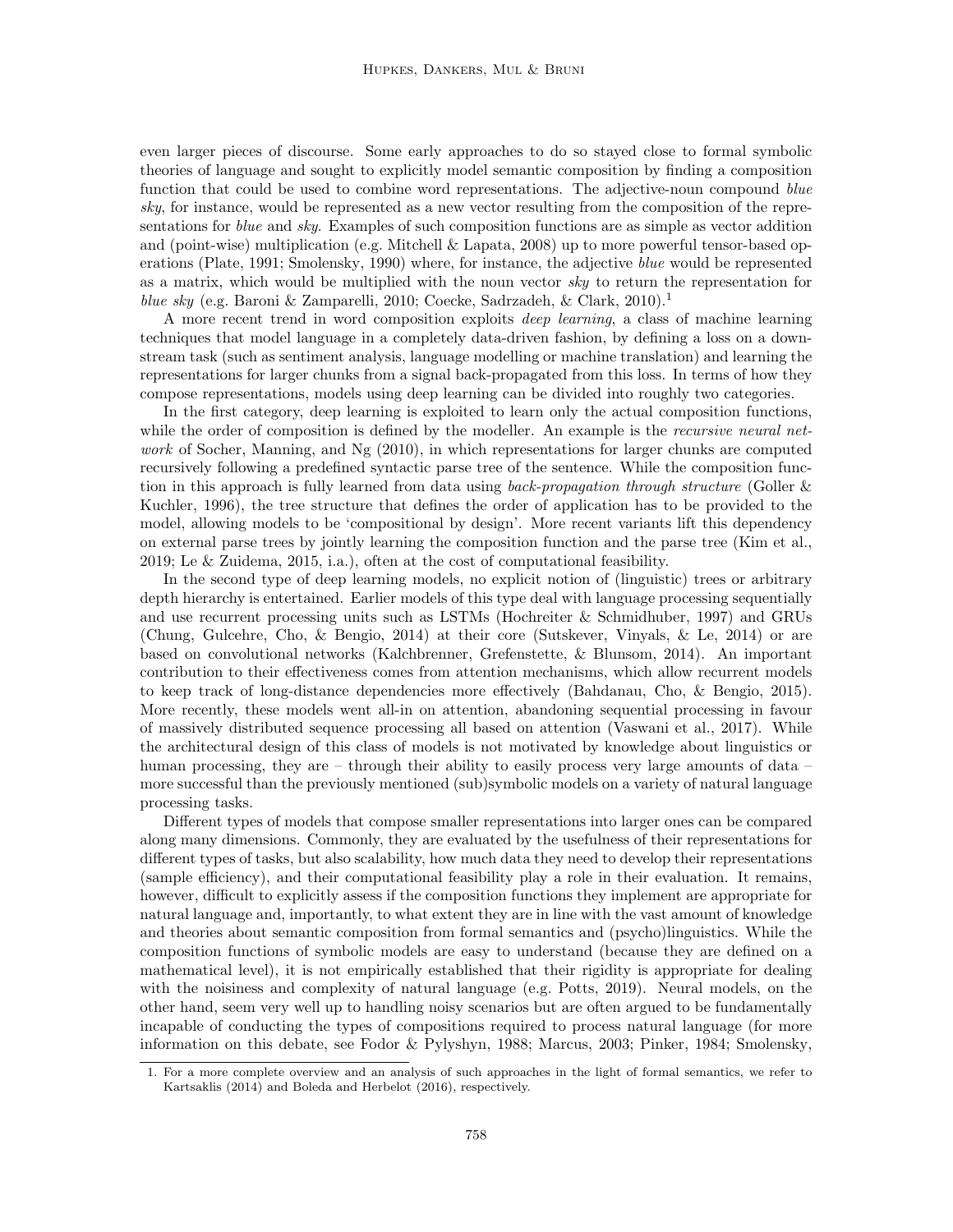even larger pieces of discourse. Some early approaches to do so stayed close to formal symbolic theories of language and sought to explicitly model semantic composition by finding a composition function that could be used to combine word representations. The adjective-noun compound *blue sky*, for instance, would be represented as a new vector resulting from the composition of the representations for *blue* and *sky*. Examples of such composition functions are as simple as vector addition and (point-wise) multiplication (e.g. Mitchell & Lapata, 2008) up to more powerful tensor-based operations (Plate, 1991; Smolensky, 1990) where, for instance, the adjective *blue* would be represented as a matrix, which would be multiplied with the noun vector *sky* to return the representation for *blue sky* (e.g. Baroni & Zamparelli, 2010; Coecke, Sadrzadeh, & Clark, 2010).[1]

A more recent trend in word composition exploits *deep learning*, a class of machine learning techniques that model language in a completely data-driven fashion, by defining a loss on a downstream task (such as sentiment analysis, language modelling or machine translation) and learning the representations for larger chunks from a signal back-propagated from this loss. In terms of how they compose representations, models using deep learning can be divided into roughly two categories.

In the first category, deep learning is exploited to learn only the actual composition functions, while the order of composition is defined by the modeller. An example is the *recursive neural network* of Socher, Manning, and Ng (2010), in which representations for larger chunks are computed recursively following a predefined syntactic parse tree of the sentence. While the composition function in this approach is fully learned from data using *back-propagation through structure* (Goller & Kuchler, 1996), the tree structure that defines the order of application has to be provided to the model, allowing models to be 'compositional by design'. More recent variants lift this dependency on external parse trees by jointly learning the composition function and the parse tree (Kim et al., 2019; Le & Zuidema, 2015, i.a.), often at the cost of computational feasibility.

In the second type of deep learning models, no explicit notion of (linguistic) trees or arbitrary depth hierarchy is entertained. Earlier models of this type deal with language processing sequentially and use recurrent processing units such as LSTMs (Hochreiter & Schmidhuber, 1997) and GRUs (Chung, Gulcehre, Cho, & Bengio, 2014) at their core (Sutskever, Vinyals, & Le, 2014) or are based on convolutional networks (Kalchbrenner, Grefenstette, & Blunsom, 2014). An important contribution to their effectiveness comes from attention mechanisms, which allow recurrent models to keep track of long-distance dependencies more effectively (Bahdanau, Cho, & Bengio, 2015). More recently, these models went all-in on attention, abandoning sequential processing in favour of massively distributed sequence processing all based on attention (Vaswani et al., 2017). While the architectural design of this class of models is not motivated by knowledge about linguistics or human processing, they are – through their ability to easily process very large amounts of data – more successful than the previously mentioned (sub)symbolic models on a variety of natural language processing tasks.

Different types of models that compose smaller representations into larger ones can be compared along many dimensions. Commonly, they are evaluated by the usefulness of their representations for different types of tasks, but also scalability, how much data they need to develop their representations (sample efficiency), and their computational feasibility play a role in their evaluation. It remains, however, difficult to explicitly assess if the composition functions they implement are appropriate for natural language and, importantly, to what extent they are in line with the vast amount of knowledge and theories about semantic composition from formal semantics and (psycho)linguistics. While the composition functions of symbolic models are easy to understand (because they are defined on a mathematical level), it is not empirically established that their rigidity is appropriate for dealing with the noisiness and complexity of natural language (e.g. Potts, 2019). Neural models, on the other hand, seem very well up to handling noisy scenarios but are often argued to be fundamentally incapable of conducting the types of compositions required to process natural language (for more information on this debate, see Fodor & Pylyshyn, 1988; Marcus, 2003; Pinker, 1984; Smolensky,

1. For a more complete overview and an analysis of such approaches in the light of formal semantics, we refer to Kartsaklis (2014) and Boleda and Herbelot (2016), respectively.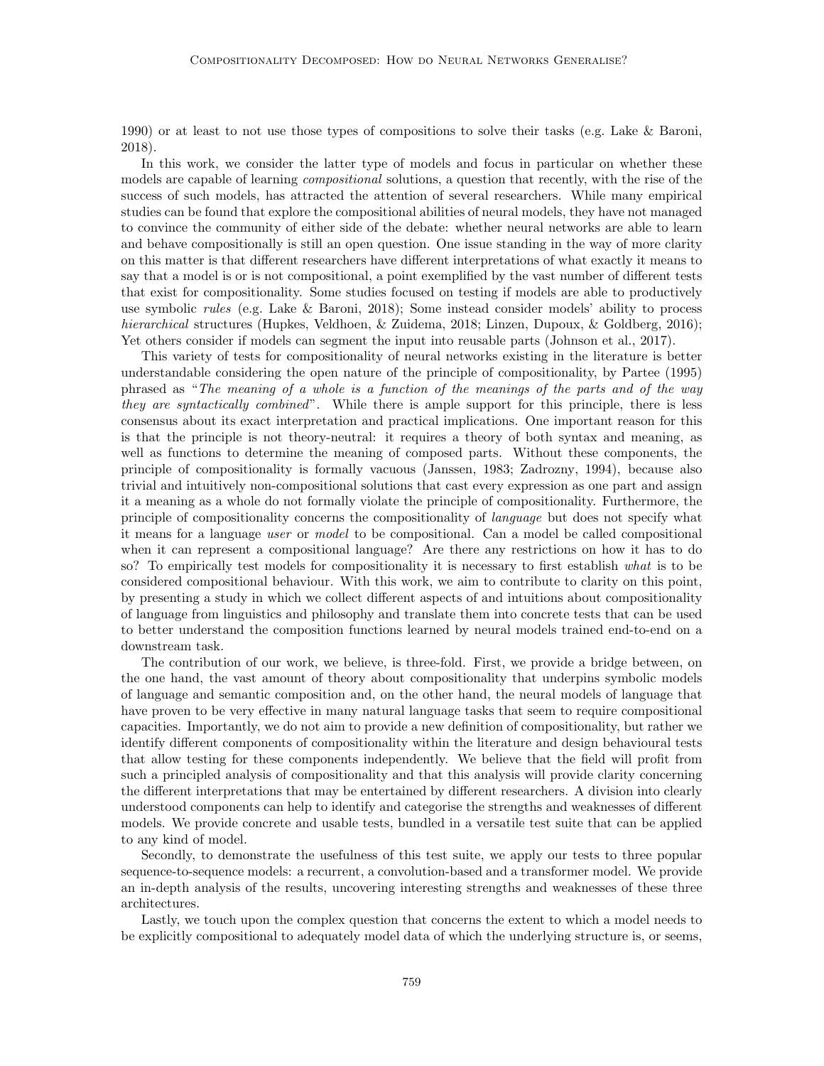1990) or at least to not use those types of compositions to solve their tasks (e.g. Lake & Baroni, 2018).

In this work, we consider the latter type of models and focus in particular on whether these models are capable of learning *compositional* solutions, a question that recently, with the rise of the success of such models, has attracted the attention of several researchers. While many empirical studies can be found that explore the compositional abilities of neural models, they have not managed to convince the community of either side of the debate: whether neural networks are able to learn and behave compositionally is still an open question. One issue standing in the way of more clarity on this matter is that different researchers have different interpretations of what exactly it means to say that a model is or is not compositional, a point exemplified by the vast number of different tests that exist for compositionality. Some studies focused on testing if models are able to productively use symbolic *rules* (e.g. Lake & Baroni, 2018); Some instead consider models' ability to process *hierarchical* structures (Hupkes, Veldhoen, & Zuidema, 2018; Linzen, Dupoux, & Goldberg, 2016); Yet others consider if models can segment the input into reusable parts (Johnson et al., 2017).

This variety of tests for compositionality of neural networks existing in the literature is better understandable considering the open nature of the principle of compositionality, by Partee (1995) phrased as "*The meaning of a whole is a function of the meanings of the parts and of the way they are syntactically combined*". While there is ample support for this principle, there is less consensus about its exact interpretation and practical implications. One important reason for this is that the principle is not theory-neutral: it requires a theory of both syntax and meaning, as well as functions to determine the meaning of composed parts. Without these components, the principle of compositionality is formally vacuous (Janssen, 1983; Zadrozny, 1994), because also trivial and intuitively non-compositional solutions that cast every expression as one part and assign it a meaning as a whole do not formally violate the principle of compositionality. Furthermore, the principle of compositionality concerns the compositionality of *language* but does not specify what it means for a language *user* or *model* to be compositional. Can a model be called compositional when it can represent a compositional language? Are there any restrictions on how it has to do so? To empirically test models for compositionality it is necessary to first establish *what* is to be considered compositional behaviour. With this work, we aim to contribute to clarity on this point, by presenting a study in which we collect different aspects of and intuitions about compositionality of language from linguistics and philosophy and translate them into concrete tests that can be used to better understand the composition functions learned by neural models trained end-to-end on a downstream task.

The contribution of our work, we believe, is three-fold. First, we provide a bridge between, on the one hand, the vast amount of theory about compositionality that underpins symbolic models of language and semantic composition and, on the other hand, the neural models of language that have proven to be very effective in many natural language tasks that seem to require compositional capacities. Importantly, we do not aim to provide a new definition of compositionality, but rather we identify different components of compositionality within the literature and design behavioural tests that allow testing for these components independently. We believe that the field will profit from such a principled analysis of compositionality and that this analysis will provide clarity concerning the different interpretations that may be entertained by different researchers. A division into clearly understood components can help to identify and categorise the strengths and weaknesses of different models. We provide concrete and usable tests, bundled in a versatile test suite that can be applied to any kind of model.

Secondly, to demonstrate the usefulness of this test suite, we apply our tests to three popular sequence-to-sequence models: a recurrent, a convolution-based and a transformer model. We provide an in-depth analysis of the results, uncovering interesting strengths and weaknesses of these three architectures.

Lastly, we touch upon the complex question that concerns the extent to which a model needs to be explicitly compositional to adequately model data of which the underlying structure is, or seems,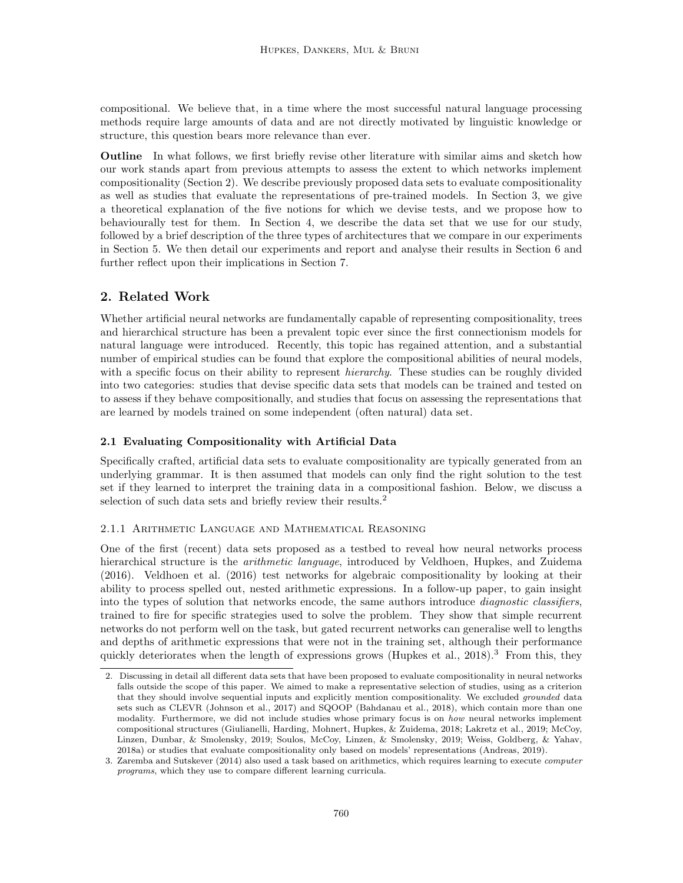compositional. We believe that, in a time where the most successful natural language processing methods require large amounts of data and are not directly motivated by linguistic knowledge or structure, this question bears more relevance than ever.

**Outline** In what follows, we first briefly revise other literature with similar aims and sketch how our work stands apart from previous attempts to assess the extent to which networks implement compositionality (Section 2). We describe previously proposed data sets to evaluate compositionality as well as studies that evaluate the representations of pre-trained models. In Section 3, we give a theoretical explanation of the five notions for which we devise tests, and we propose how to behaviourally test for them. In Section 4, we describe the data set that we use for our study, followed by a brief description of the three types of architectures that we compare in our experiments in Section 5. We then detail our experiments and report and analyse their results in Section 6 and further reflect upon their implications in Section 7.

## 2. Related Work

Whether artificial neural networks are fundamentally capable of representing compositionality, trees and hierarchical structure has been a prevalent topic ever since the first connectionism models for natural language were introduced. Recently, this topic has regained attention, and a substantial number of empirical studies can be found that explore the compositional abilities of neural models, with a specific focus on their ability to represent *hierarchy*. These studies can be roughly divided into two categories: studies that devise specific data sets that models can be trained and tested on to assess if they behave compositionally, and studies that focus on assessing the representations that are learned by models trained on some independent (often natural) data set.

### 2.1 Evaluating Compositionality with Artificial Data

Specifically crafted, artificial data sets to evaluate compositionality are typically generated from an underlying grammar. It is then assumed that models can only find the right solution to the test set if they learned to interpret the training data in a compositional fashion. Below, we discuss a selection of such data sets and briefly review their results.[2]

#### 2.1.1 Arithmetic Language and Mathematical Reasoning

One of the first (recent) data sets proposed as a testbed to reveal how neural networks process hierarchical structure is the *arithmetic language*, introduced by Veldhoen, Hupkes, and Zuidema (2016). Veldhoen et al. (2016) test networks for algebraic compositionality by looking at their ability to process spelled out, nested arithmetic expressions. In a follow-up paper, to gain insight into the types of solution that networks encode, the same authors introduce *diagnostic classifiers*, trained to fire for specific strategies used to solve the problem. They show that simple recurrent networks do not perform well on the task, but gated recurrent networks can generalise well to lengths and depths of arithmetic expressions that were not in the training set, although their performance quickly deteriorates when the length of expressions grows (Hupkes et al., 2018).[3] From this, they

---

2. Discussing in detail all different data sets that have been proposed to evaluate compositionality in neural networks falls outside the scope of this paper. We aimed to make a representative selection of studies, using as a criterion that they should involve sequential inputs and explicitly mention compositionality. We excluded *grounded* data sets such as CLEVR (Johnson et al., 2017) and SQOOP (Bahdanau et al., 2018), which contain more than one modality. Furthermore, we did not include studies whose primary focus is on *how* neural networks implement compositional structures (Giulianelli, Harding, Mohnert, Hupkes, & Zuidema, 2018; Lakretz et al., 2019; McCoy, Linzen, Dunbar, & Smolensky, 2019; Soulos, McCoy, Linzen, & Smolensky, 2019; Weiss, Goldberg, & Yahav, 2018a) or studies that evaluate compositionality only based on models' representations (Andreas, 2019).

3. Zaremba and Sutskever (2014) also used a task based on arithmetics, which requires learning to execute *computer programs*, which they use to compare different learning curricula.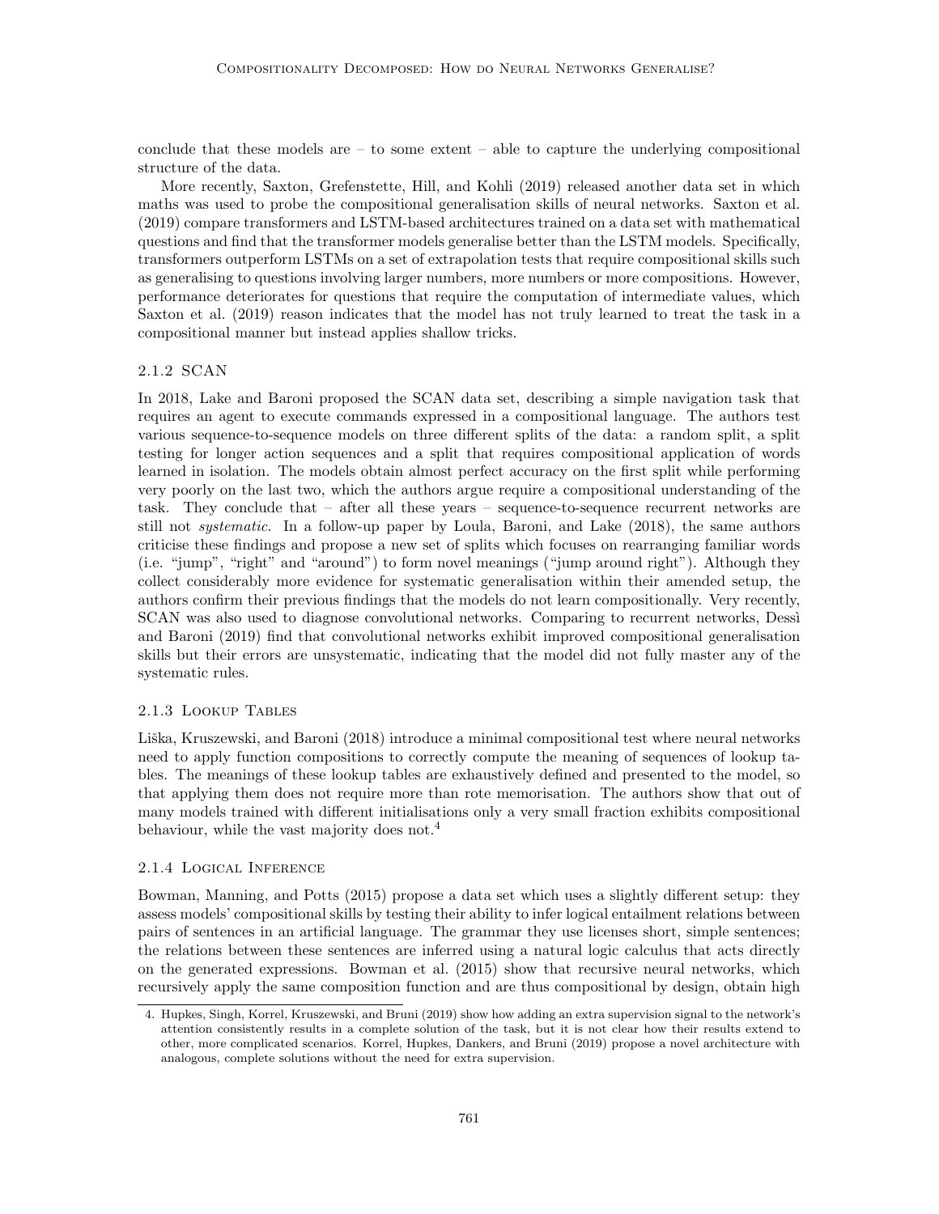conclude that these models are – to some extent – able to capture the underlying compositional structure of the data.

More recently, Saxton, Grefenstette, Hill, and Kohli (2019) released another data set in which maths was used to probe the compositional generalisation skills of neural networks. Saxton et al. (2019) compare transformers and LSTM-based architectures trained on a data set with mathematical questions and find that the transformer models generalise better than the LSTM models. Specifically, transformers outperform LSTMs on a set of extrapolation tests that require compositional skills such as generalising to questions involving larger numbers, more numbers or more compositions. However, performance deteriorates for questions that require the computation of intermediate values, which Saxton et al. (2019) reason indicates that the model has not truly learned to treat the task in a compositional manner but instead applies shallow tricks.

#### 2.1.2 SCAN

In 2018, Lake and Baroni proposed the SCAN data set, describing a simple navigation task that requires an agent to execute commands expressed in a compositional language. The authors test various sequence-to-sequence models on three different splits of the data: a random split, a split testing for longer action sequences and a split that requires compositional application of words learned in isolation. The models obtain almost perfect accuracy on the first split while performing very poorly on the last two, which the authors argue require a compositional understanding of the task. They conclude that – after all these years – sequence-to-sequence recurrent networks are still not *systematic*. In a follow-up paper by Loula, Baroni, and Lake (2018), the same authors criticise these findings and propose a new set of splits which focuses on rearranging familiar words (i.e. "jump", "right" and "around") to form novel meanings ("jump around right"). Although they collect considerably more evidence for systematic generalisation within their amended setup, the authors confirm their previous findings that the models do not learn compositionally. Very recently, SCAN was also used to diagnose convolutional networks. Comparing to recurrent networks, Dessì and Baroni (2019) find that convolutional networks exhibit improved compositional generalisation skills but their errors are unsystematic, indicating that the model did not fully master any of the systematic rules.

#### 2.1.3 Lookup Tables

Liška, Kruszewski, and Baroni (2018) introduce a minimal compositional test where neural networks need to apply function compositions to correctly compute the meaning of sequences of lookup tables. The meanings of these lookup tables are exhaustively defined and presented to the model, so that applying them does not require more than rote memorisation. The authors show that out of many models trained with different initialisations only a very small fraction exhibits compositional behaviour, while the vast majority does not.[4]

#### 2.1.4 Logical Inference

Bowman, Manning, and Potts (2015) propose a data set which uses a slightly different setup: they assess models' compositional skills by testing their ability to infer logical entailment relations between pairs of sentences in an artificial language. The grammar they use licenses short, simple sentences; the relations between these sentences are inferred using a natural logic calculus that acts directly on the generated expressions. Bowman et al. (2015) show that recursive neural networks, which recursively apply the same composition function and are thus compositional by design, obtain high

---

4. Hupkes, Singh, Korrel, Kruszewski, and Bruni (2019) show how adding an extra supervision signal to the network's attention consistently results in a complete solution of the task, but it is not clear how their results extend to other, more complicated scenarios. Korrel, Hupkes, Dankers, and Bruni (2019) propose a novel architecture with analogous, complete solutions without the need for extra supervision.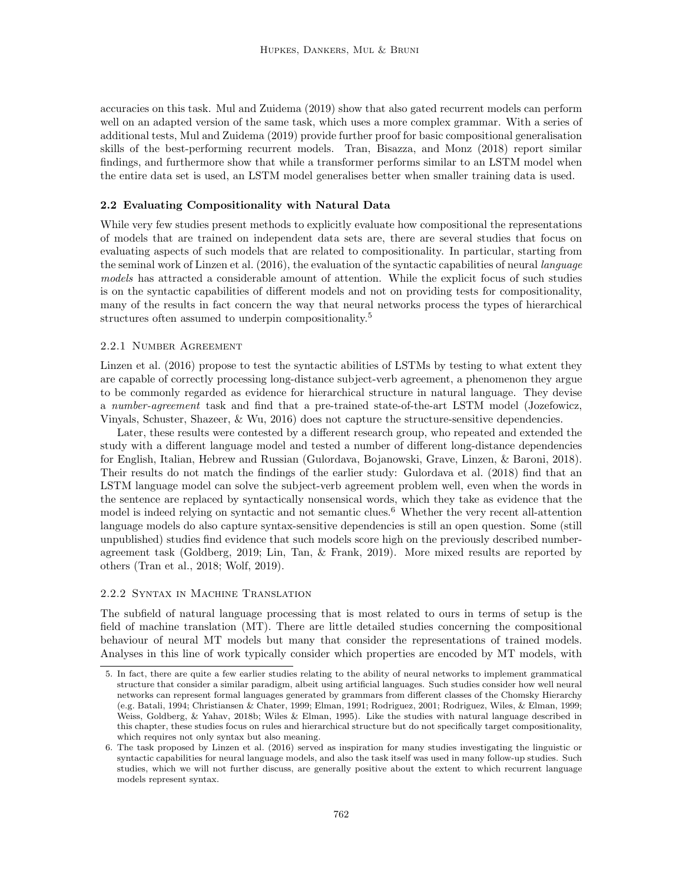accuracies on this task. Mul and Zuidema (2019) show that also gated recurrent models can perform well on an adapted version of the same task, which uses a more complex grammar. With a series of additional tests, Mul and Zuidema (2019) provide further proof for basic compositional generalisation skills of the best-performing recurrent models. Tran, Bisazza, and Monz (2018) report similar findings, and furthermore show that while a transformer performs similar to an LSTM model when the entire data set is used, an LSTM model generalises better when smaller training data is used.

### 2.2 Evaluating Compositionality with Natural Data

While very few studies present methods to explicitly evaluate how compositional the representations of models that are trained on independent data sets are, there are several studies that focus on evaluating aspects of such models that are related to compositionality. In particular, starting from the seminal work of Linzen et al. (2016), the evaluation of the syntactic capabilities of neural *language models* has attracted a considerable amount of attention. While the explicit focus of such studies is on the syntactic capabilities of different models and not on providing tests for compositionality, many of the results in fact concern the way that neural networks process the types of hierarchical structures often assumed to underpin compositionality.[5]

#### 2.2.1 Number Agreement

Linzen et al. (2016) propose to test the syntactic abilities of LSTMs by testing to what extent they are capable of correctly processing long-distance subject-verb agreement, a phenomenon they argue to be commonly regarded as evidence for hierarchical structure in natural language. They devise a *number-agreement* task and find that a pre-trained state-of-the-art LSTM model (Jozefowicz, Vinyals, Schuster, Shazeer, & Wu, 2016) does not capture the structure-sensitive dependencies.

Later, these results were contested by a different research group, who repeated and extended the study with a different language model and tested a number of different long-distance dependencies for English, Italian, Hebrew and Russian (Gulordava, Bojanowski, Grave, Linzen, & Baroni, 2018). Their results do not match the findings of the earlier study: Gulordava et al. (2018) find that an LSTM language model can solve the subject-verb agreement problem well, even when the words in the sentence are replaced by syntactically nonsensical words, which they take as evidence that the model is indeed relying on syntactic and not semantic clues.[6] Whether the very recent all-attention language models do also capture syntax-sensitive dependencies is still an open question. Some (still unpublished) studies find evidence that such models score high on the previously described number-agreement task (Goldberg, 2019; Lin, Tan, & Frank, 2019). More mixed results are reported by others (Tran et al., 2018; Wolf, 2019).

#### 2.2.2 Syntax in Machine Translation

The subfield of natural language processing that is most related to ours in terms of setup is the field of machine translation (MT). There are little detailed studies concerning the compositional behaviour of neural MT models but many that consider the representations of trained models. Analyses in this line of work typically consider which properties are encoded by MT models, with

5. In fact, there are quite a few earlier studies relating to the ability of neural networks to implement grammatical structure that consider a similar paradigm, albeit using artificial languages. Such studies consider how well neural networks can represent formal languages generated by grammars from different classes of the Chomsky Hierarchy (e.g. Batali, 1994; Christiansen & Chater, 1999; Elman, 1991; Rodriguez, 2001; Rodriguez, Wiles, & Elman, 1999; Weiss, Goldberg, & Yahav, 2018b; Wiles & Elman, 1995). Like the studies with natural language described in this chapter, these studies focus on rules and hierarchical structure but do not specifically target compositionality, which requires not only syntax but also meaning.

6. The task proposed by Linzen et al. (2016) served as inspiration for many studies investigating the linguistic or syntactic capabilities for neural language models, and also the task itself was used in many follow-up studies. Such studies, which we will not further discuss, are generally positive about the extent to which recurrent language models represent syntax.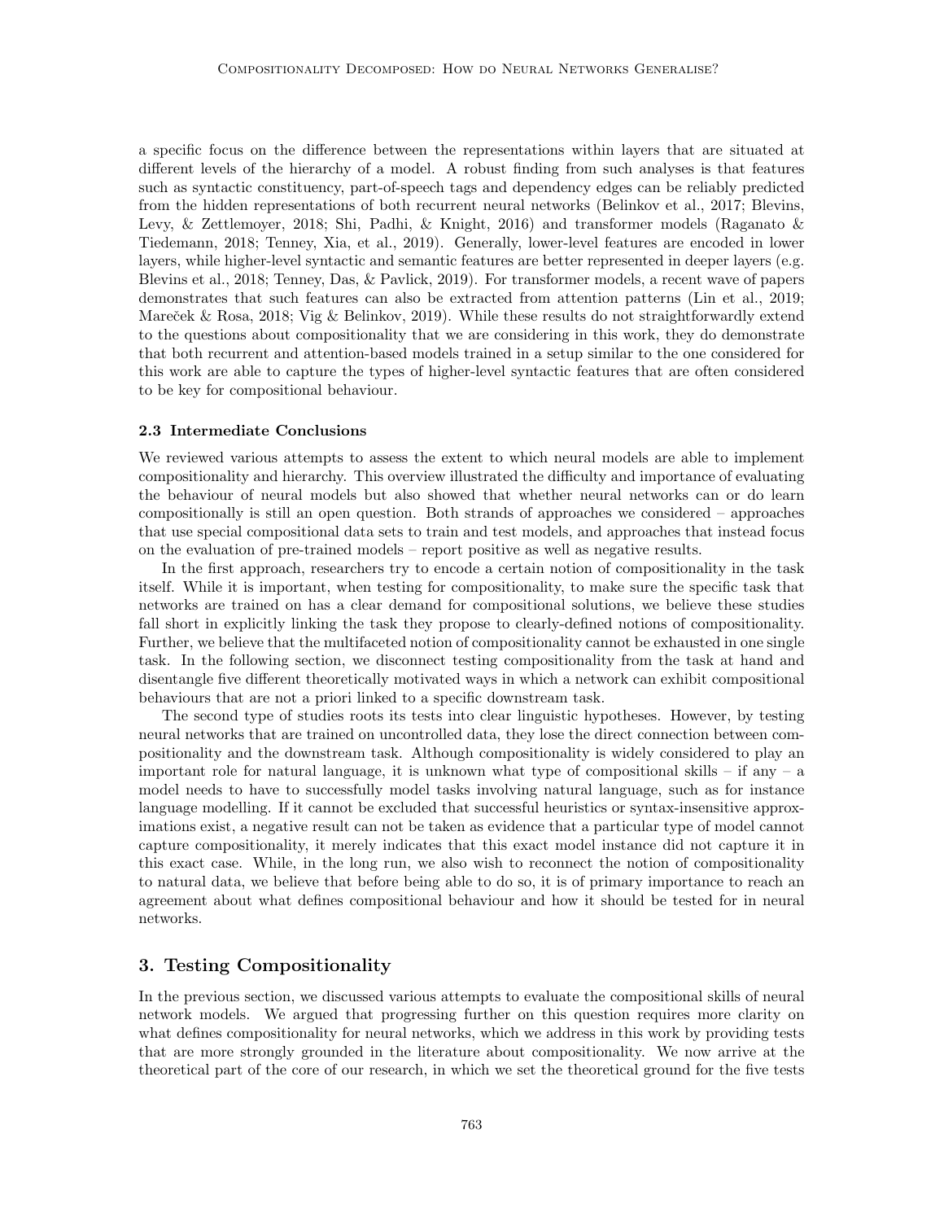a specific focus on the difference between the representations within layers that are situated at different levels of the hierarchy of a model. A robust finding from such analyses is that features such as syntactic constituency, part-of-speech tags and dependency edges can be reliably predicted from the hidden representations of both recurrent neural networks (Belinkov et al., 2017; Blevins, Levy, & Zettlemoyer, 2018; Shi, Padhi, & Knight, 2016) and transformer models (Raganato & Tiedemann, 2018; Tenney, Xia, et al., 2019). Generally, lower-level features are encoded in lower layers, while higher-level syntactic and semantic features are better represented in deeper layers (e.g. Blevins et al., 2018; Tenney, Das, & Pavlick, 2019). For transformer models, a recent wave of papers demonstrates that such features can also be extracted from attention patterns (Lin et al., 2019; Mareček & Rosa, 2018; Vig & Belinkov, 2019). While these results do not straightforwardly extend to the questions about compositionality that we are considering in this work, they do demonstrate that both recurrent and attention-based models trained in a setup similar to the one considered for this work are able to capture the types of higher-level syntactic features that are often considered to be key for compositional behaviour.

### 2.3 Intermediate Conclusions

We reviewed various attempts to assess the extent to which neural models are able to implement compositionality and hierarchy. This overview illustrated the difficulty and importance of evaluating the behaviour of neural models but also showed that whether neural networks can or do learn compositionally is still an open question. Both strands of approaches we considered – approaches that use special compositional data sets to train and test models, and approaches that instead focus on the evaluation of pre-trained models – report positive as well as negative results.

In the first approach, researchers try to encode a certain notion of compositionality in the task itself. While it is important, when testing for compositionality, to make sure the specific task that networks are trained on has a clear demand for compositional solutions, we believe these studies fall short in explicitly linking the task they propose to clearly-defined notions of compositionality. Further, we believe that the multifaceted notion of compositionality cannot be exhausted in one single task. In the following section, we disconnect testing compositionality from the task at hand and disentangle five different theoretically motivated ways in which a network can exhibit compositional behaviours that are not a priori linked to a specific downstream task.

The second type of studies roots its tests into clear linguistic hypotheses. However, by testing neural networks that are trained on uncontrolled data, they lose the direct connection between compositionality and the downstream task. Although compositionality is widely considered to play an important role for natural language, it is unknown what type of compositional skills – if any – a model needs to have to successfully model tasks involving natural language, such as for instance language modelling. If it cannot be excluded that successful heuristics or syntax-insensitive approximations exist, a negative result can not be taken as evidence that a particular type of model cannot capture compositionality, it merely indicates that this exact model instance did not capture it in this exact case. While, in the long run, we also wish to reconnect the notion of compositionality to natural data, we believe that before being able to do so, it is of primary importance to reach an agreement about what defines compositional behaviour and how it should be tested for in neural networks.

## 3. Testing Compositionality

In the previous section, we discussed various attempts to evaluate the compositional skills of neural network models. We argued that progressing further on this question requires more clarity on what defines compositionality for neural networks, which we address in this work by providing tests that are more strongly grounded in the literature about compositionality. We now arrive at the theoretical part of the core of our research, in which we set the theoretical ground for the five tests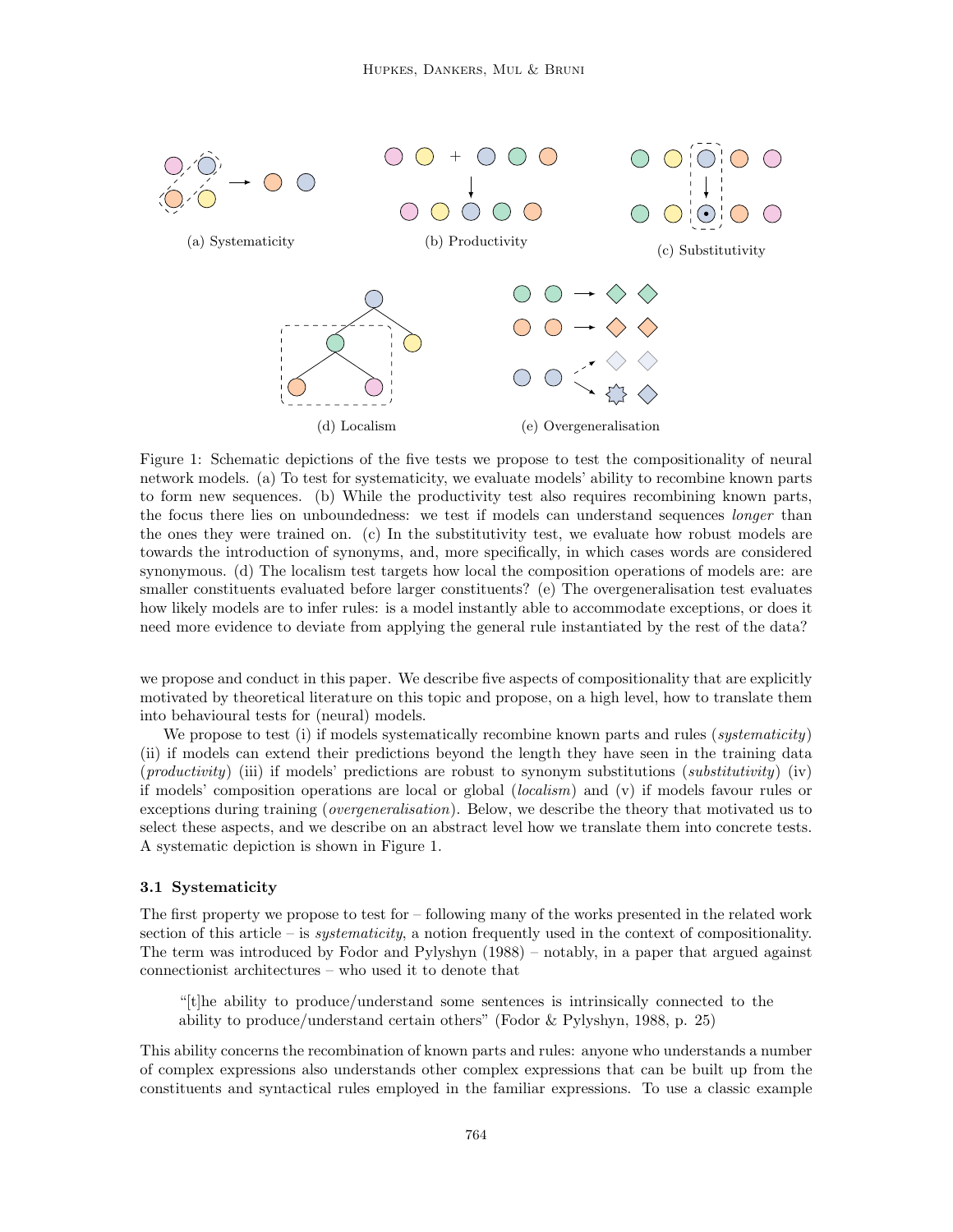(a) Systematicity

(b) Productivity

(c) Substitutivity

(d) Localism

(e) Overgeneralisation

Figure 1: Schematic depictions of the five tests we propose to test the compositionality of neural network models. (a) To test for systematicity, we evaluate models' ability to recombine known parts to form new sequences. (b) While the productivity test also requires recombining known parts, the focus there lies on unboundedness: we test if models can understand sequences *longer* than the ones they were trained on. (c) In the substitutivity test, we evaluate how robust models are towards the introduction of synonyms, and, more specifically, in which cases words are considered synonymous. (d) The localism test targets how local the composition operations of models are: are smaller constituents evaluated before larger constituents? (e) The overgeneralisation test evaluates how likely models are to infer rules: is a model instantly able to accommodate exceptions, or does it need more evidence to deviate from applying the general rule instantiated by the rest of the data?

we propose and conduct in this paper. We describe five aspects of compositionality that are explicitly motivated by theoretical literature on this topic and propose, on a high level, how to translate them into behavioural tests for (neural) models.

We propose to test (i) if models systematically recombine known parts and rules (*systematicity*) (ii) if models can extend their predictions beyond the length they have seen in the training data (*productivity*) (iii) if models' predictions are robust to synonym substitutions (*substitutivity*) (iv) if models' composition operations are local or global (*localism*) and (v) if models favour rules or exceptions during training (*overgeneralisation*). Below, we describe the theory that motivated us to select these aspects, and we describe on an abstract level how we translate them into concrete tests. A systematic depiction is shown in Figure 1.

### 3.1 Systematicity

The first property we propose to test for – following many of the works presented in the related work section of this article – is *systematicity*, a notion frequently used in the context of compositionality. The term was introduced by Fodor and Pylyshyn (1988) – notably, in a paper that argued against connectionist architectures – who used it to denote that

> "[t]he ability to produce/understand some sentences is intrinsically connected to the ability to produce/understand certain others" (Fodor & Pylyshyn, 1988, p. 25)

This ability concerns the recombination of known parts and rules: anyone who understands a number of complex expressions also understands other complex expressions that can be built up from the constituents and syntactical rules employed in the familiar expressions. To use a classic example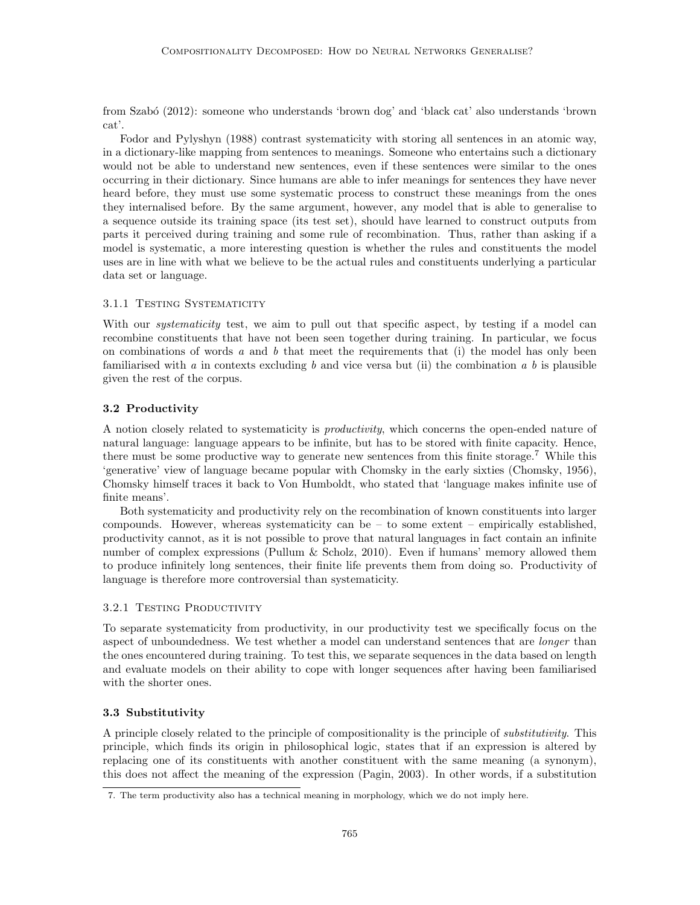from Szabó (2012): someone who understands 'brown dog' and 'black cat' also understands 'brown cat'.

Fodor and Pylyshyn (1988) contrast systematicity with storing all sentences in an atomic way, in a dictionary-like mapping from sentences to meanings. Someone who entertains such a dictionary would not be able to understand new sentences, even if these sentences were similar to the ones occurring in their dictionary. Since humans are able to infer meanings for sentences they have never heard before, they must use some systematic process to construct these meanings from the ones they internalised before. By the same argument, however, any model that is able to generalise to a sequence outside its training space (its test set), should have learned to construct outputs from parts it perceived during training and some rule of recombination. Thus, rather than asking if a model is systematic, a more interesting question is whether the rules and constituents the model uses are in line with what we believe to be the actual rules and constituents underlying a particular data set or language.

#### 3.1.1 Testing Systematicity

With our *systematicity* test, we aim to pull out that specific aspect, by testing if a model can recombine constituents that have not been seen together during training. In particular, we focus on combinations of words $a$ and $b$ that meet the requirements that (i) the model has only been familiarised with $a$ in contexts excluding $b$ and vice versa but (ii) the combination $a$ $b$ is plausible given the rest of the corpus.

### 3.2 Productivity

A notion closely related to systematicity is *productivity*, which concerns the open-ended nature of natural language: language appears to be infinite, but has to be stored with finite capacity. Hence, there must be some productive way to generate new sentences from this finite storage.[7] While this 'generative' view of language became popular with Chomsky in the early sixties (Chomsky, 1956), Chomsky himself traces it back to Von Humboldt, who stated that 'language makes infinite use of finite means'.

Both systematicity and productivity rely on the recombination of known constituents into larger compounds. However, whereas systematicity can be – to some extent – empirically established, productivity cannot, as it is not possible to prove that natural languages in fact contain an infinite number of complex expressions (Pullum & Scholz, 2010). Even if humans' memory allowed them to produce infinitely long sentences, their finite life prevents them from doing so. Productivity of language is therefore more controversial than systematicity.

#### 3.2.1 Testing Productivity

To separate systematicity from productivity, in our productivity test we specifically focus on the aspect of unboundedness. We test whether a model can understand sentences that are *longer* than the ones encountered during training. To test this, we separate sequences in the data based on length and evaluate models on their ability to cope with longer sequences after having been familiarised with the shorter ones.

### 3.3 Substitutivity

A principle closely related to the principle of compositionality is the principle of *substitutivity*. This principle, which finds its origin in philosophical logic, states that if an expression is altered by replacing one of its constituents with another constituent with the same meaning (a synonym), this does not affect the meaning of the expression (Pagin, 2003). In other words, if a substitution

7. The term productivity also has a technical meaning in morphology, which we do not imply here.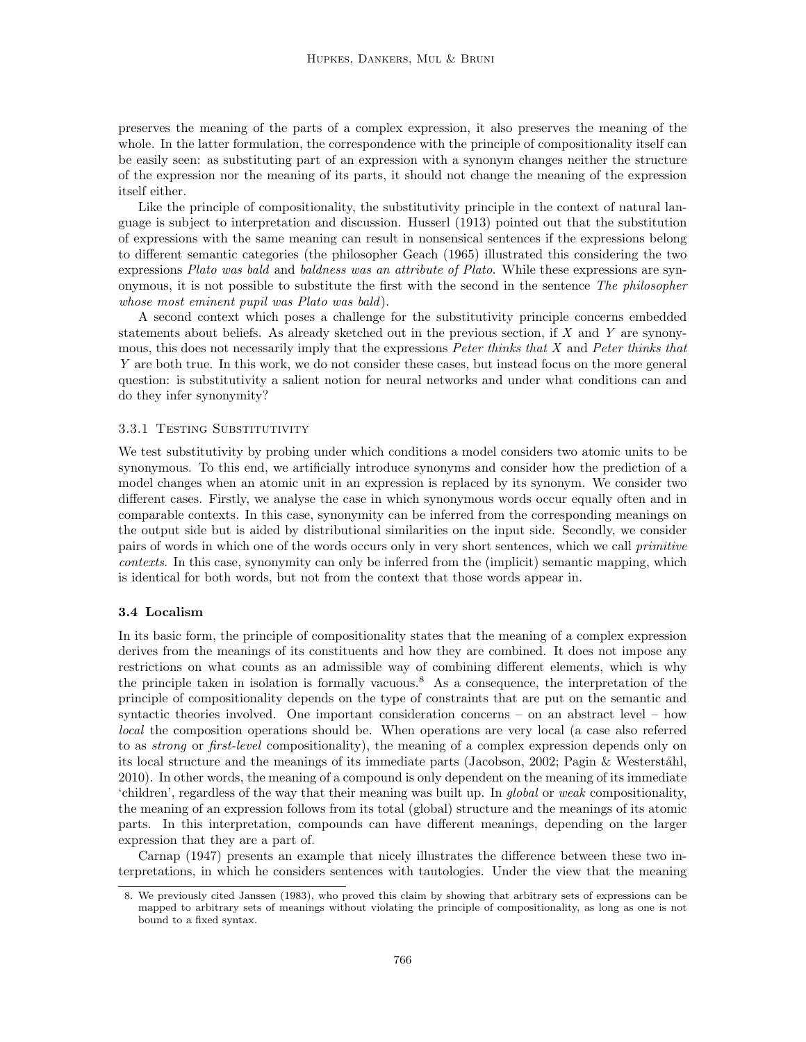preserves the meaning of the parts of a complex expression, it also preserves the meaning of the whole. In the latter formulation, the correspondence with the principle of compositionality itself can be easily seen: as substituting part of an expression with a synonym changes neither the structure of the expression nor the meaning of its parts, it should not change the meaning of the expression itself either.

Like the principle of compositionality, the substitutivity principle in the context of natural language is subject to interpretation and discussion. Husserl (1913) pointed out that the substitution of expressions with the same meaning can result in nonsensical sentences if the expressions belong to different semantic categories (the philosopher Geach (1965) illustrated this considering the two expressions *Plato was bald* and *baldness was an attribute of Plato*. While these expressions are synonymous, it is not possible to substitute the first with the second in the sentence *The philosopher whose most eminent pupil was Plato was bald*).

A second context which poses a challenge for the substitutivity principle concerns embedded statements about beliefs. As already sketched out in the previous section, if $X$ and $Y$ are synonymous, this does not necessarily imply that the expressions *Peter thinks that* $X$ and *Peter thinks that* $Y$ are both true. In this work, we do not consider these cases, but instead focus on the more general question: is substitutivity a salient notion for neural networks and under what conditions can and do they infer synonymity?

#### 3.3.1 Testing Substitutivity

We test substitutivity by probing under which conditions a model considers two atomic units to be synonymous. To this end, we artificially introduce synonyms and consider how the prediction of a model changes when an atomic unit in an expression is replaced by its synonym. We consider two different cases. Firstly, we analyse the case in which synonymous words occur equally often and in comparable contexts. In this case, synonymity can be inferred from the corresponding meanings on the output side but is aided by distributional similarities on the input side. Secondly, we consider pairs of words in which one of the words occurs only in very short sentences, which we call *primitive contexts*. In this case, synonymity can only be inferred from the (implicit) semantic mapping, which is identical for both words, but not from the context that those words appear in.

### 3.4 Localism

In its basic form, the principle of compositionality states that the meaning of a complex expression derives from the meanings of its constituents and how they are combined. It does not impose any restrictions on what counts as an admissible way of combining different elements, which is why the principle taken in isolation is formally vacuous.[8] As a consequence, the interpretation of the principle of compositionality depends on the type of constraints that are put on the semantic and syntactic theories involved. One important consideration concerns – on an abstract level – how *local* the composition operations should be. When operations are very local (a case also referred to as *strong* or *first-level* compositionality), the meaning of a complex expression depends only on its local structure and the meanings of its immediate parts (Jacobson, 2002; Pagin & Westerståhl, 2010). In other words, the meaning of a compound is only dependent on the meaning of its immediate 'children', regardless of the way that their meaning was built up. In *global* or *weak* compositionality, the meaning of an expression follows from its total (global) structure and the meanings of its atomic parts. In this interpretation, compounds can have different meanings, depending on the larger expression that they are a part of.

Carnap (1947) presents an example that nicely illustrates the difference between these two interpretations, in which he considers sentences with tautologies. Under the view that the meaning

8. We previously cited Janssen (1983), who proved this claim by showing that arbitrary sets of expressions can be mapped to arbitrary sets of meanings without violating the principle of compositionality, as long as one is not bound to a fixed syntax.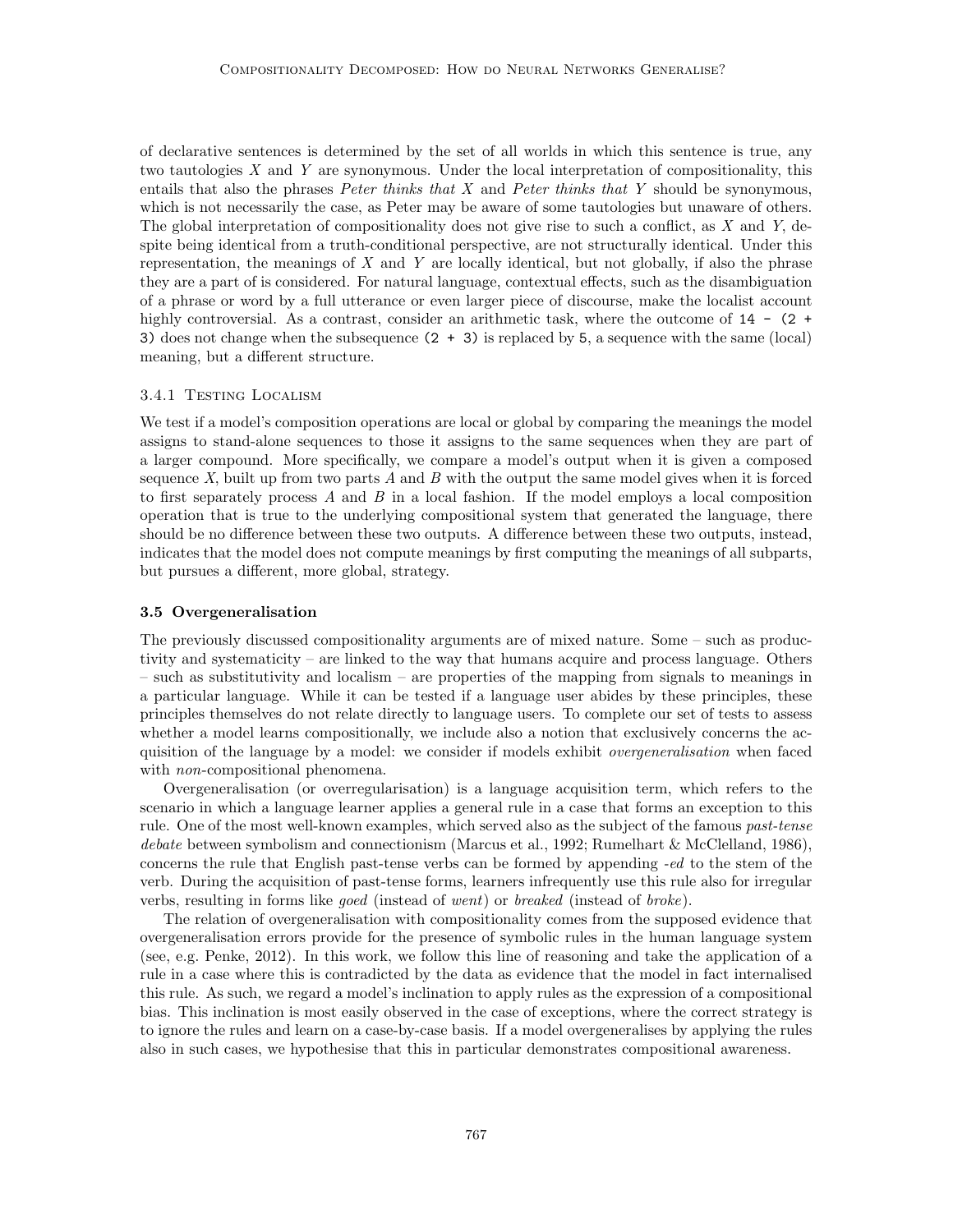of declarative sentences is determined by the set of all worlds in which this sentence is true, any two tautologies $X$ and $Y$ are synonymous. Under the local interpretation of compositionality, this entails that also the phrases *Peter thinks that* $X$ and *Peter thinks that* $Y$ should be synonymous, which is not necessarily the case, as Peter may be aware of some tautologies but unaware of others. The global interpretation of compositionality does not give rise to such a conflict, as $X$ and $Y$, despite being identical from a truth-conditional perspective, are not structurally identical. Under this representation, the meanings of $X$ and $Y$ are locally identical, but not globally, if also the phrase they are a part of is considered. For natural language, contextual effects, such as the disambiguation of a phrase or word by a full utterance or even larger piece of discourse, make the localist account highly controversial. As a contrast, consider an arithmetic task, where the outcome of `14 - (2 + 3)` does not change when the subsequence `(2 + 3)` is replaced by `5`, a sequence with the same (local) meaning, but a different structure.

#### 3.4.1 Testing Localism

We test if a model's composition operations are local or global by comparing the meanings the model assigns to stand-alone sequences to those it assigns to the same sequences when they are part of a larger compound. More specifically, we compare a model's output when it is given a composed sequence $X$, built up from two parts $A$ and $B$ with the output the same model gives when it is forced to first separately process $A$ and $B$ in a local fashion. If the model employs a local composition operation that is true to the underlying compositional system that generated the language, there should be no difference between these two outputs. A difference between these two outputs, instead, indicates that the model does not compute meanings by first computing the meanings of all subparts, but pursues a different, more global, strategy.

### 3.5 Overgeneralisation

The previously discussed compositionality arguments are of mixed nature. Some – such as productivity and systematicity – are linked to the way that humans acquire and process language. Others – such as substitutivity and localism – are properties of the mapping from signals to meanings in a particular language. While it can be tested if a language user abides by these principles, these principles themselves do not relate directly to language users. To complete our set of tests to assess whether a model learns compositionally, we include also a notion that exclusively concerns the acquisition of the language by a model: we consider if models exhibit *overgeneralisation* when faced with *non*-compositional phenomena.

Overgeneralisation (or overregularisation) is a language acquisition term, which refers to the scenario in which a language learner applies a general rule in a case that forms an exception to this rule. One of the most well-known examples, which served also as the subject of the famous *past-tense debate* between symbolism and connectionism (Marcus et al., 1992; Rumelhart & McClelland, 1986), concerns the rule that English past-tense verbs can be formed by appending *-ed* to the stem of the verb. During the acquisition of past-tense forms, learners infrequently use this rule also for irregular verbs, resulting in forms like *goed* (instead of *went*) or *breaked* (instead of *broke*).

The relation of overgeneralisation with compositionality comes from the supposed evidence that overgeneralisation errors provide for the presence of symbolic rules in the human language system (see, e.g. Penke, 2012). In this work, we follow this line of reasoning and take the application of a rule in a case where this is contradicted by the data as evidence that the model in fact internalised this rule. As such, we regard a model's inclination to apply rules as the expression of a compositional bias. This inclination is most easily observed in the case of exceptions, where the correct strategy is to ignore the rules and learn on a case-by-case basis. If a model overgeneralises by applying the rules also in such cases, we hypothesise that this in particular demonstrates compositional awareness.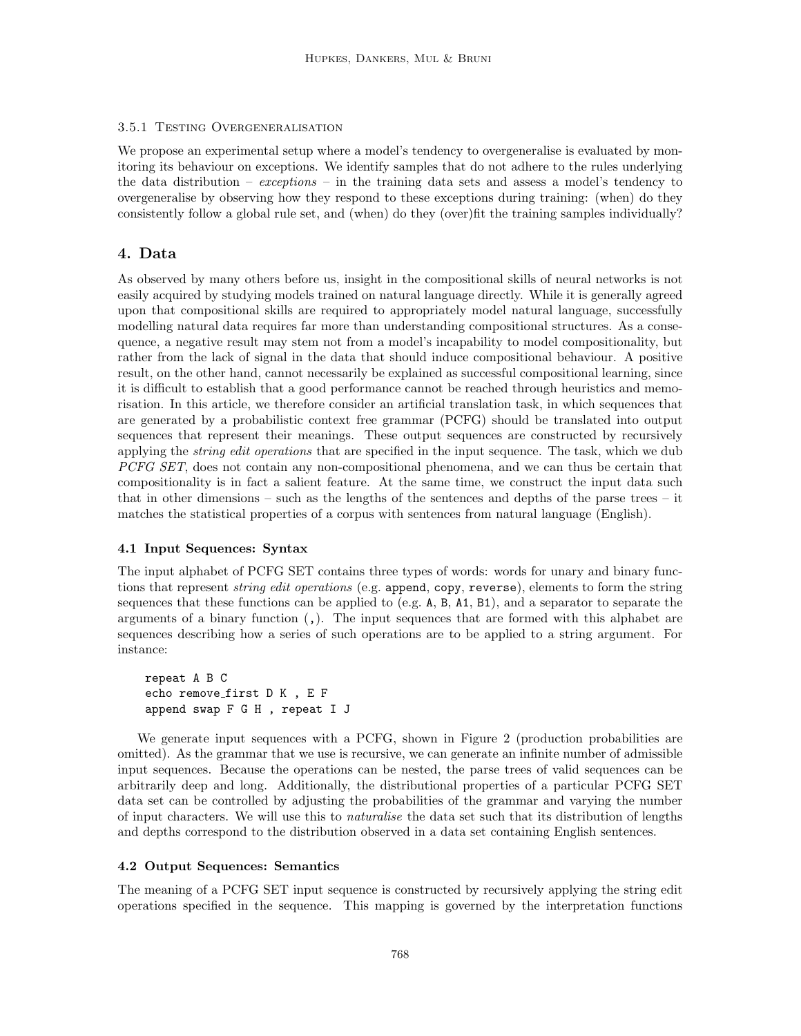#### 3.5.1 Testing Overgeneralisation

We propose an experimental setup where a model's tendency to overgeneralise is evaluated by monitoring its behaviour on exceptions. We identify samples that do not adhere to the rules underlying the data distribution – *exceptions* – in the training data sets and assess a model's tendency to overgeneralise by observing how they respond to these exceptions during training: (when) do they consistently follow a global rule set, and (when) do they (over)fit the training samples individually?

## 4. Data

As observed by many others before us, insight in the compositional skills of neural networks is not easily acquired by studying models trained on natural language directly. While it is generally agreed upon that compositional skills are required to appropriately model natural language, successfully modelling natural data requires far more than understanding compositional structures. As a consequence, a negative result may stem not from a model's incapability to model compositionality, but rather from the lack of signal in the data that should induce compositional behaviour. A positive result, on the other hand, cannot necessarily be explained as successful compositional learning, since it is difficult to establish that a good performance cannot be reached through heuristics and memorisation. In this article, we therefore consider an artificial translation task, in which sequences that are generated by a probabilistic context free grammar (PCFG) should be translated into output sequences that represent their meanings. These output sequences are constructed by recursively applying the *string edit operations* that are specified in the input sequence. The task, which we dub *PCFG SET*, does not contain any non-compositional phenomena, and we can thus be certain that compositionality is in fact a salient feature. At the same time, we construct the input data such that in other dimensions – such as the lengths of the sentences and depths of the parse trees – it matches the statistical properties of a corpus with sentences from natural language (English).

### 4.1 Input Sequences: Syntax

The input alphabet of PCFG SET contains three types of words: words for unary and binary functions that represent *string edit operations* (e.g. `append`, `copy`, `reverse`), elements to form the string sequences that these functions can be applied to (e.g. `A`, `B`, `A1`, `B1`), and a separator to separate the arguments of a binary function (`,`). The input sequences that are formed with this alphabet are sequences describing how a series of such operations are to be applied to a string argument. For instance:

```
repeat A B C
echo remove_first D K , E F
append swap F G H , repeat I J
```

We generate input sequences with a PCFG, shown in Figure 2 (production probabilities are omitted). As the grammar that we use is recursive, we can generate an infinite number of admissible input sequences. Because the operations can be nested, the parse trees of valid sequences can be arbitrarily deep and long. Additionally, the distributional properties of a particular PCFG SET data set can be controlled by adjusting the probabilities of the grammar and varying the number of input characters. We will use this to *naturalise* the data set such that its distribution of lengths and depths correspond to the distribution observed in a data set containing English sentences.

### 4.2 Output Sequences: Semantics

The meaning of a PCFG SET input sequence is constructed by recursively applying the string edit operations specified in the sequence. This mapping is governed by the interpretation functions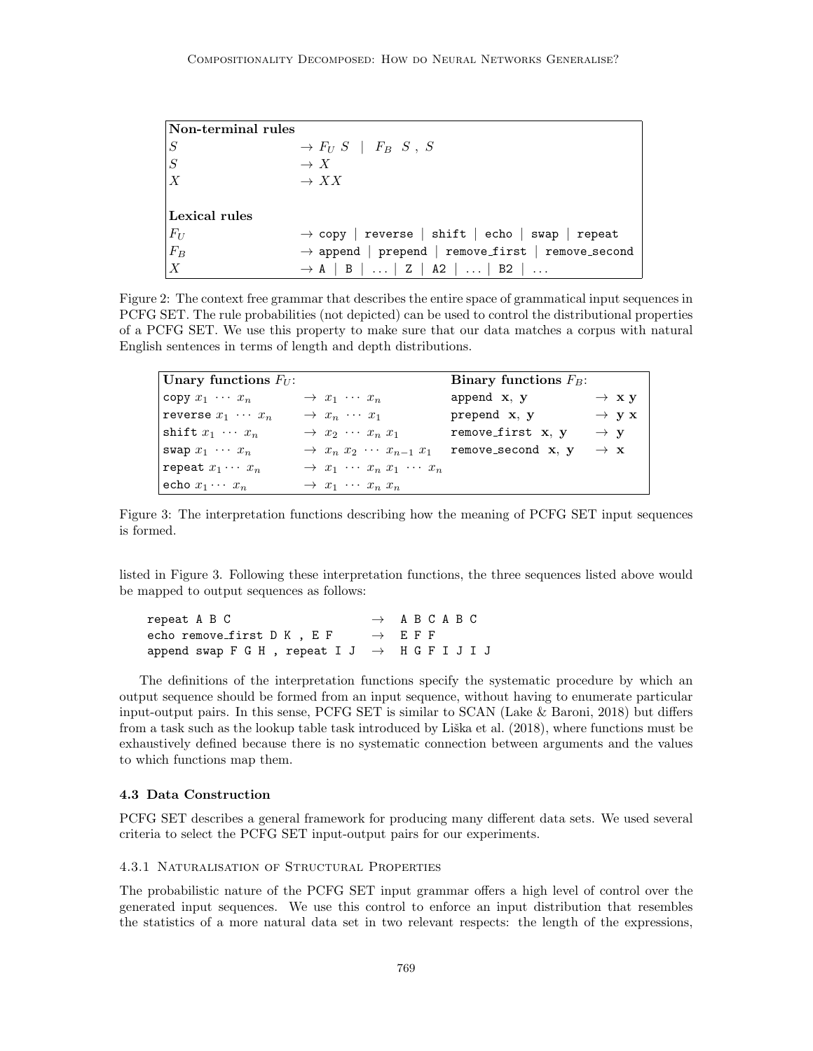| **Non-terminal rules** | |
|---|---|
| $S$ | $\rightarrow F_U\ S \ \mid\ F_B\ \ S\ ,\ S$ |
| $S$ | $\rightarrow X$ |
| $X$ | $\rightarrow XX$ |
| | |
| **Lexical rules** | |
| $F_U$ | $\rightarrow$ `copy` \| `reverse` \| `shift` \| `echo` \| `swap` \| `repeat` |
| $F_B$ | $\rightarrow$ `append` \| `prepend` \| `remove_first` \| `remove_second` |
| $X$ | $\rightarrow$ `A` \| `B` \| ... \| `Z` \| `A2` \| ... \| `B2` \| ... |

Figure 2: The context free grammar that describes the entire space of grammatical input sequences in PCFG SET. The rule probabilities (not depicted) can be used to control the distributional properties of a PCFG SET. We use this property to make sure that our data matches a corpus with natural English sentences in terms of length and depth distributions.

| **Unary functions $F_U$:** | | **Binary functions $F_B$:** | |
|---|---|---|---|
| `copy` $x_1 \cdots x_n$ | $\rightarrow x_1 \cdots x_n$ | `append` $\mathbf{x}$, $\mathbf{y}$ | $\rightarrow \mathbf{x}\ \mathbf{y}$ |
| `reverse` $x_1 \cdots x_n$ | $\rightarrow x_n \cdots x_1$ | `prepend` $\mathbf{x}$, $\mathbf{y}$ | $\rightarrow \mathbf{y}\ \mathbf{x}$ |
| `shift` $x_1 \cdots x_n$ | $\rightarrow x_2 \cdots x_n\ x_1$ | `remove_first` $\mathbf{x}$, $\mathbf{y}$ | $\rightarrow \mathbf{y}$ |
| `swap` $x_1 \cdots x_n$ | $\rightarrow x_n\ x_2 \cdots x_{n-1}\ x_1$ | `remove_second` $\mathbf{x}$, $\mathbf{y}$ | $\rightarrow \mathbf{x}$ |
| `repeat` $x_1 \cdots x_n$ | $\rightarrow x_1 \cdots x_n\ x_1 \cdots x_n$ | | |
| `echo` $x_1 \cdots x_n$ | $\rightarrow x_1 \cdots x_n\ x_n$ | | |

Figure 3: The interpretation functions describing how the meaning of PCFG SET input sequences is formed.

listed in Figure 3. Following these interpretation functions, the three sequences listed above would be mapped to output sequences as follows:

```
repeat A B C                       →  A B C A B C
echo remove_first D K , E F        →  E F F
append swap F G H , repeat I J     →  H G F I J I J
```

The definitions of the interpretation functions specify the systematic procedure by which an output sequence should be formed from an input sequence, without having to enumerate particular input-output pairs. In this sense, PCFG SET is similar to SCAN (Lake & Baroni, 2018) but differs from a task such as the lookup table task introduced by Liška et al. (2018), where functions must be exhaustively defined because there is no systematic connection between arguments and the values to which functions map them.

### 4.3 Data Construction

PCFG SET describes a general framework for producing many different data sets. We used several criteria to select the PCFG SET input-output pairs for our experiments.

#### 4.3.1 Naturalisation of Structural Properties

The probabilistic nature of the PCFG SET input grammar offers a high level of control over the generated input sequences. We use this control to enforce an input distribution that resembles the statistics of a more natural data set in two relevant respects: the length of the expressions,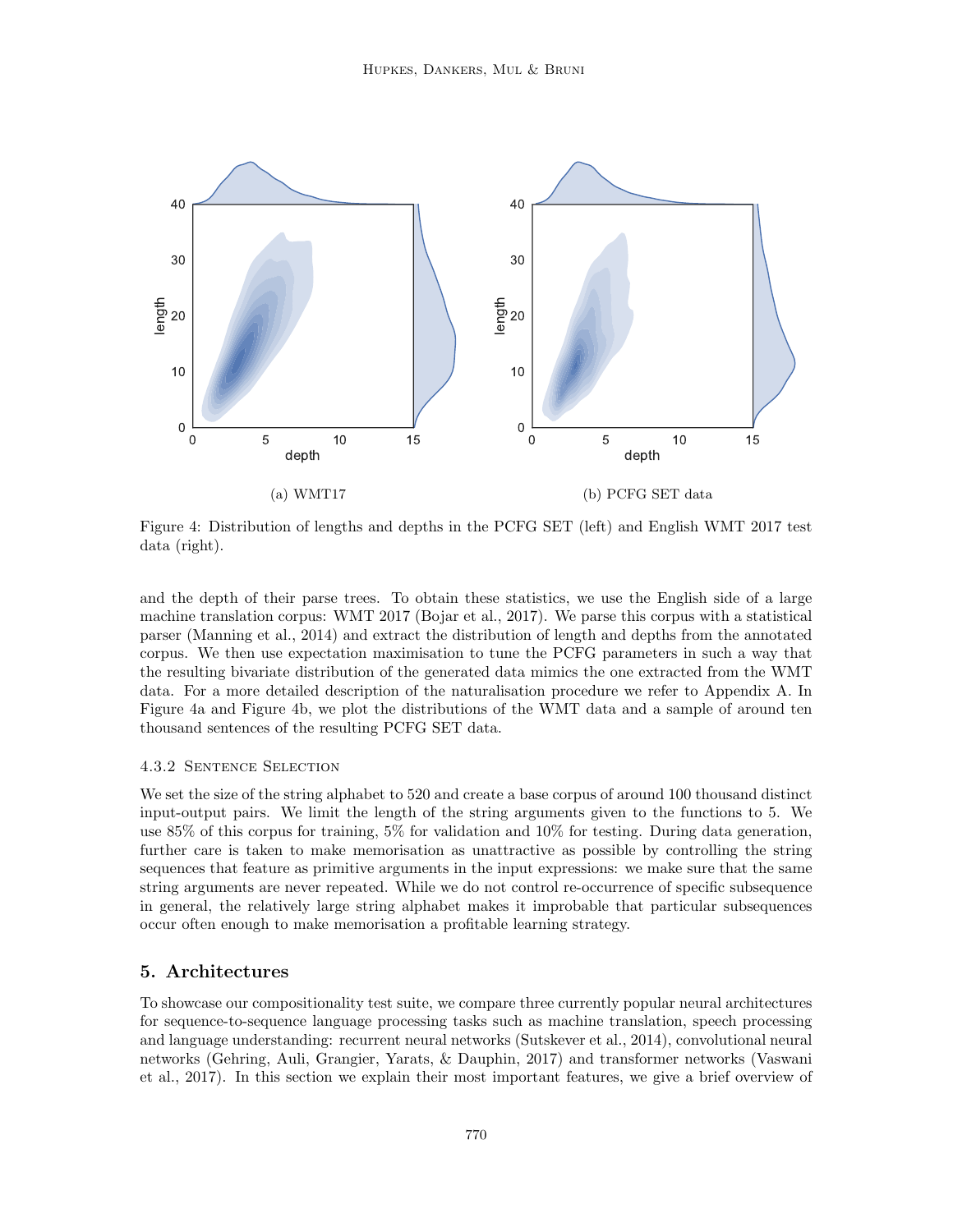(a) WMT17

(b) PCFG SET data

Figure 4: Distribution of lengths and depths in the PCFG SET (left) and English WMT 2017 test data (right).

and the depth of their parse trees. To obtain these statistics, we use the English side of a large machine translation corpus: WMT 2017 (Bojar et al., 2017). We parse this corpus with a statistical parser (Manning et al., 2014) and extract the distribution of length and depths from the annotated corpus. We then use expectation maximisation to tune the PCFG parameters in such a way that the resulting bivariate distribution of the generated data mimics the one extracted from the WMT data. For a more detailed description of the naturalisation procedure we refer to Appendix A. In Figure 4a and Figure 4b, we plot the distributions of the WMT data and a sample of around ten thousand sentences of the resulting PCFG SET data.

#### 4.3.2 Sentence Selection

We set the size of the string alphabet to 520 and create a base corpus of around 100 thousand distinct input-output pairs. We limit the length of the string arguments given to the functions to 5. We use 85% of this corpus for training, 5% for validation and 10% for testing. During data generation, further care is taken to make memorisation as unattractive as possible by controlling the string sequences that feature as primitive arguments in the input expressions: we make sure that the same string arguments are never repeated. While we do not control re-occurrence of specific subsequence in general, the relatively large string alphabet makes it improbable that particular subsequences occur often enough to make memorisation a profitable learning strategy.

## 5. Architectures

To showcase our compositionality test suite, we compare three currently popular neural architectures for sequence-to-sequence language processing tasks such as machine translation, speech processing and language understanding: recurrent neural networks (Sutskever et al., 2014), convolutional neural networks (Gehring, Auli, Grangier, Yarats, & Dauphin, 2017) and transformer networks (Vaswani et al., 2017). In this section we explain their most important features, we give a brief overview of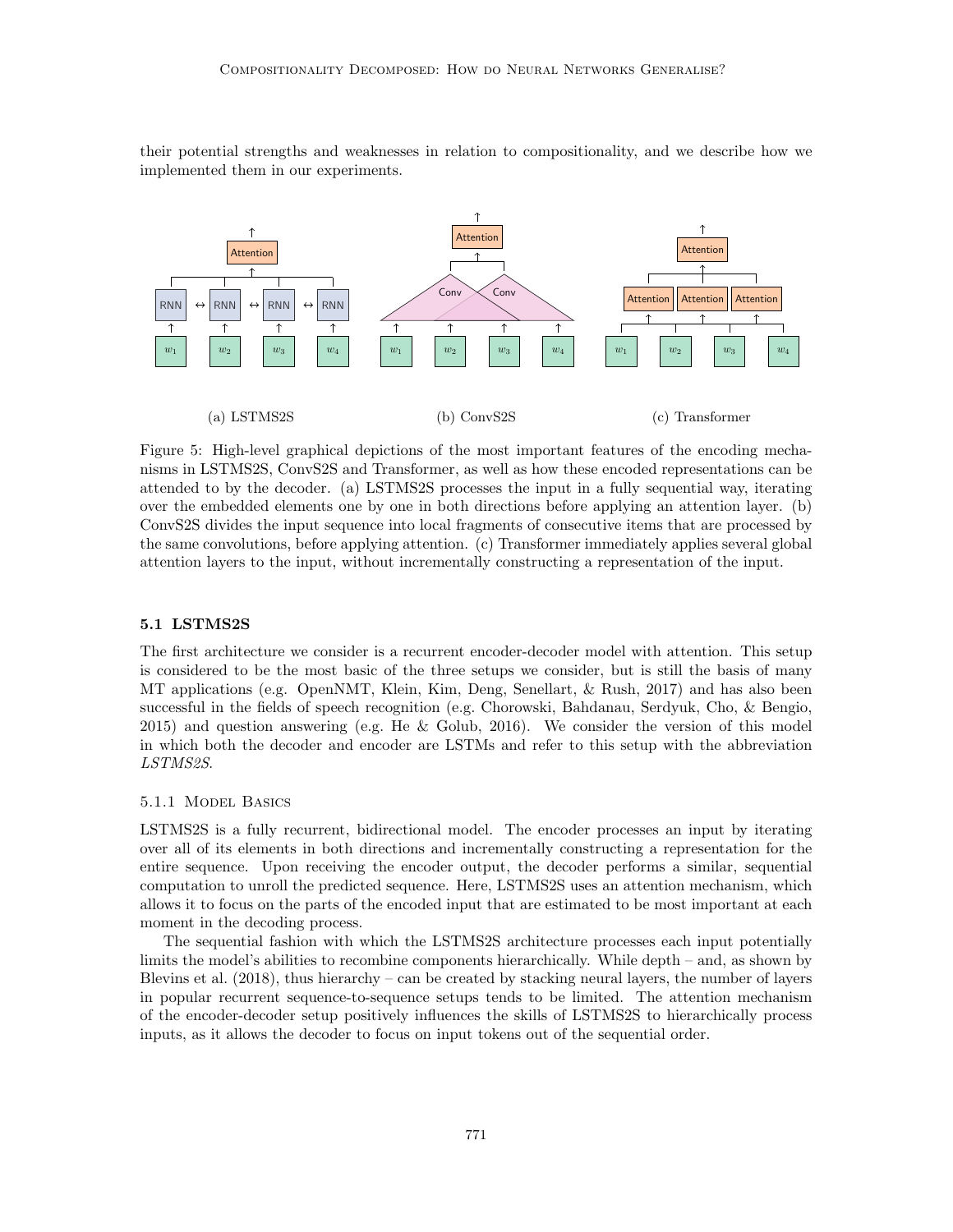their potential strengths and weaknesses in relation to compositionality, and we describe how we implemented them in our experiments.

(a) LSTMS2S

(b) ConvS2S

(c) Transformer

Figure 5: High-level graphical depictions of the most important features of the encoding mechanisms in LSTMS2S, ConvS2S and Transformer, as well as how these encoded representations can be attended to by the decoder. (a) LSTMS2S processes the input in a fully sequential way, iterating over the embedded elements one by one in both directions before applying an attention layer. (b) ConvS2S divides the input sequence into local fragments of consecutive items that are processed by the same convolutions, before applying attention. (c) Transformer immediately applies several global attention layers to the input, without incrementally constructing a representation of the input.

### 5.1 LSTMS2S

The first architecture we consider is a recurrent encoder-decoder model with attention. This setup is considered to be the most basic of the three setups we consider, but is still the basis of many MT applications (e.g. OpenNMT, Klein, Kim, Deng, Senellart, & Rush, 2017) and has also been successful in the fields of speech recognition (e.g. Chorowski, Bahdanau, Serdyuk, Cho, & Bengio, 2015) and question answering (e.g. He & Golub, 2016). We consider the version of this model in which both the decoder and encoder are LSTMs and refer to this setup with the abbreviation *LSTMS2S*.

#### 5.1.1 Model Basics

LSTMS2S is a fully recurrent, bidirectional model. The encoder processes an input by iterating over all of its elements in both directions and incrementally constructing a representation for the entire sequence. Upon receiving the encoder output, the decoder performs a similar, sequential computation to unroll the predicted sequence. Here, LSTMS2S uses an attention mechanism, which allows it to focus on the parts of the encoded input that are estimated to be most important at each moment in the decoding process.

The sequential fashion with which the LSTMS2S architecture processes each input potentially limits the model's abilities to recombine components hierarchically. While depth – and, as shown by Blevins et al. (2018), thus hierarchy – can be created by stacking neural layers, the number of layers in popular recurrent sequence-to-sequence setups tends to be limited. The attention mechanism of the encoder-decoder setup positively influences the skills of LSTMS2S to hierarchically process inputs, as it allows the decoder to focus on input tokens out of the sequential order.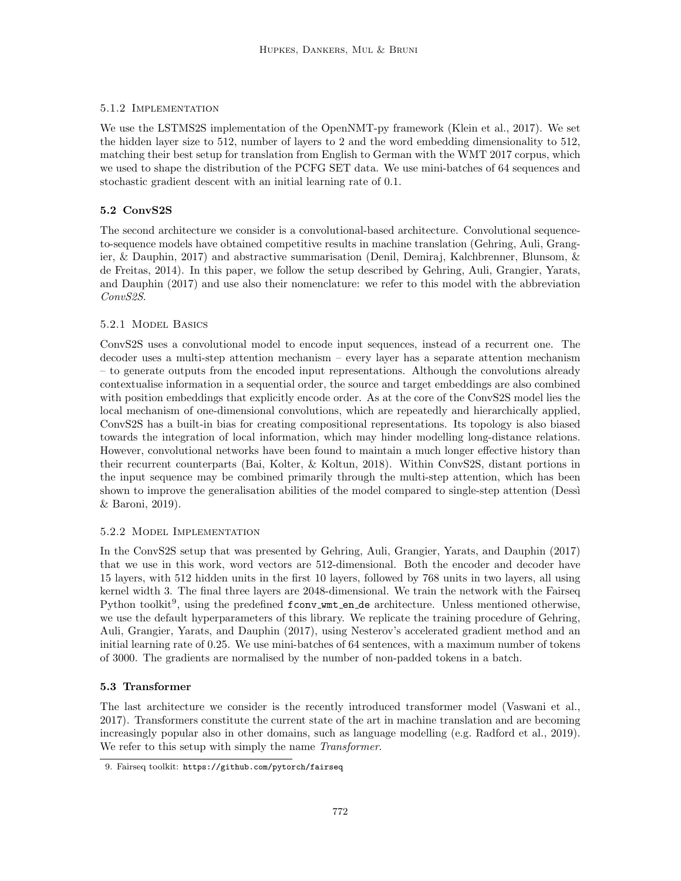#### 5.1.2 Implementation

We use the LSTMS2S implementation of the OpenNMT-py framework (Klein et al., 2017). We set the hidden layer size to 512, number of layers to 2 and the word embedding dimensionality to 512, matching their best setup for translation from English to German with the WMT 2017 corpus, which we used to shape the distribution of the PCFG SET data. We use mini-batches of 64 sequences and stochastic gradient descent with an initial learning rate of 0.1.

### 5.2 ConvS2S

The second architecture we consider is a convolutional-based architecture. Convolutional sequence-to-sequence models have obtained competitive results in machine translation (Gehring, Auli, Grangier, & Dauphin, 2017) and abstractive summarisation (Denil, Demiraj, Kalchbrenner, Blunsom, & de Freitas, 2014). In this paper, we follow the setup described by Gehring, Auli, Grangier, Yarats, and Dauphin (2017) and use also their nomenclature: we refer to this model with the abbreviation *ConvS2S*.

#### 5.2.1 Model Basics

ConvS2S uses a convolutional model to encode input sequences, instead of a recurrent one. The decoder uses a multi-step attention mechanism – every layer has a separate attention mechanism – to generate outputs from the encoded input representations. Although the convolutions already contextualise information in a sequential order, the source and target embeddings are also combined with position embeddings that explicitly encode order. As at the core of the ConvS2S model lies the local mechanism of one-dimensional convolutions, which are repeatedly and hierarchically applied, ConvS2S has a built-in bias for creating compositional representations. Its topology is also biased towards the integration of local information, which may hinder modelling long-distance relations. However, convolutional networks have been found to maintain a much longer effective history than their recurrent counterparts (Bai, Kolter, & Koltun, 2018). Within ConvS2S, distant portions in the input sequence may be combined primarily through the multi-step attention, which has been shown to improve the generalisation abilities of the model compared to single-step attention (Dessì & Baroni, 2019).

#### 5.2.2 Model Implementation

In the ConvS2S setup that was presented by Gehring, Auli, Grangier, Yarats, and Dauphin (2017) that we use in this work, word vectors are 512-dimensional. Both the encoder and decoder have 15 layers, with 512 hidden units in the first 10 layers, followed by 768 units in two layers, all using kernel width 3. The final three layers are 2048-dimensional. We train the network with the Fairseq Python toolkit[9], using the predefined `fconv_wmt_en_de` architecture. Unless mentioned otherwise, we use the default hyperparameters of this library. We replicate the training procedure of Gehring, Auli, Grangier, Yarats, and Dauphin (2017), using Nesterov's accelerated gradient method and an initial learning rate of 0.25. We use mini-batches of 64 sentences, with a maximum number of tokens of 3000. The gradients are normalised by the number of non-padded tokens in a batch.

### 5.3 Transformer

The last architecture we consider is the recently introduced transformer model (Vaswani et al., 2017). Transformers constitute the current state of the art in machine translation and are becoming increasingly popular also in other domains, such as language modelling (e.g. Radford et al., 2019). We refer to this setup with simply the name *Transformer*.

9. Fairseq toolkit: `https://github.com/pytorch/fairseq`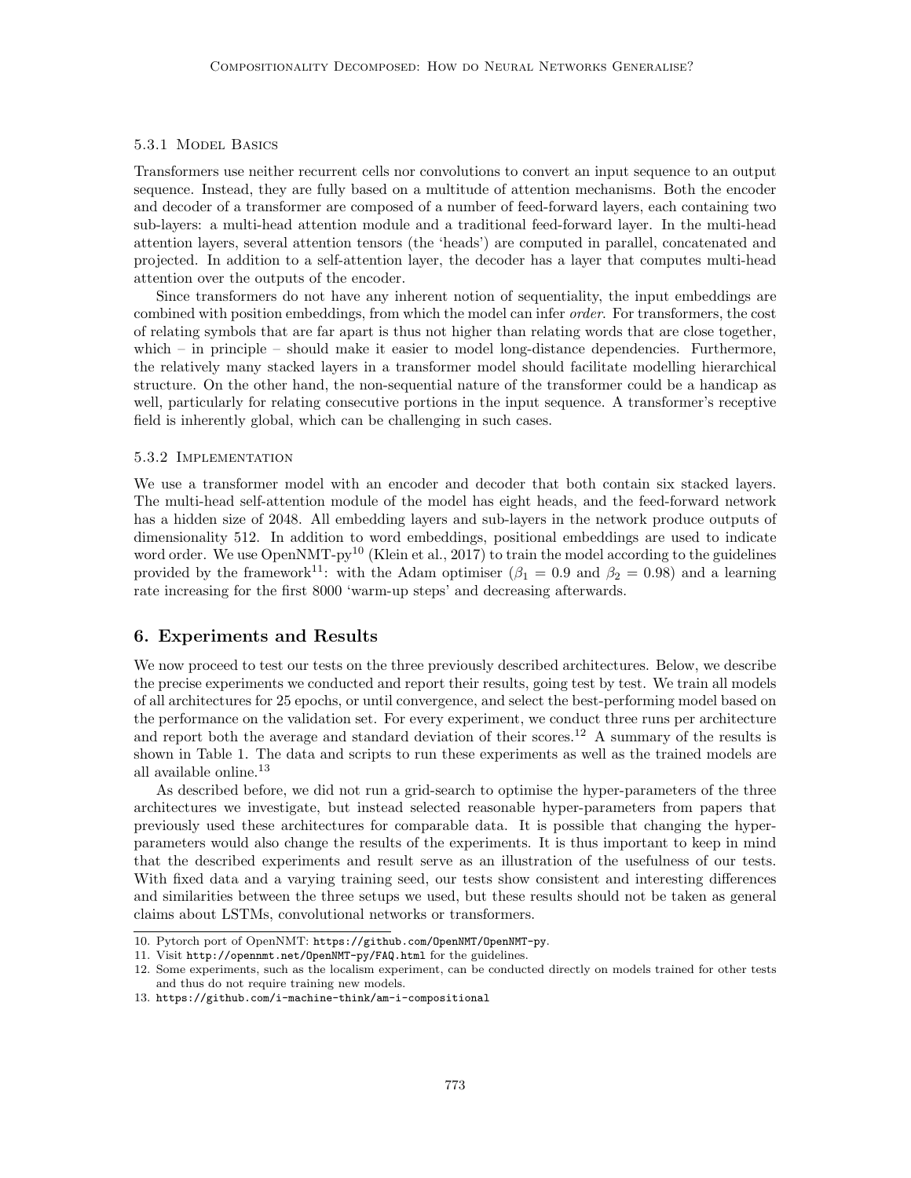#### 5.3.1 Model Basics

Transformers use neither recurrent cells nor convolutions to convert an input sequence to an output sequence. Instead, they are fully based on a multitude of attention mechanisms. Both the encoder and decoder of a transformer are composed of a number of feed-forward layers, each containing two sub-layers: a multi-head attention module and a traditional feed-forward layer. In the multi-head attention layers, several attention tensors (the 'heads') are computed in parallel, concatenated and projected. In addition to a self-attention layer, the decoder has a layer that computes multi-head attention over the outputs of the encoder.

Since transformers do not have any inherent notion of sequentiality, the input embeddings are combined with position embeddings, from which the model can infer *order*. For transformers, the cost of relating symbols that are far apart is thus not higher than relating words that are close together, which – in principle – should make it easier to model long-distance dependencies. Furthermore, the relatively many stacked layers in a transformer model should facilitate modelling hierarchical structure. On the other hand, the non-sequential nature of the transformer could be a handicap as well, particularly for relating consecutive portions in the input sequence. A transformer's receptive field is inherently global, which can be challenging in such cases.

#### 5.3.2 Implementation

We use a transformer model with an encoder and decoder that both contain six stacked layers. The multi-head self-attention module of the model has eight heads, and the feed-forward network has a hidden size of 2048. All embedding layers and sub-layers in the network produce outputs of dimensionality 512. In addition to word embeddings, positional embeddings are used to indicate word order. We use OpenNMT-py[10] (Klein et al., 2017) to train the model according to the guidelines provided by the framework[11]: with the Adam optimiser ($\beta_1 = 0.9$ and $\beta_2 = 0.98$) and a learning rate increasing for the first 8000 'warm-up steps' and decreasing afterwards.

## 6. Experiments and Results

We now proceed to test our tests on the three previously described architectures. Below, we describe the precise experiments we conducted and report their results, going test by test. We train all models of all architectures for 25 epochs, or until convergence, and select the best-performing model based on the performance on the validation set. For every experiment, we conduct three runs per architecture and report both the average and standard deviation of their scores.[12] A summary of the results is shown in Table 1. The data and scripts to run these experiments as well as the trained models are all available online.[13]

As described before, we did not run a grid-search to optimise the hyper-parameters of the three architectures we investigate, but instead selected reasonable hyper-parameters from papers that previously used these architectures for comparable data. It is possible that changing the hyper-parameters would also change the results of the experiments. It is thus important to keep in mind that the described experiments and result serve as an illustration of the usefulness of our tests. With fixed data and a varying training seed, our tests show consistent and interesting differences and similarities between the three setups we used, but these results should not be taken as general claims about LSTMs, convolutional networks or transformers.

---

10. Pytorch port of OpenNMT: https://github.com/OpenNMT/OpenNMT-py.
11. Visit http://opennmt.net/OpenNMT-py/FAQ.html for the guidelines.
12. Some experiments, such as the localism experiment, can be conducted directly on models trained for other tests and thus do not require training new models.
13. https://github.com/i-machine-think/am-i-compositional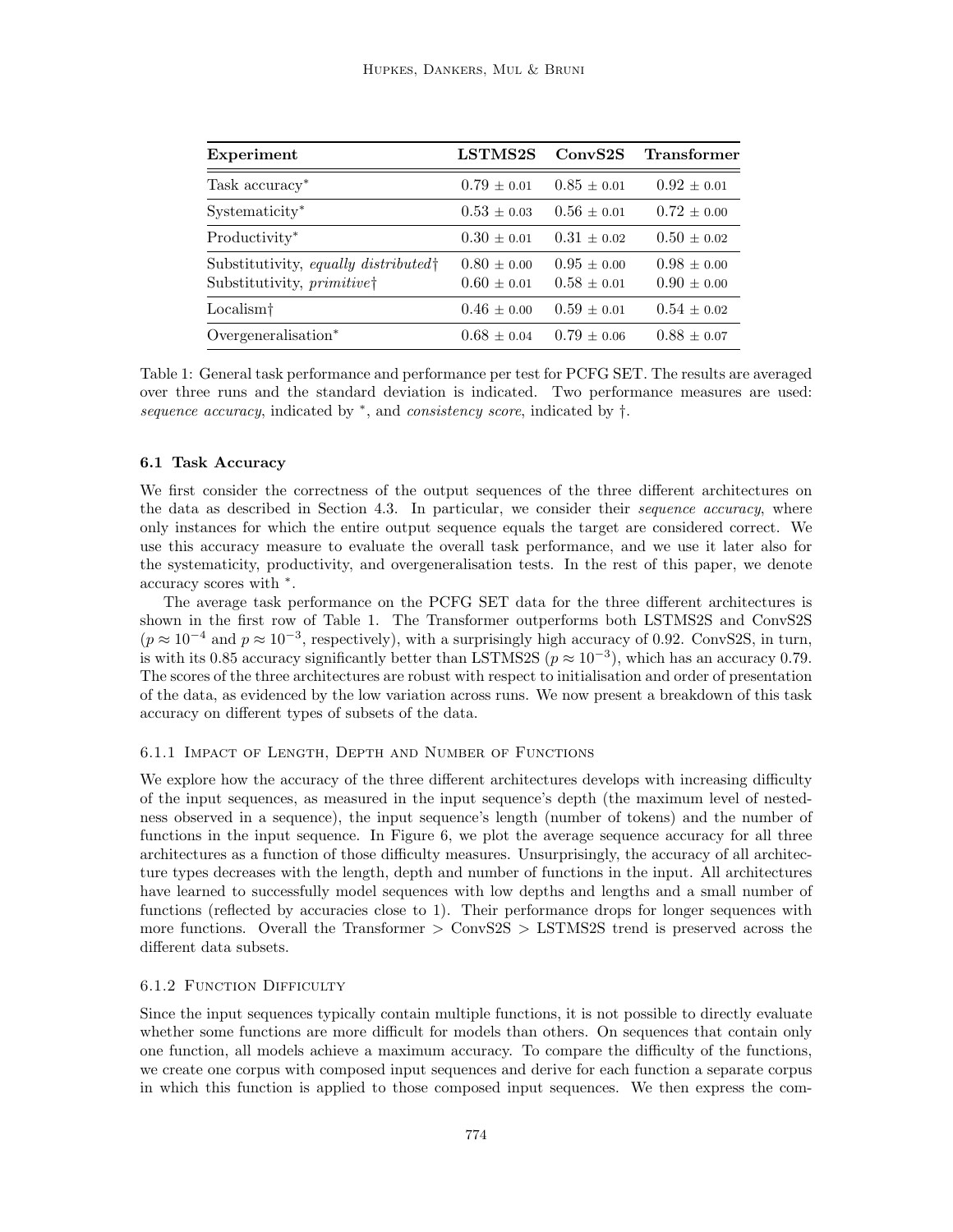| Experiment | LSTMS2S | ConvS2S | Transformer |
|---|---|---|---|
| Task accuracy* | 0.79 ± 0.01 | 0.85 ± 0.01 | 0.92 ± 0.01 |
| Systematicity* | 0.53 ± 0.03 | 0.56 ± 0.01 | 0.72 ± 0.00 |
| Productivity* | 0.30 ± 0.01 | 0.31 ± 0.02 | 0.50 ± 0.02 |
| Substitutivity, *equally distributed*† | 0.80 ± 0.00 | 0.95 ± 0.00 | 0.98 ± 0.00 |
| Substitutivity, *primitive*† | 0.60 ± 0.01 | 0.58 ± 0.01 | 0.90 ± 0.00 |
| Localism† | 0.46 ± 0.00 | 0.59 ± 0.01 | 0.54 ± 0.02 |
| Overgeneralisation* | 0.68 ± 0.04 | 0.79 ± 0.06 | 0.88 ± 0.07 |

Table 1: General task performance and performance per test for PCFG SET. The results are averaged over three runs and the standard deviation is indicated. Two performance measures are used: *sequence accuracy*, indicated by *, and *consistency score*, indicated by †.

### 6.1 Task Accuracy

We first consider the correctness of the output sequences of the three different architectures on the data as described in Section 4.3. In particular, we consider their *sequence accuracy*, where only instances for which the entire output sequence equals the target are considered correct. We use this accuracy measure to evaluate the overall task performance, and we use it later also for the systematicity, productivity, and overgeneralisation tests. In the rest of this paper, we denote accuracy scores with *.

The average task performance on the PCFG SET data for the three different architectures is shown in the first row of Table 1. The Transformer outperforms both LSTMS2S and ConvS2S ($p \approx 10^{-4}$ and $p \approx 10^{-3}$, respectively), with a surprisingly high accuracy of 0.92. ConvS2S, in turn, is with its 0.85 accuracy significantly better than LSTMS2S ($p \approx 10^{-3}$), which has an accuracy 0.79. The scores of the three architectures are robust with respect to initialisation and order of presentation of the data, as evidenced by the low variation across runs. We now present a breakdown of this task accuracy on different types of subsets of the data.

#### 6.1.1 Impact of Length, Depth and Number of Functions

We explore how the accuracy of the three different architectures develops with increasing difficulty of the input sequences, as measured in the input sequence's depth (the maximum level of nestedness observed in a sequence), the input sequence's length (number of tokens) and the number of functions in the input sequence. In Figure 6, we plot the average sequence accuracy for all three architectures as a function of those difficulty measures. Unsurprisingly, the accuracy of all architecture types decreases with the length, depth and number of functions in the input. All architectures have learned to successfully model sequences with low depths and lengths and a small number of functions (reflected by accuracies close to 1). Their performance drops for longer sequences with more functions. Overall the Transformer > ConvS2S > LSTMS2S trend is preserved across the different data subsets.

#### 6.1.2 Function Difficulty

Since the input sequences typically contain multiple functions, it is not possible to directly evaluate whether some functions are more difficult for models than others. On sequences that contain only one function, all models achieve a maximum accuracy. To compare the difficulty of the functions, we create one corpus with composed input sequences and derive for each function a separate corpus in which this function is applied to those composed input sequences. We then express the com-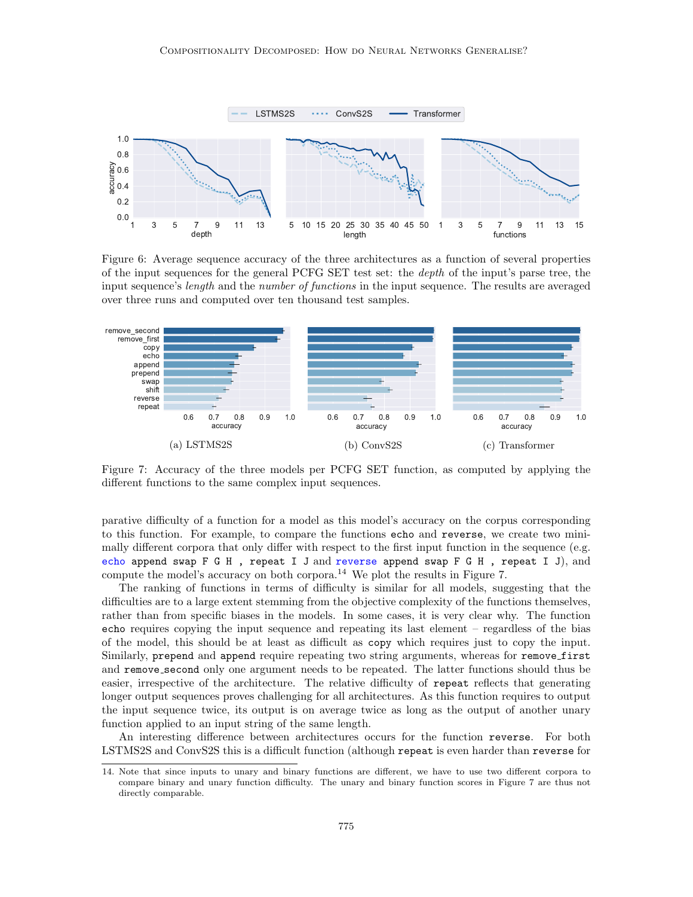Figure 6: Average sequence accuracy of the three architectures as a function of several properties of the input sequences for the general PCFG SET test set: the *depth* of the input's parse tree, the input sequence's *length* and the *number of functions* in the input sequence. The results are averaged over three runs and computed over ten thousand test samples.

(a) LSTMS2S (b) ConvS2S (c) Transformer

Figure 7: Accuracy of the three models per PCFG SET function, as computed by applying the different functions to the same complex input sequences.

parative difficulty of a function for a model as this model's accuracy on the corpus corresponding to this function. For example, to compare the functions `echo` and `reverse`, we create two minimally different corpora that only differ with respect to the first input function in the sequence (e.g. `echo append swap F G H , repeat I J` and `reverse append swap F G H , repeat I J`), and compute the model's accuracy on both corpora.[14] We plot the results in Figure 7.

The ranking of functions in terms of difficulty is similar for all models, suggesting that the difficulties are to a large extent stemming from the objective complexity of the functions themselves, rather than from specific biases in the models. In some cases, it is very clear why. The function `echo` requires copying the input sequence and repeating its last element – regardless of the bias of the model, this should be at least as difficult as `copy` which requires just to copy the input. Similarly, `prepend` and `append` require repeating two string arguments, whereas for `remove_first` and `remove_second` only one argument needs to be repeated. The latter functions should thus be easier, irrespective of the architecture. The relative difficulty of `repeat` reflects that generating longer output sequences proves challenging for all architectures. As this function requires to output the input sequence twice, its output is on average twice as long as the output of another unary function applied to an input string of the same length.

An interesting difference between architectures occurs for the function `reverse`. For both LSTMS2S and ConvS2S this is a difficult function (although `repeat` is even harder than `reverse` for

14. Note that since inputs to unary and binary functions are different, we have to use two different corpora to compare binary and unary function difficulty. The unary and binary function scores in Figure 7 are thus not directly comparable.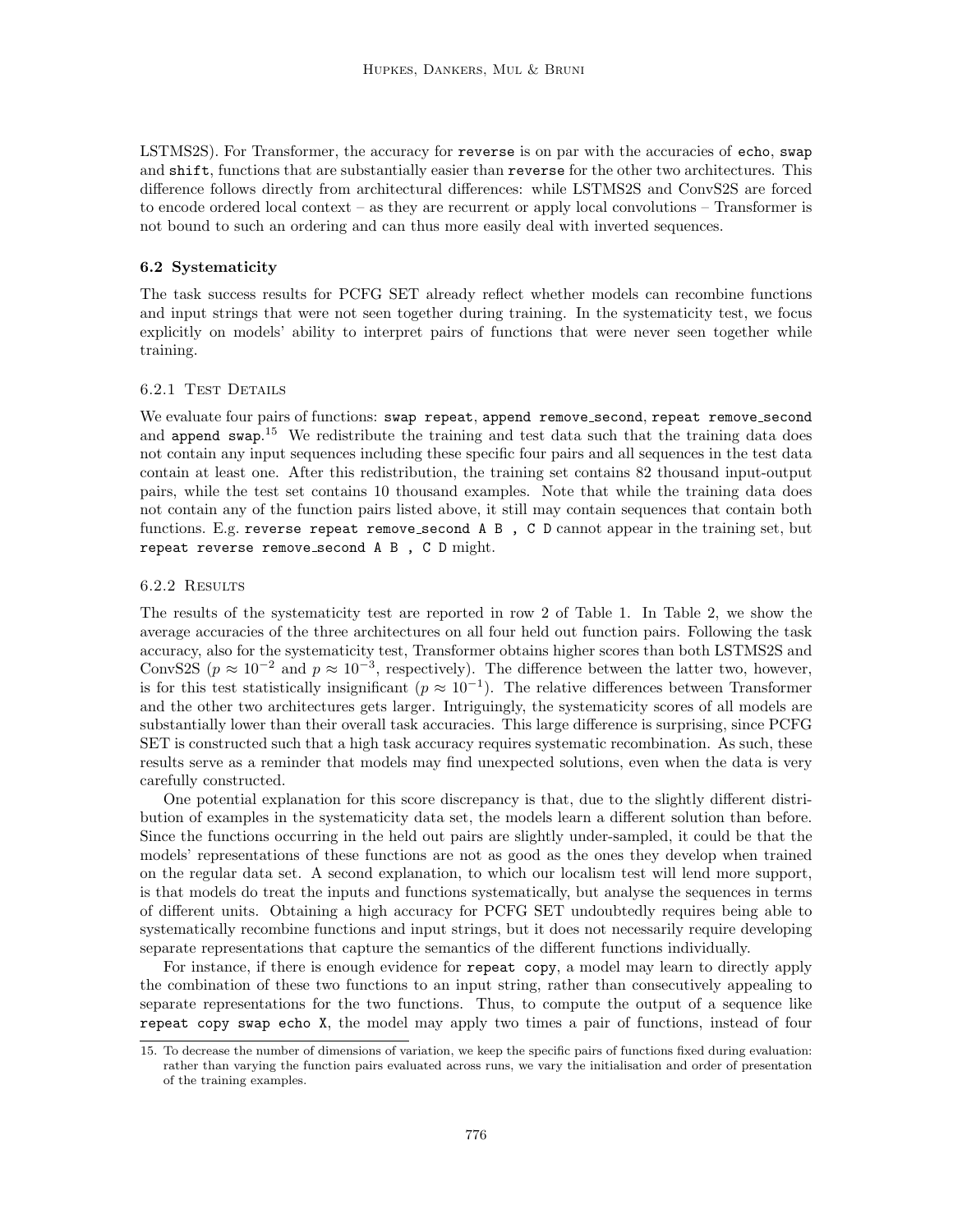LSTMS2S). For Transformer, the accuracy for `reverse` is on par with the accuracies of `echo`, `swap` and `shift`, functions that are substantially easier than `reverse` for the other two architectures. This difference follows directly from architectural differences: while LSTMS2S and ConvS2S are forced to encode ordered local context – as they are recurrent or apply local convolutions – Transformer is not bound to such an ordering and can thus more easily deal with inverted sequences.

### 6.2 Systematicity

The task success results for PCFG SET already reflect whether models can recombine functions and input strings that were not seen together during training. In the systematicity test, we focus explicitly on models' ability to interpret pairs of functions that were never seen together while training.

#### 6.2.1 Test Details

We evaluate four pairs of functions: `swap repeat`, `append remove_second`, `repeat remove_second` and `append swap`.[15] We redistribute the training and test data such that the training data does not contain any input sequences including these specific four pairs and all sequences in the test data contain at least one. After this redistribution, the training set contains 82 thousand input-output pairs, while the test set contains 10 thousand examples. Note that while the training data does not contain any of the function pairs listed above, it still may contain sequences that contain both functions. E.g. `reverse repeat remove_second A B , C D` cannot appear in the training set, but `repeat reverse remove_second A B , C D` might.

#### 6.2.2 Results

The results of the systematicity test are reported in row 2 of Table 1. In Table 2, we show the average accuracies of the three architectures on all four held out function pairs. Following the task accuracy, also for the systematicity test, Transformer obtains higher scores than both LSTMS2S and ConvS2S ($p \approx 10^{-2}$ and $p \approx 10^{-3}$, respectively). The difference between the latter two, however, is for this test statistically insignificant ($p \approx 10^{-1}$). The relative differences between Transformer and the other two architectures gets larger. Intriguingly, the systematicity scores of all models are substantially lower than their overall task accuracies. This large difference is surprising, since PCFG SET is constructed such that a high task accuracy requires systematic recombination. As such, these results serve as a reminder that models may find unexpected solutions, even when the data is very carefully constructed.

One potential explanation for this score discrepancy is that, due to the slightly different distribution of examples in the systematicity data set, the models learn a different solution than before. Since the functions occurring in the held out pairs are slightly under-sampled, it could be that the models' representations of these functions are not as good as the ones they develop when trained on the regular data set. A second explanation, to which our localism test will lend more support, is that models do treat the inputs and functions systematically, but analyse the sequences in terms of different units. Obtaining a high accuracy for PCFG SET undoubtedly requires being able to systematically recombine functions and input strings, but it does not necessarily require developing separate representations that capture the semantics of the different functions individually.

For instance, if there is enough evidence for `repeat copy`, a model may learn to directly apply the combination of these two functions to an input string, rather than consecutively appealing to separate representations for the two functions. Thus, to compute the output of a sequence like `repeat copy swap echo X`, the model may apply two times a pair of functions, instead of four

---

15. To decrease the number of dimensions of variation, we keep the specific pairs of functions fixed during evaluation: rather than varying the function pairs evaluated across runs, we vary the initialisation and order of presentation of the training examples.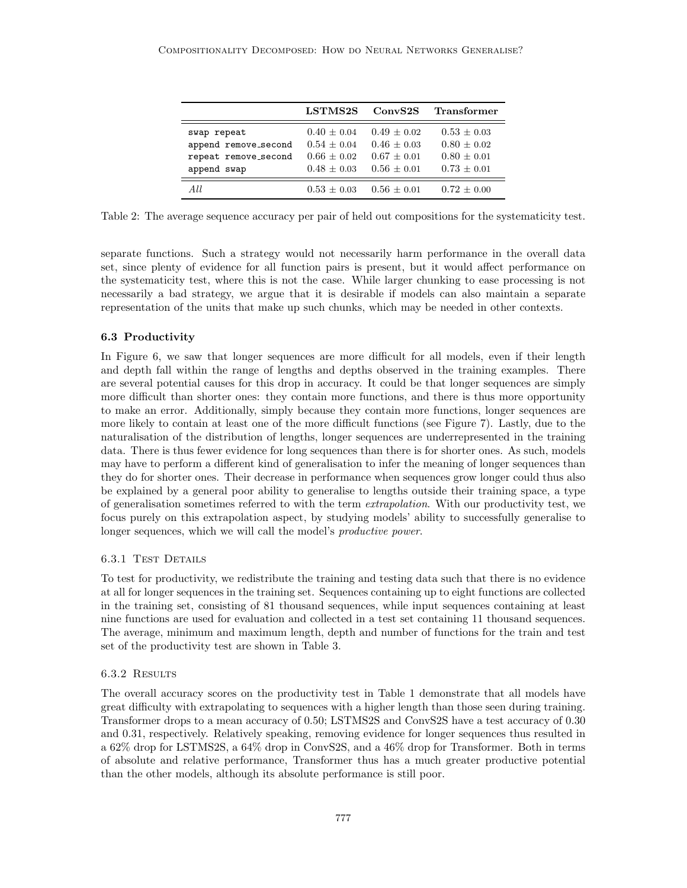| | LSTMS2S | ConvS2S | Transformer |
|---|---|---|---|
| `swap repeat` | $0.40 \pm 0.04$ | $0.49 \pm 0.02$ | $0.53 \pm 0.03$ |
| `append remove_second` | $0.54 \pm 0.04$ | $0.46 \pm 0.03$ | $0.80 \pm 0.02$ |
| `repeat remove_second` | $0.66 \pm 0.02$ | $0.67 \pm 0.01$ | $0.80 \pm 0.01$ |
| `append swap` | $0.48 \pm 0.03$ | $0.56 \pm 0.01$ | $0.73 \pm 0.01$ |
| *All* | $0.53 \pm 0.03$ | $0.56 \pm 0.01$ | $0.72 \pm 0.00$ |

Table 2: The average sequence accuracy per pair of held out compositions for the systematicity test.

separate functions. Such a strategy would not necessarily harm performance in the overall data set, since plenty of evidence for all function pairs is present, but it would affect performance on the systematicity test, where this is not the case. While larger chunking to ease processing is not necessarily a bad strategy, we argue that it is desirable if models can also maintain a separate representation of the units that make up such chunks, which may be needed in other contexts.

### 6.3 Productivity

In Figure 6, we saw that longer sequences are more difficult for all models, even if their length and depth fall within the range of lengths and depths observed in the training examples. There are several potential causes for this drop in accuracy. It could be that longer sequences are simply more difficult than shorter ones: they contain more functions, and there is thus more opportunity to make an error. Additionally, simply because they contain more functions, longer sequences are more likely to contain at least one of the more difficult functions (see Figure 7). Lastly, due to the naturalisation of the distribution of lengths, longer sequences are underrepresented in the training data. There is thus fewer evidence for long sequences than there is for shorter ones. As such, models may have to perform a different kind of generalisation to infer the meaning of longer sequences than they do for shorter ones. Their decrease in performance when sequences grow longer could thus also be explained by a general poor ability to generalise to lengths outside their training space, a type of generalisation sometimes referred to with the term *extrapolation*. With our productivity test, we focus purely on this extrapolation aspect, by studying models' ability to successfully generalise to longer sequences, which we will call the model's *productive power*.

#### 6.3.1 Test Details

To test for productivity, we redistribute the training and testing data such that there is no evidence at all for longer sequences in the training set. Sequences containing up to eight functions are collected in the training set, consisting of 81 thousand sequences, while input sequences containing at least nine functions are used for evaluation and collected in a test set containing 11 thousand sequences. The average, minimum and maximum length, depth and number of functions for the train and test set of the productivity test are shown in Table 3.

#### 6.3.2 Results

The overall accuracy scores on the productivity test in Table 1 demonstrate that all models have great difficulty with extrapolating to sequences with a higher length than those seen during training. Transformer drops to a mean accuracy of 0.50; LSTMS2S and ConvS2S have a test accuracy of 0.30 and 0.31, respectively. Relatively speaking, removing evidence for longer sequences thus resulted in a 62% drop for LSTMS2S, a 64% drop in ConvS2S, and a 46% drop for Transformer. Both in terms of absolute and relative performance, Transformer thus has a much greater productive potential than the other models, although its absolute performance is still poor.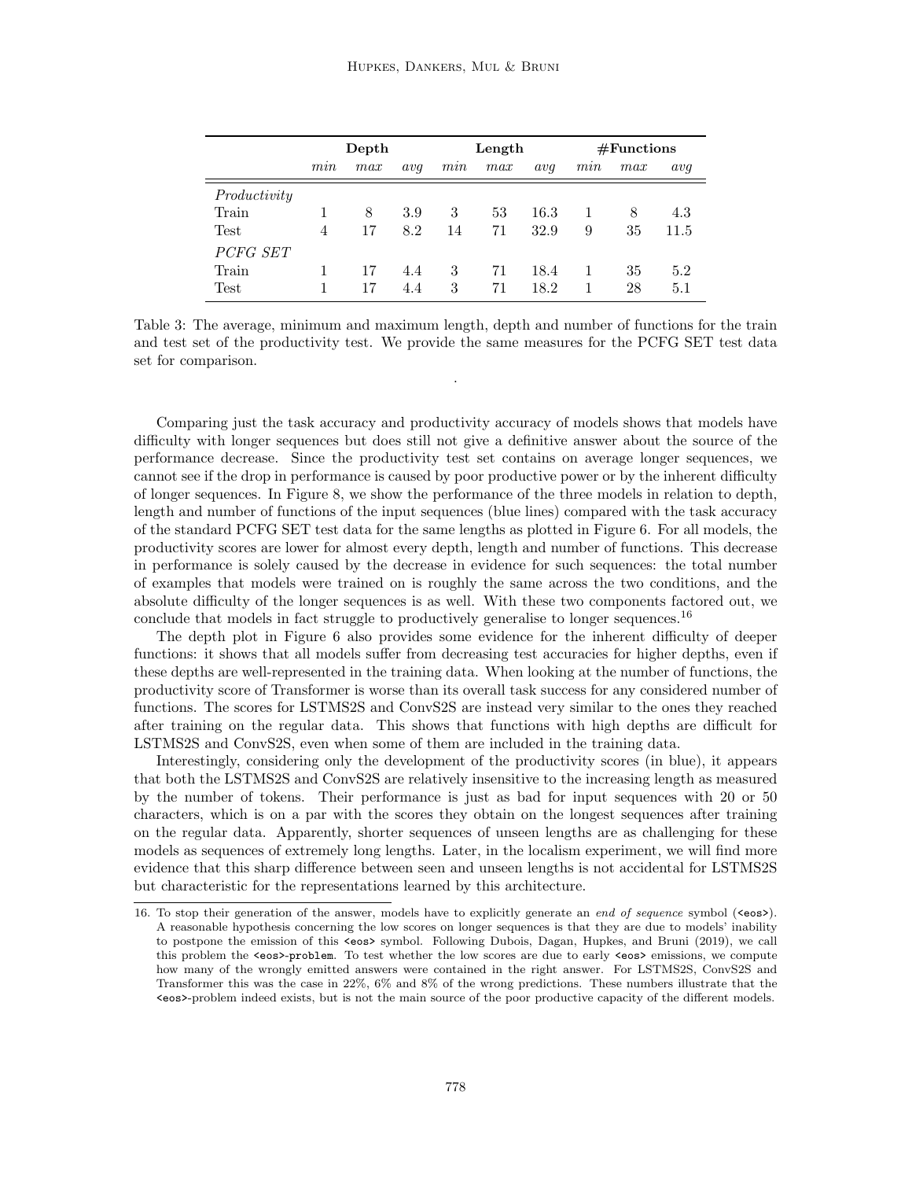| | Depth | | | Length | | | #Functions | | |
|---|---|---|---|---|---|---|---|---|---|
| | *min* | *max* | *avg* | *min* | *max* | *avg* | *min* | *max* | *avg* |
| *Productivity* | | | | | | | | | |
| Train | 1 | 8 | 3.9 | 3 | 53 | 16.3 | 1 | 8 | 4.3 |
| Test | 4 | 17 | 8.2 | 14 | 71 | 32.9 | 9 | 35 | 11.5 |
| *PCFG SET* | | | | | | | | | |
| Train | 1 | 17 | 4.4 | 3 | 71 | 18.4 | 1 | 35 | 5.2 |
| Test | 1 | 17 | 4.4 | 3 | 71 | 18.2 | 1 | 28 | 5.1 |

Table 3: The average, minimum and maximum length, depth and number of functions for the train and test set of the productivity test. We provide the same measures for the PCFG SET test data set for comparison.

.

Comparing just the task accuracy and productivity accuracy of models shows that models have difficulty with longer sequences but does still not give a definitive answer about the source of the performance decrease. Since the productivity test set contains on average longer sequences, we cannot see if the drop in performance is caused by poor productive power or by the inherent difficulty of longer sequences. In Figure 8, we show the performance of the three models in relation to depth, length and number of functions of the input sequences (blue lines) compared with the task accuracy of the standard PCFG SET test data for the same lengths as plotted in Figure 6. For all models, the productivity scores are lower for almost every depth, length and number of functions. This decrease in performance is solely caused by the decrease in evidence for such sequences: the total number of examples that models were trained on is roughly the same across the two conditions, and the absolute difficulty of the longer sequences is as well. With these two components factored out, we conclude that models in fact struggle to productively generalise to longer sequences.[16]

The depth plot in Figure 6 also provides some evidence for the inherent difficulty of deeper functions: it shows that all models suffer from decreasing test accuracies for higher depths, even if these depths are well-represented in the training data. When looking at the number of functions, the productivity score of Transformer is worse than its overall task success for any considered number of functions. The scores for LSTMS2S and ConvS2S are instead very similar to the ones they reached after training on the regular data. This shows that functions with high depths are difficult for LSTMS2S and ConvS2S, even when some of them are included in the training data.

Interestingly, considering only the development of the productivity scores (in blue), it appears that both the LSTMS2S and ConvS2S are relatively insensitive to the increasing length as measured by the number of tokens. Their performance is just as bad for input sequences with 20 or 50 characters, which is on a par with the scores they obtain on the longest sequences after training on the regular data. Apparently, shorter sequences of unseen lengths are as challenging for these models as sequences of extremely long lengths. Later, in the localism experiment, we will find more evidence that this sharp difference between seen and unseen lengths is not accidental for LSTMS2S but characteristic for the representations learned by this architecture.

16. To stop their generation of the answer, models have to explicitly generate an *end of sequence* symbol (`<eos>`). A reasonable hypothesis concerning the low scores on longer sequences is that they are due to models' inability to postpone the emission of this `<eos>` symbol. Following Dubois, Dagan, Hupkes, and Bruni (2019), we call this problem the `<eos>-problem`. To test whether the low scores are due to early `<eos>` emissions, we compute how many of the wrongly emitted answers were contained in the right answer. For LSTMS2S, ConvS2S and Transformer this was the case in 22%, 6% and 8% of the wrong predictions. These numbers illustrate that the `<eos>`-problem indeed exists, but is not the main source of the poor productive capacity of the different models.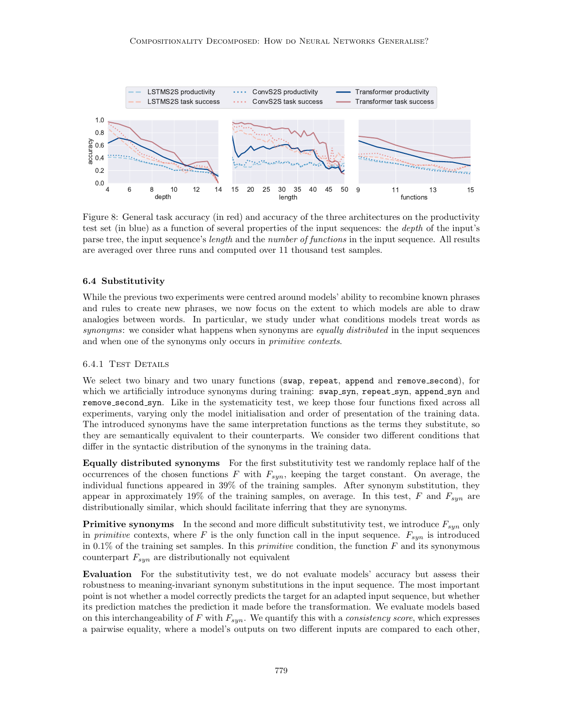Figure 8: General task accuracy (in red) and accuracy of the three architectures on the productivity test set (in blue) as a function of several properties of the input sequences: the *depth* of the input's parse tree, the input sequence's *length* and the *number of functions* in the input sequence. All results are averaged over three runs and computed over 11 thousand test samples.

### 6.4 Substitutivity

While the previous two experiments were centred around models' ability to recombine known phrases and rules to create new phrases, we now focus on the extent to which models are able to draw analogies between words. In particular, we study under what conditions models treat words as *synonyms*: we consider what happens when synonyms are *equally distributed* in the input sequences and when one of the synonyms only occurs in *primitive contexts*.

#### 6.4.1 Test Details

We select two binary and two unary functions (`swap`, `repeat`, `append` and `remove_second`), for which we artificially introduce synonyms during training: `swap_syn`, `repeat_syn`, `append_syn` and `remove_second_syn`. Like in the systematicity test, we keep those four functions fixed across all experiments, varying only the model initialisation and order of presentation of the training data. The introduced synonyms have the same interpretation functions as the terms they substitute, so they are semantically equivalent to their counterparts. We consider two different conditions that differ in the syntactic distribution of the synonyms in the training data.

**Equally distributed synonyms** For the first substitutivity test we randomly replace half of the occurrences of the chosen functions $F$ with $F_{syn}$, keeping the target constant. On average, the individual functions appeared in 39% of the training samples. After synonym substitution, they appear in approximately 19% of the training samples, on average. In this test, $F$ and $F_{syn}$ are distributionally similar, which should facilitate inferring that they are synonyms.

**Primitive synonyms** In the second and more difficult substitutivity test, we introduce $F_{syn}$ only in *primitive* contexts, where $F$ is the only function call in the input sequence. $F_{syn}$ is introduced in 0.1% of the training set samples. In this *primitive* condition, the function $F$ and its synonymous counterpart $F_{syn}$ are distributionally not equivalent

**Evaluation** For the substitutivity test, we do not evaluate models' accuracy but assess their robustness to meaning-invariant synonym substitutions in the input sequence. The most important point is not whether a model correctly predicts the target for an adapted input sequence, but whether its prediction matches the prediction it made before the transformation. We evaluate models based on this interchangeability of $F$ with $F_{syn}$. We quantify this with a *consistency score*, which expresses a pairwise equality, where a model's outputs on two different inputs are compared to each other,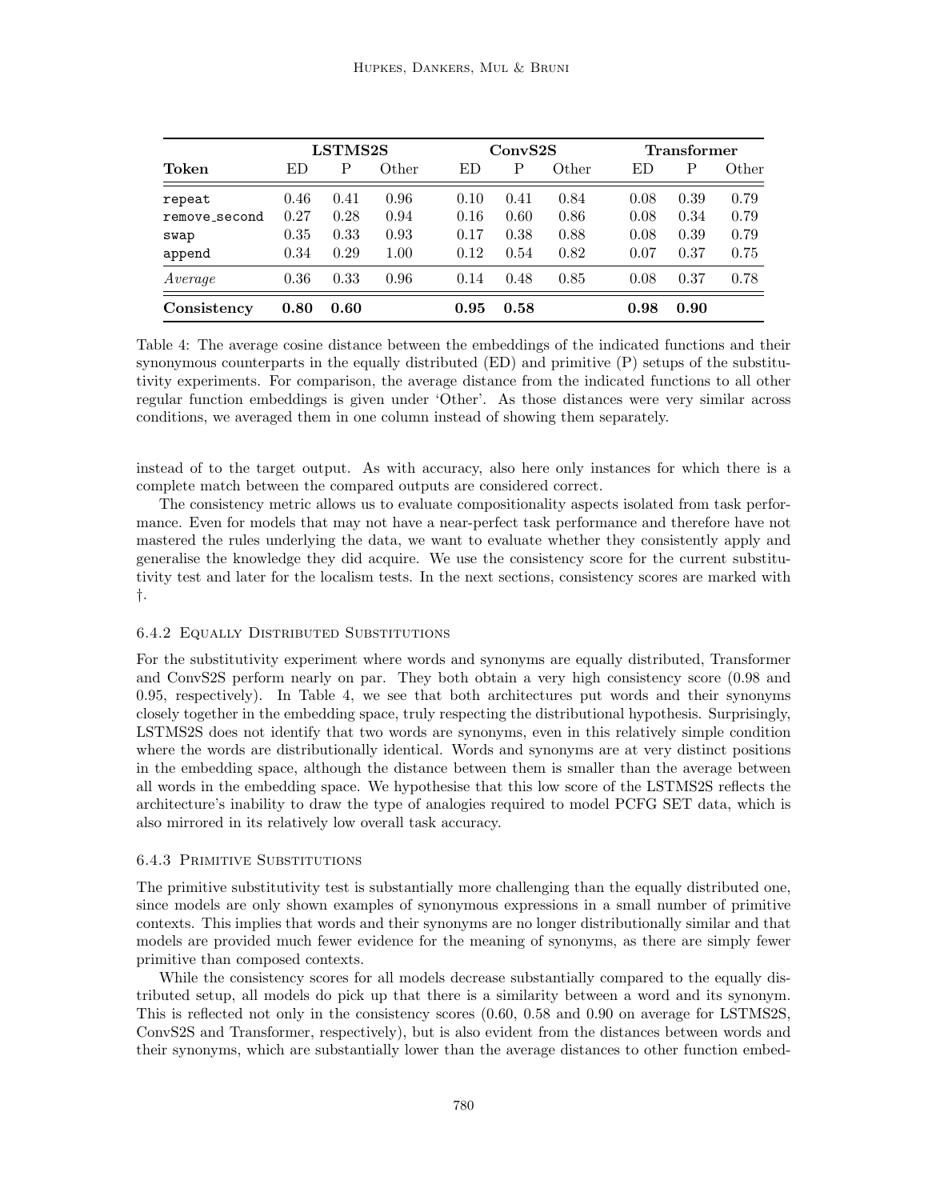| | LSTMS2S | | | ConvS2S | | | Transformer | | |
|---|---|---|---|---|---|---|---|---|---|
| **Token** | ED | P | Other | ED | P | Other | ED | P | Other |
| `repeat` | 0.46 | 0.41 | 0.96 | 0.10 | 0.41 | 0.84 | 0.08 | 0.39 | 0.79 |
| `remove_second` | 0.27 | 0.28 | 0.94 | 0.16 | 0.60 | 0.86 | 0.08 | 0.34 | 0.79 |
| `swap` | 0.35 | 0.33 | 0.93 | 0.17 | 0.38 | 0.88 | 0.08 | 0.39 | 0.79 |
| `append` | 0.34 | 0.29 | 1.00 | 0.12 | 0.54 | 0.82 | 0.07 | 0.37 | 0.75 |
| *Average* | 0.36 | 0.33 | 0.96 | 0.14 | 0.48 | 0.85 | 0.08 | 0.37 | 0.78 |
| **Consistency** | **0.80** | **0.60** | | **0.95** | **0.58** | | **0.98** | **0.90** | |

Table 4: The average cosine distance between the embeddings of the indicated functions and their synonymous counterparts in the equally distributed (ED) and primitive (P) setups of the substitutivity experiments. For comparison, the average distance from the indicated functions to all other regular function embeddings is given under 'Other'. As those distances were very similar across conditions, we averaged them in one column instead of showing them separately.

instead of to the target output. As with accuracy, also here only instances for which there is a complete match between the compared outputs are considered correct.

The consistency metric allows us to evaluate compositionality aspects isolated from task performance. Even for models that may not have a near-perfect task performance and therefore have not mastered the rules underlying the data, we want to evaluate whether they consistently apply and generalise the knowledge they did acquire. We use the consistency score for the current substitutivity test and later for the localism tests. In the next sections, consistency scores are marked with †.

#### 6.4.2 Equally Distributed Substitutions

For the substitutivity experiment where words and synonyms are equally distributed, Transformer and ConvS2S perform nearly on par. They both obtain a very high consistency score (0.98 and 0.95, respectively). In Table 4, we see that both architectures put words and their synonyms closely together in the embedding space, truly respecting the distributional hypothesis. Surprisingly, LSTMS2S does not identify that two words are synonyms, even in this relatively simple condition where the words are distributionally identical. Words and synonyms are at very distinct positions in the embedding space, although the distance between them is smaller than the average between all words in the embedding space. We hypothesise that this low score of the LSTMS2S reflects the architecture's inability to draw the type of analogies required to model PCFG SET data, which is also mirrored in its relatively low overall task accuracy.

#### 6.4.3 Primitive Substitutions

The primitive substitutivity test is substantially more challenging than the equally distributed one, since models are only shown examples of synonymous expressions in a small number of primitive contexts. This implies that words and their synonyms are no longer distributionally similar and that models are provided much fewer evidence for the meaning of synonyms, as there are simply fewer primitive than composed contexts.

While the consistency scores for all models decrease substantially compared to the equally distributed setup, all models do pick up that there is a similarity between a word and its synonym. This is reflected not only in the consistency scores (0.60, 0.58 and 0.90 on average for LSTMS2S, ConvS2S and Transformer, respectively), but is also evident from the distances between words and their synonyms, which are substantially lower than the average distances to other function embed-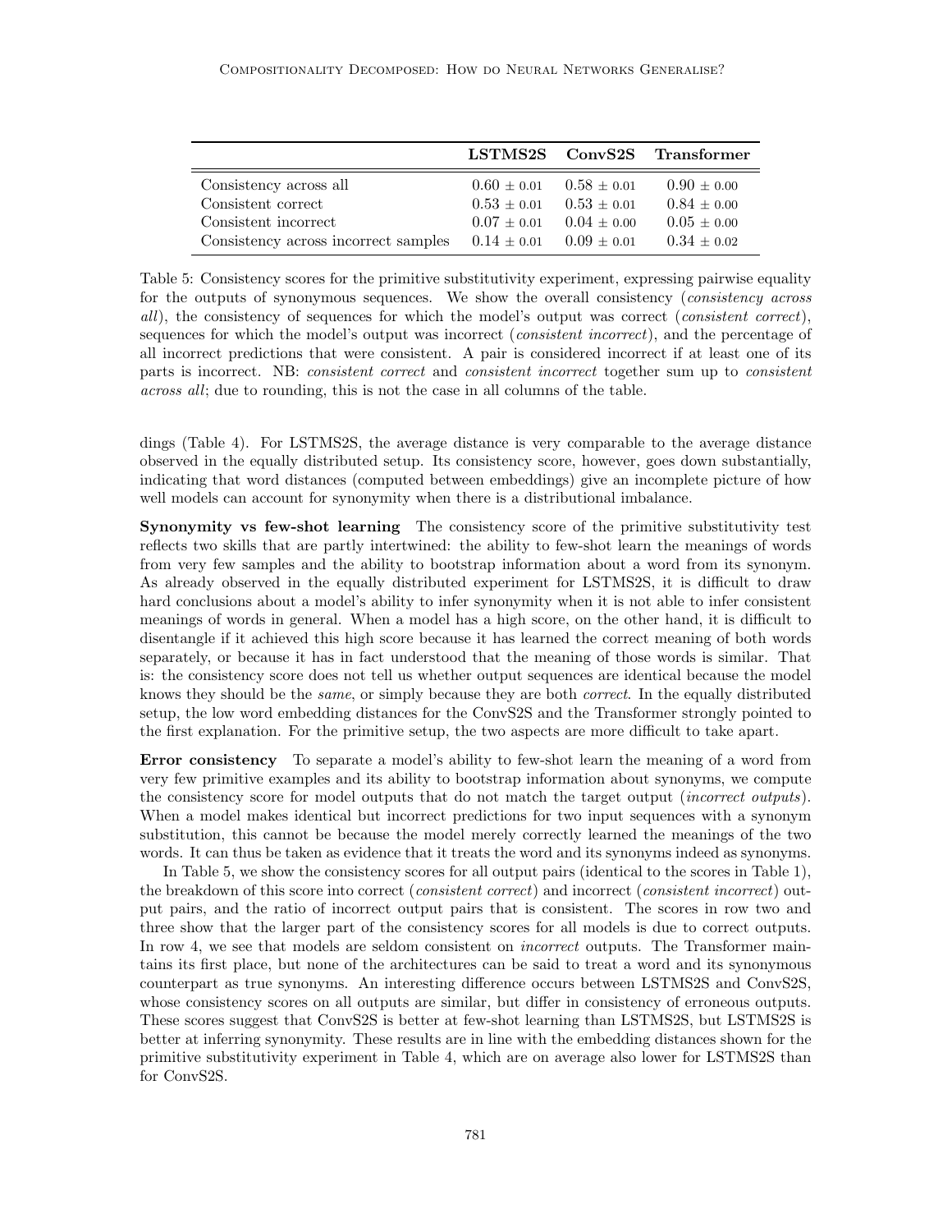| | LSTMS2S | ConvS2S | Transformer |
|---|---|---|---|
| Consistency across all | 0.60 ± 0.01 | 0.58 ± 0.01 | 0.90 ± 0.00 |
| Consistent correct | 0.53 ± 0.01 | 0.53 ± 0.01 | 0.84 ± 0.00 |
| Consistent incorrect | 0.07 ± 0.01 | 0.04 ± 0.00 | 0.05 ± 0.00 |
| Consistency across incorrect samples | 0.14 ± 0.01 | 0.09 ± 0.01 | 0.34 ± 0.02 |

Table 5: Consistency scores for the primitive substitutivity experiment, expressing pairwise equality for the outputs of synonymous sequences. We show the overall consistency (*consistency across all*), the consistency of sequences for which the model's output was correct (*consistent correct*), sequences for which the model's output was incorrect (*consistent incorrect*), and the percentage of all incorrect predictions that were consistent. A pair is considered incorrect if at least one of its parts is incorrect. NB: *consistent correct* and *consistent incorrect* together sum up to *consistent across all*; due to rounding, this is not the case in all columns of the table.

dings (Table 4). For LSTMS2S, the average distance is very comparable to the average distance observed in the equally distributed setup. Its consistency score, however, goes down substantially, indicating that word distances (computed between embeddings) give an incomplete picture of how well models can account for synonymity when there is a distributional imbalance.

**Synonymity vs few-shot learning** The consistency score of the primitive substitutivity test reflects two skills that are partly intertwined: the ability to few-shot learn the meanings of words from very few samples and the ability to bootstrap information about a word from its synonym. As already observed in the equally distributed experiment for LSTMS2S, it is difficult to draw hard conclusions about a model's ability to infer synonymity when it is not able to infer consistent meanings of words in general. When a model has a high score, on the other hand, it is difficult to disentangle if it achieved this high score because it has learned the correct meaning of both words separately, or because it has in fact understood that the meaning of those words is similar. That is: the consistency score does not tell us whether output sequences are identical because the model knows they should be the *same*, or simply because they are both *correct*. In the equally distributed setup, the low word embedding distances for the ConvS2S and the Transformer strongly pointed to the first explanation. For the primitive setup, the two aspects are more difficult to take apart.

**Error consistency** To separate a model's ability to few-shot learn the meaning of a word from very few primitive examples and its ability to bootstrap information about synonyms, we compute the consistency score for model outputs that do not match the target output (*incorrect outputs*). When a model makes identical but incorrect predictions for two input sequences with a synonym substitution, this cannot be because the model merely correctly learned the meanings of the two words. It can thus be taken as evidence that it treats the word and its synonyms indeed as synonyms.

In Table 5, we show the consistency scores for all output pairs (identical to the scores in Table 1), the breakdown of this score into correct (*consistent correct*) and incorrect (*consistent incorrect*) output pairs, and the ratio of incorrect output pairs that is consistent. The scores in row two and three show that the larger part of the consistency scores for all models is due to correct outputs. In row 4, we see that models are seldom consistent on *incorrect* outputs. The Transformer maintains its first place, but none of the architectures can be said to treat a word and its synonymous counterpart as true synonyms. An interesting difference occurs between LSTMS2S and ConvS2S, whose consistency scores on all outputs are similar, but differ in consistency of erroneous outputs. These scores suggest that ConvS2S is better at few-shot learning than LSTMS2S, but LSTMS2S is better at inferring synonymity. These results are in line with the embedding distances shown for the primitive substitutivity experiment in Table 4, which are on average also lower for LSTMS2S than for ConvS2S.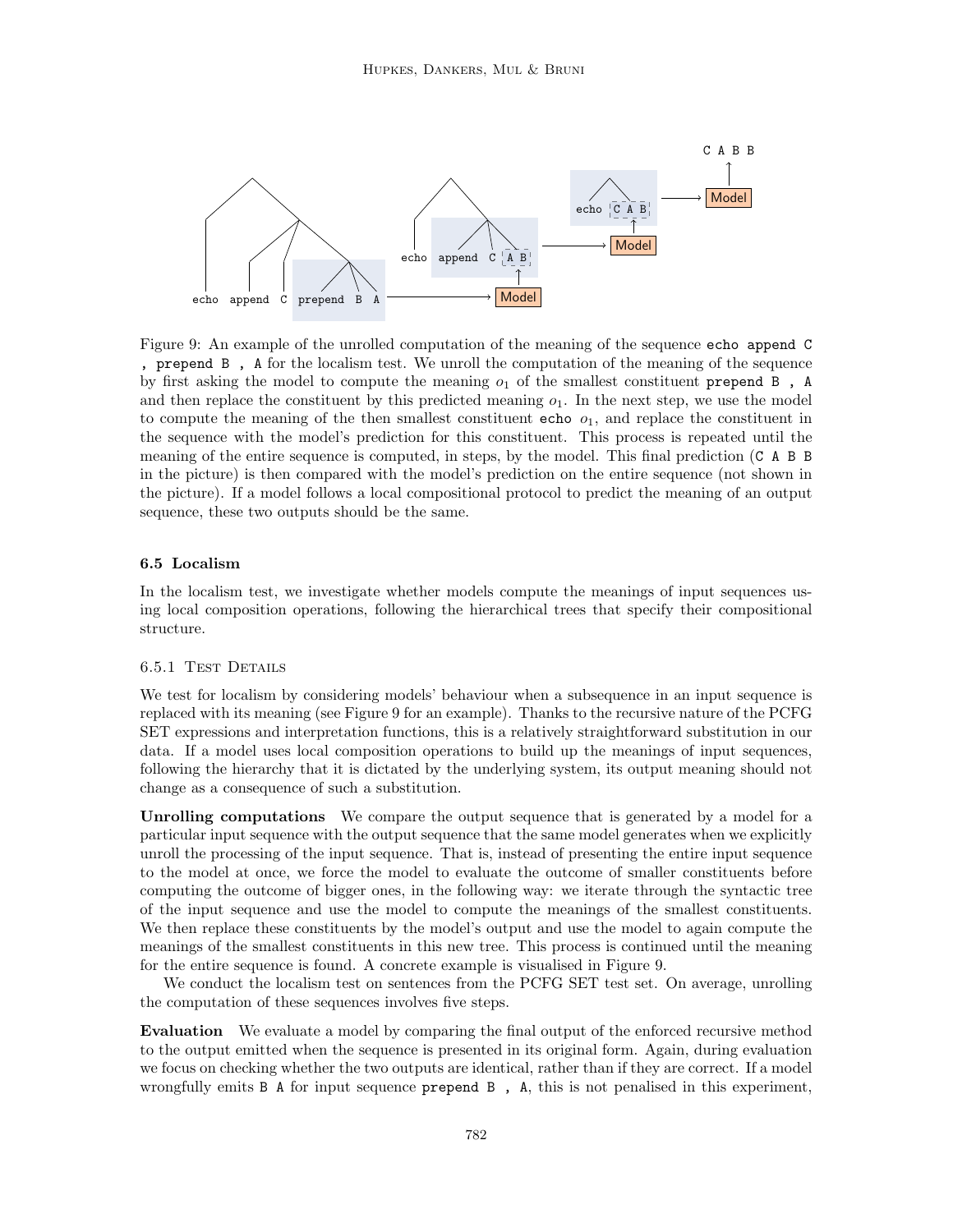Figure 9: An example of the unrolled computation of the meaning of the sequence `echo append C , prepend B , A` for the localism test. We unroll the computation of the meaning of the sequence by first asking the model to compute the meaning $o_1$ of the smallest constituent `prepend B , A` and then replace the constituent by this predicted meaning $o_1$. In the next step, we use the model to compute the meaning of the then smallest constituent `echo` $o_1$, and replace the constituent in the sequence with the model's prediction for this constituent. This process is repeated until the meaning of the entire sequence is computed, in steps, by the model. This final prediction (`C A B B` in the picture) is then compared with the model's prediction on the entire sequence (not shown in the picture). If a model follows a local compositional protocol to predict the meaning of an output sequence, these two outputs should be the same.

### 6.5 Localism

In the localism test, we investigate whether models compute the meanings of input sequences using local composition operations, following the hierarchical trees that specify their compositional structure.

#### 6.5.1 Test Details

We test for localism by considering models' behaviour when a subsequence in an input sequence is replaced with its meaning (see Figure 9 for an example). Thanks to the recursive nature of the PCFG SET expressions and interpretation functions, this is a relatively straightforward substitution in our data. If a model uses local composition operations to build up the meanings of input sequences, following the hierarchy that it is dictated by the underlying system, its output meaning should not change as a consequence of such a substitution.

**Unrolling computations** We compare the output sequence that is generated by a model for a particular input sequence with the output sequence that the same model generates when we explicitly unroll the processing of the input sequence. That is, instead of presenting the entire input sequence to the model at once, we force the model to evaluate the outcome of smaller constituents before computing the outcome of bigger ones, in the following way: we iterate through the syntactic tree of the input sequence and use the model to compute the meanings of the smallest constituents. We then replace these constituents by the model's output and use the model to again compute the meanings of the smallest constituents in this new tree. This process is continued until the meaning for the entire sequence is found. A concrete example is visualised in Figure 9.

We conduct the localism test on sentences from the PCFG SET test set. On average, unrolling the computation of these sequences involves five steps.

**Evaluation** We evaluate a model by comparing the final output of the enforced recursive method to the output emitted when the sequence is presented in its original form. Again, during evaluation we focus on checking whether the two outputs are identical, rather than if they are correct. If a model wrongfully emits `B A` for input sequence `prepend B , A`, this is not penalised in this experiment,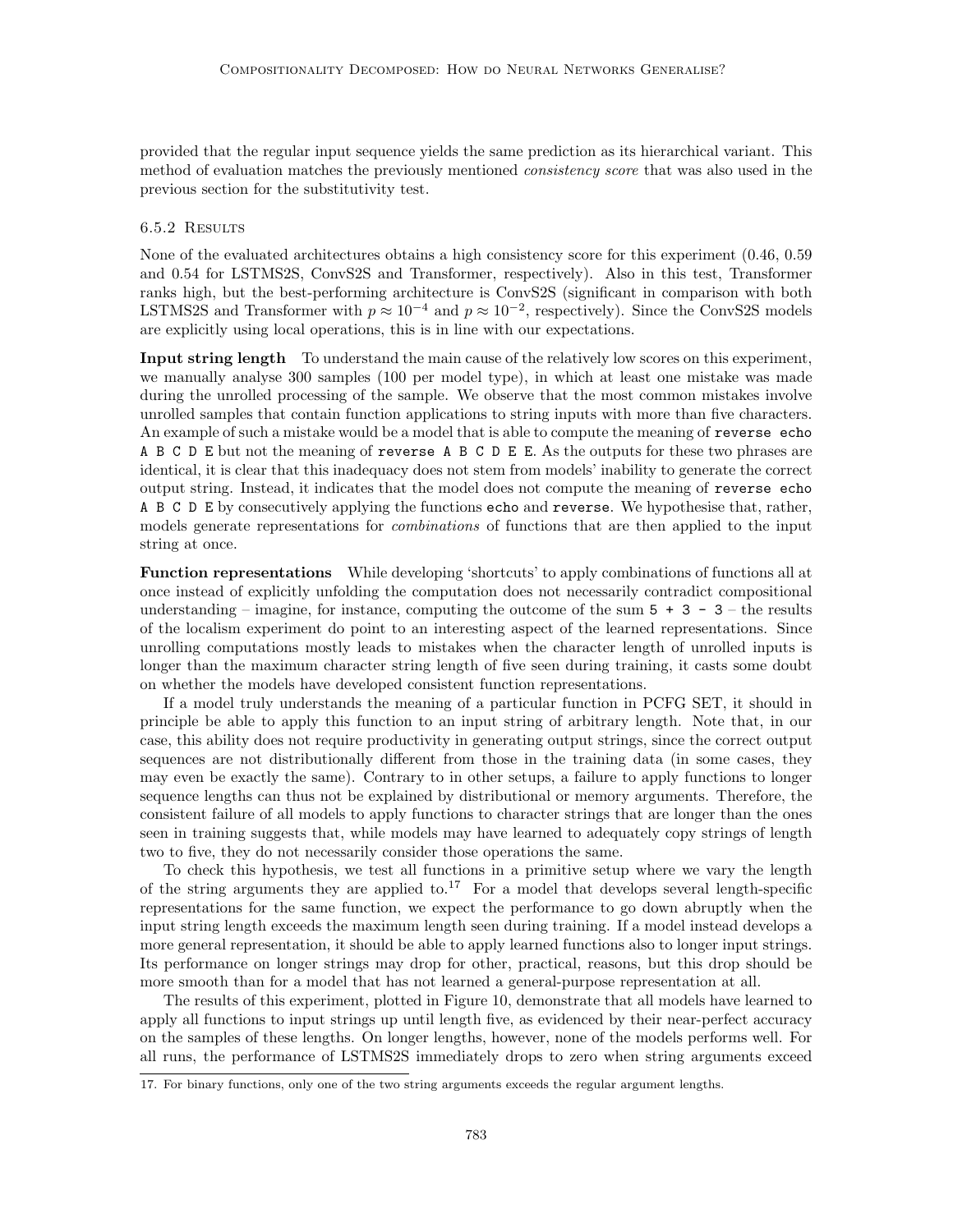provided that the regular input sequence yields the same prediction as its hierarchical variant. This method of evaluation matches the previously mentioned *consistency score* that was also used in the previous section for the substitutivity test.

#### 6.5.2 Results

None of the evaluated architectures obtains a high consistency score for this experiment (0.46, 0.59 and 0.54 for LSTMS2S, ConvS2S and Transformer, respectively). Also in this test, Transformer ranks high, but the best-performing architecture is ConvS2S (significant in comparison with both LSTMS2S and Transformer with $p \approx 10^{-4}$ and $p \approx 10^{-2}$, respectively). Since the ConvS2S models are explicitly using local operations, this is in line with our expectations.

**Input string length** To understand the main cause of the relatively low scores on this experiment, we manually analyse 300 samples (100 per model type), in which at least one mistake was made during the unrolled processing of the sample. We observe that the most common mistakes involve unrolled samples that contain function applications to string inputs with more than five characters. An example of such a mistake would be a model that is able to compute the meaning of `reverse echo A B C D E` but not the meaning of `reverse A B C D E E`. As the outputs for these two phrases are identical, it is clear that this inadequacy does not stem from models' inability to generate the correct output string. Instead, it indicates that the model does not compute the meaning of `reverse echo A B C D E` by consecutively applying the functions `echo` and `reverse`. We hypothesise that, rather, models generate representations for *combinations* of functions that are then applied to the input string at once.

**Function representations** While developing 'shortcuts' to apply combinations of functions all at once instead of explicitly unfolding the computation does not necessarily contradict compositional understanding – imagine, for instance, computing the outcome of the sum `5 + 3 - 3` – the results of the localism experiment do point to an interesting aspect of the learned representations. Since unrolling computations mostly leads to mistakes when the character length of unrolled inputs is longer than the maximum character string length of five seen during training, it casts some doubt on whether the models have developed consistent function representations.

If a model truly understands the meaning of a particular function in PCFG SET, it should in principle be able to apply this function to an input string of arbitrary length. Note that, in our case, this ability does not require productivity in generating output strings, since the correct output sequences are not distributionally different from those in the training data (in some cases, they may even be exactly the same). Contrary to in other setups, a failure to apply functions to longer sequence lengths can thus not be explained by distributional or memory arguments. Therefore, the consistent failure of all models to apply functions to character strings that are longer than the ones seen in training suggests that, while models may have learned to adequately copy strings of length two to five, they do not necessarily consider those operations the same.

To check this hypothesis, we test all functions in a primitive setup where we vary the length of the string arguments they are applied to.[17] For a model that develops several length-specific representations for the same function, we expect the performance to go down abruptly when the input string length exceeds the maximum length seen during training. If a model instead develops a more general representation, it should be able to apply learned functions also to longer input strings. Its performance on longer strings may drop for other, practical, reasons, but this drop should be more smooth than for a model that has not learned a general-purpose representation at all.

The results of this experiment, plotted in Figure 10, demonstrate that all models have learned to apply all functions to input strings up until length five, as evidenced by their near-perfect accuracy on the samples of these lengths. On longer lengths, however, none of the models performs well. For all runs, the performance of LSTMS2S immediately drops to zero when string arguments exceed

17. For binary functions, only one of the two string arguments exceeds the regular argument lengths.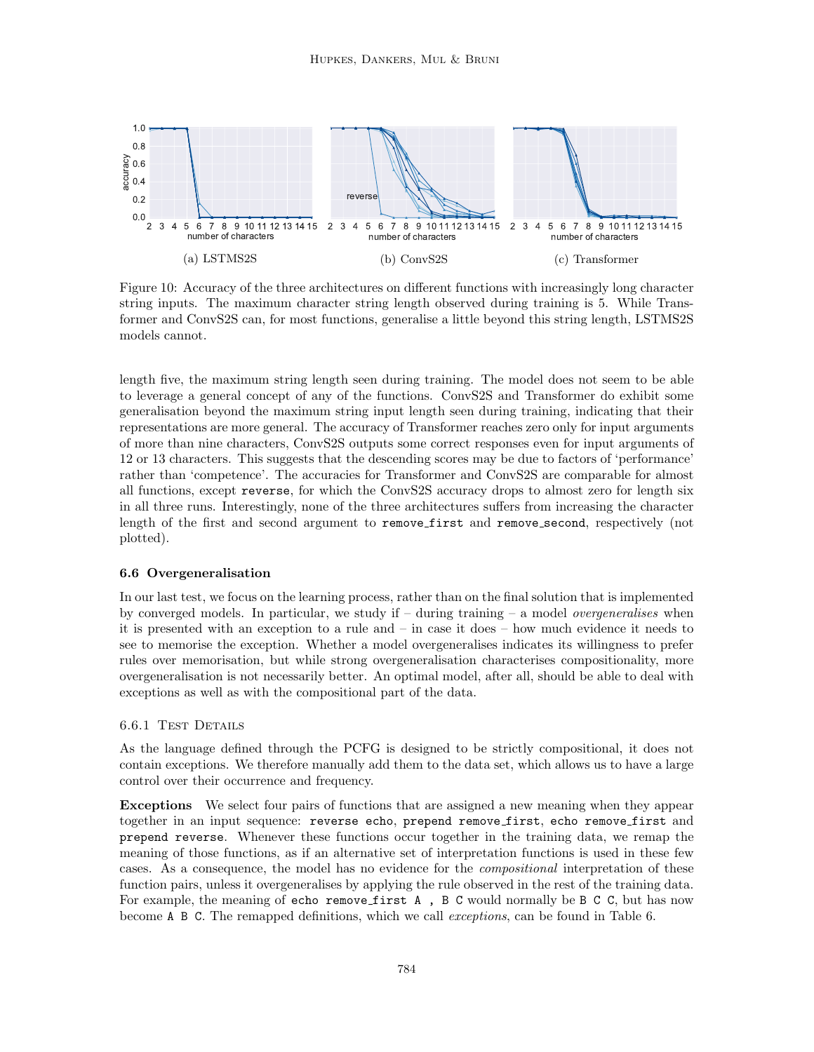(a) LSTMS2S (b) ConvS2S (c) Transformer

Figure 10: Accuracy of the three architectures on different functions with increasingly long character string inputs. The maximum character string length observed during training is 5. While Transformer and ConvS2S can, for most functions, generalise a little beyond this string length, LSTMS2S models cannot.

length five, the maximum string length seen during training. The model does not seem to be able to leverage a general concept of any of the functions. ConvS2S and Transformer do exhibit some generalisation beyond the maximum string input length seen during training, indicating that their representations are more general. The accuracy of Transformer reaches zero only for input arguments of more than nine characters, ConvS2S outputs some correct responses even for input arguments of 12 or 13 characters. This suggests that the descending scores may be due to factors of 'performance' rather than 'competence'. The accuracies for Transformer and ConvS2S are comparable for almost all functions, except `reverse`, for which the ConvS2S accuracy drops to almost zero for length six in all three runs. Interestingly, none of the three architectures suffers from increasing the character length of the first and second argument to `remove_first` and `remove_second`, respectively (not plotted).

### 6.6 Overgeneralisation

In our last test, we focus on the learning process, rather than on the final solution that is implemented by converged models. In particular, we study if – during training – a model *overgeneralises* when it is presented with an exception to a rule and – in case it does – how much evidence it needs to see to memorise the exception. Whether a model overgeneralises indicates its willingness to prefer rules over memorisation, but while strong overgeneralisation characterises compositionality, more overgeneralisation is not necessarily better. An optimal model, after all, should be able to deal with exceptions as well as with the compositional part of the data.

#### 6.6.1 Test Details

As the language defined through the PCFG is designed to be strictly compositional, it does not contain exceptions. We therefore manually add them to the data set, which allows us to have a large control over their occurrence and frequency.

**Exceptions** We select four pairs of functions that are assigned a new meaning when they appear together in an input sequence: `reverse echo`, `prepend remove_first`, `echo remove_first` and `prepend reverse`. Whenever these functions occur together in the training data, we remap the meaning of those functions, as if an alternative set of interpretation functions is used in these few cases. As a consequence, the model has no evidence for the *compositional* interpretation of these function pairs, unless it overgeneralises by applying the rule observed in the rest of the training data. For example, the meaning of `echo remove_first A , B C` would normally be `B C C`, but has now become `A B C`. The remapped definitions, which we call *exceptions*, can be found in Table 6.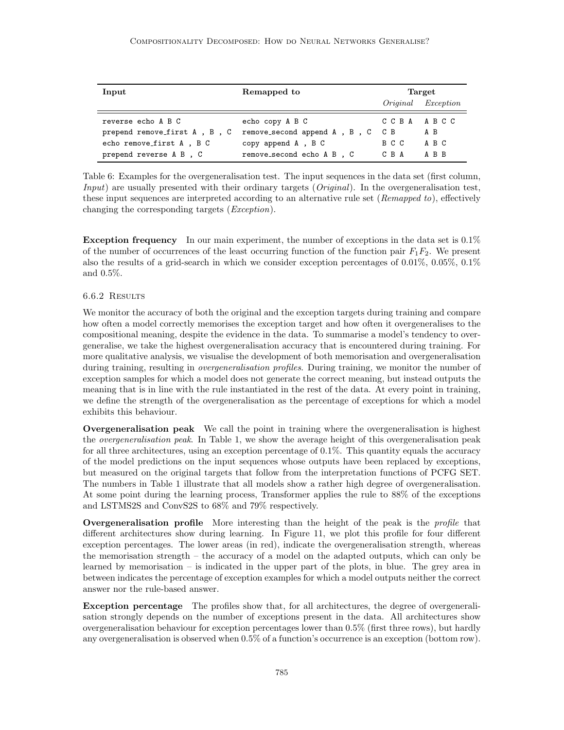| Input | Remapped to | Target | |
|---|---|---|---|
| | | *Original* | *Exception* |
| reverse echo A B C | echo copy A B C | C C B A | A B C C |
| prepend remove_first A , B , C | remove_second append A , B , C | C B | A B |
| echo remove_first A , B C | copy append A , B C | B C C | A B C |
| prepend reverse A B , C | remove_second echo A B , C | C B A | A B B |

Table 6: Examples for the overgeneralisation test. The input sequences in the data set (first column, *Input*) are usually presented with their ordinary targets (*Original*). In the overgeneralisation test, these input sequences are interpreted according to an alternative rule set (*Remapped to*), effectively changing the corresponding targets (*Exception*).

**Exception frequency** In our main experiment, the number of exceptions in the data set is 0.1% of the number of occurrences of the least occurring function of the function pair $F_1F_2$. We present also the results of a grid-search in which we consider exception percentages of 0.01%, 0.05%, 0.1% and 0.5%.

### 6.6.2 Results

We monitor the accuracy of both the original and the exception targets during training and compare how often a model correctly memorises the exception target and how often it overgeneralises to the compositional meaning, despite the evidence in the data. To summarise a model's tendency to overgeneralise, we take the highest overgeneralisation accuracy that is encountered during training. For more qualitative analysis, we visualise the development of both memorisation and overgeneralisation during training, resulting in *overgeneralisation profiles*. During training, we monitor the number of exception samples for which a model does not generate the correct meaning, but instead outputs the meaning that is in line with the rule instantiated in the rest of the data. At every point in training, we define the strength of the overgeneralisation as the percentage of exceptions for which a model exhibits this behaviour.

**Overgeneralisation peak** We call the point in training where the overgeneralisation is highest the *overgeneralisation peak*. In Table 1, we show the average height of this overgeneralisation peak for all three architectures, using an exception percentage of 0.1%. This quantity equals the accuracy of the model predictions on the input sequences whose outputs have been replaced by exceptions, but measured on the original targets that follow from the interpretation functions of PCFG SET. The numbers in Table 1 illustrate that all models show a rather high degree of overgeneralisation. At some point during the learning process, Transformer applies the rule to 88% of the exceptions and LSTMS2S and ConvS2S to 68% and 79% respectively.

**Overgeneralisation profile** More interesting than the height of the peak is the *profile* that different architectures show during learning. In Figure 11, we plot this profile for four different exception percentages. The lower areas (in red), indicate the overgeneralisation strength, whereas the memorisation strength – the accuracy of a model on the adapted outputs, which can only be learned by memorisation – is indicated in the upper part of the plots, in blue. The grey area in between indicates the percentage of exception examples for which a model outputs neither the correct answer nor the rule-based answer.

**Exception percentage** The profiles show that, for all architectures, the degree of overgeneralisation strongly depends on the number of exceptions present in the data. All architectures show overgeneralisation behaviour for exception percentages lower than 0.5% (first three rows), but hardly any overgeneralisation is observed when 0.5% of a function's occurrence is an exception (bottom row).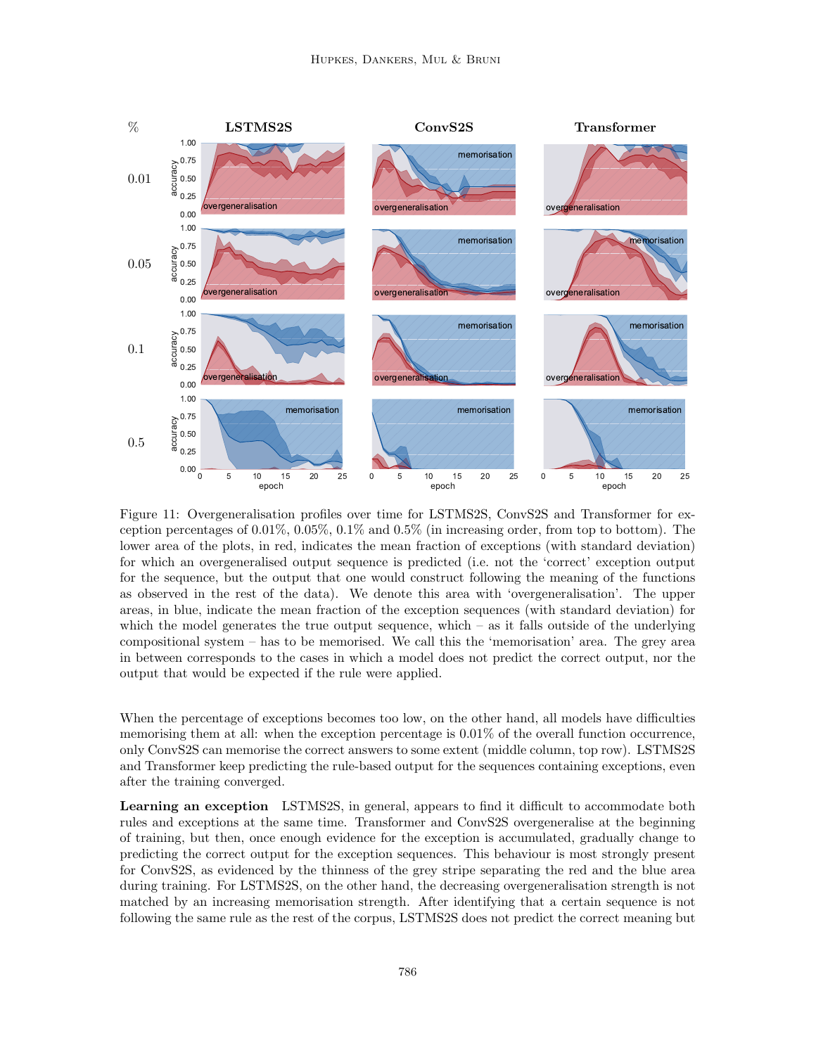Figure 11: Overgeneralisation profiles over time for LSTMS2S, ConvS2S and Transformer for exception percentages of 0.01%, 0.05%, 0.1% and 0.5% (in increasing order, from top to bottom). The lower area of the plots, in red, indicates the mean fraction of exceptions (with standard deviation) for which an overgeneralised output sequence is predicted (i.e. not the 'correct' exception output for the sequence, but the output that one would construct following the meaning of the functions as observed in the rest of the data). We denote this area with 'overgeneralisation'. The upper areas, in blue, indicate the mean fraction of the exception sequences (with standard deviation) for which the model generates the true output sequence, which – as it falls outside of the underlying compositional system – has to be memorised. We call this the 'memorisation' area. The grey area in between corresponds to the cases in which a model does not predict the correct output, nor the output that would be expected if the rule were applied.

When the percentage of exceptions becomes too low, on the other hand, all models have difficulties memorising them at all: when the exception percentage is 0.01% of the overall function occurrence, only ConvS2S can memorise the correct answers to some extent (middle column, top row). LSTMS2S and Transformer keep predicting the rule-based output for the sequences containing exceptions, even after the training converged.

**Learning an exception** LSTMS2S, in general, appears to find it difficult to accommodate both rules and exceptions at the same time. Transformer and ConvS2S overgeneralise at the beginning of training, but then, once enough evidence for the exception is accumulated, gradually change to predicting the correct output for the exception sequences. This behaviour is most strongly present for ConvS2S, as evidenced by the thinness of the grey stripe separating the red and the blue area during training. For LSTMS2S, on the other hand, the decreasing overgeneralisation strength is not matched by an increasing memorisation strength. After identifying that a certain sequence is not following the same rule as the rest of the corpus, LSTMS2S does not predict the correct meaning but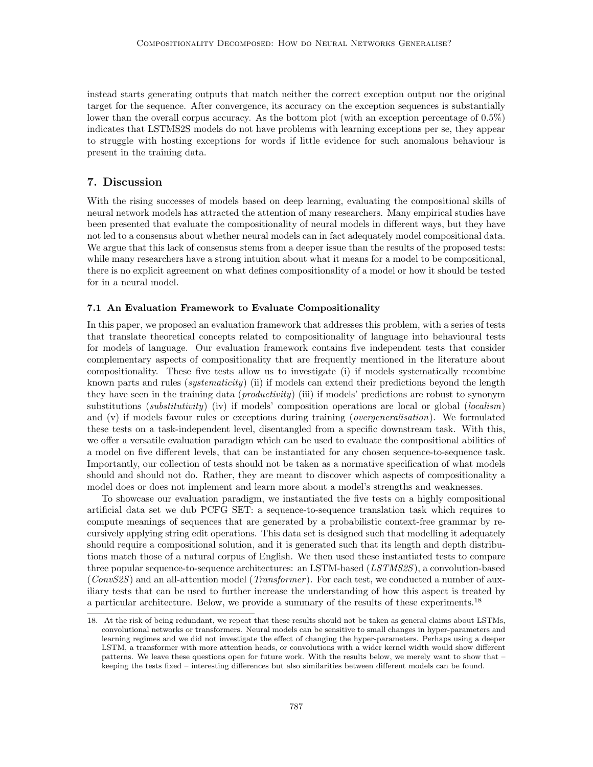instead starts generating outputs that match neither the correct exception output nor the original target for the sequence. After convergence, its accuracy on the exception sequences is substantially lower than the overall corpus accuracy. As the bottom plot (with an exception percentage of 0.5%) indicates that LSTMS2S models do not have problems with learning exceptions per se, they appear to struggle with hosting exceptions for words if little evidence for such anomalous behaviour is present in the training data.

## 7. Discussion

With the rising successes of models based on deep learning, evaluating the compositional skills of neural network models has attracted the attention of many researchers. Many empirical studies have been presented that evaluate the compositionality of neural models in different ways, but they have not led to a consensus about whether neural models can in fact adequately model compositional data. We argue that this lack of consensus stems from a deeper issue than the results of the proposed tests: while many researchers have a strong intuition about what it means for a model to be compositional, there is no explicit agreement on what defines compositionality of a model or how it should be tested for in a neural model.

### 7.1 An Evaluation Framework to Evaluate Compositionality

In this paper, we proposed an evaluation framework that addresses this problem, with a series of tests that translate theoretical concepts related to compositionality of language into behavioural tests for models of language. Our evaluation framework contains five independent tests that consider complementary aspects of compositionality that are frequently mentioned in the literature about compositionality. These five tests allow us to investigate (i) if models systematically recombine known parts and rules (*systematicity*) (ii) if models can extend their predictions beyond the length they have seen in the training data (*productivity*) (iii) if models' predictions are robust to synonym substitutions (*substitutivity*) (iv) if models' composition operations are local or global (*localism*) and (v) if models favour rules or exceptions during training (*overgeneralisation*). We formulated these tests on a task-independent level, disentangled from a specific downstream task. With this, we offer a versatile evaluation paradigm which can be used to evaluate the compositional abilities of a model on five different levels, that can be instantiated for any chosen sequence-to-sequence task. Importantly, our collection of tests should not be taken as a normative specification of what models should and should not do. Rather, they are meant to discover which aspects of compositionality a model does or does not implement and learn more about a model's strengths and weaknesses.

To showcase our evaluation paradigm, we instantiated the five tests on a highly compositional artificial data set we dub PCFG SET: a sequence-to-sequence translation task which requires to compute meanings of sequences that are generated by a probabilistic context-free grammar by recursively applying string edit operations. This data set is designed such that modelling it adequately should require a compositional solution, and it is generated such that its length and depth distributions match those of a natural corpus of English. We then used these instantiated tests to compare three popular sequence-to-sequence architectures: an LSTM-based (*LSTMS2S*), a convolution-based (*ConvS2S*) and an all-attention model (*Transformer*). For each test, we conducted a number of auxiliary tests that can be used to further increase the understanding of how this aspect is treated by a particular architecture. Below, we provide a summary of the results of these experiments.[18]

18. At the risk of being redundant, we repeat that these results should not be taken as general claims about LSTMs, convolutional networks or transformers. Neural models can be sensitive to small changes in hyper-parameters and learning regimes and we did not investigate the effect of changing the hyper-parameters. Perhaps using a deeper LSTM, a transformer with more attention heads, or convolutions with a wider kernel width would show different patterns. We leave these questions open for future work. With the results below, we merely want to show that – keeping the tests fixed – interesting differences but also similarities between different models can be found.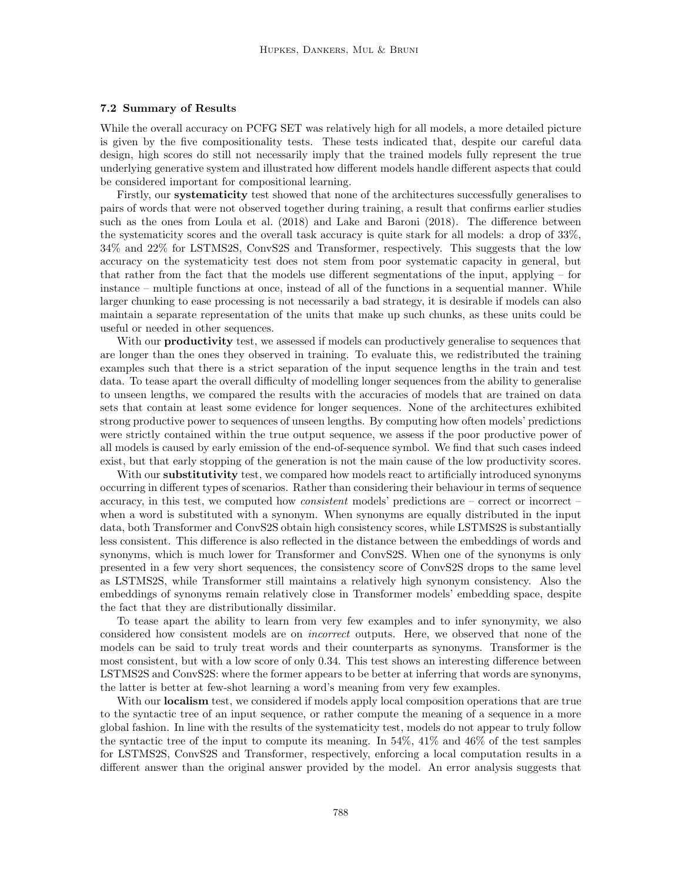### 7.2 Summary of Results

While the overall accuracy on PCFG SET was relatively high for all models, a more detailed picture is given by the five compositionality tests. These tests indicated that, despite our careful data design, high scores do still not necessarily imply that the trained models fully represent the true underlying generative system and illustrated how different models handle different aspects that could be considered important for compositional learning.

Firstly, our **systematicity** test showed that none of the architectures successfully generalises to pairs of words that were not observed together during training, a result that confirms earlier studies such as the ones from Loula et al. (2018) and Lake and Baroni (2018). The difference between the systematicity scores and the overall task accuracy is quite stark for all models: a drop of 33%, 34% and 22% for LSTMS2S, ConvS2S and Transformer, respectively. This suggests that the low accuracy on the systematicity test does not stem from poor systematic capacity in general, but that rather from the fact that the models use different segmentations of the input, applying – for instance – multiple functions at once, instead of all of the functions in a sequential manner. While larger chunking to ease processing is not necessarily a bad strategy, it is desirable if models can also maintain a separate representation of the units that make up such chunks, as these units could be useful or needed in other sequences.

With our **productivity** test, we assessed if models can productively generalise to sequences that are longer than the ones they observed in training. To evaluate this, we redistributed the training examples such that there is a strict separation of the input sequence lengths in the train and test data. To tease apart the overall difficulty of modelling longer sequences from the ability to generalise to unseen lengths, we compared the results with the accuracies of models that are trained on data sets that contain at least some evidence for longer sequences. None of the architectures exhibited strong productive power to sequences of unseen lengths. By computing how often models' predictions were strictly contained within the true output sequence, we assess if the poor productive power of all models is caused by early emission of the end-of-sequence symbol. We find that such cases indeed exist, but that early stopping of the generation is not the main cause of the low productivity scores.

With our **substitutivity** test, we compared how models react to artificially introduced synonyms occurring in different types of scenarios. Rather than considering their behaviour in terms of sequence accuracy, in this test, we computed how *consistent* models' predictions are – correct or incorrect – when a word is substituted with a synonym. When synonyms are equally distributed in the input data, both Transformer and ConvS2S obtain high consistency scores, while LSTMS2S is substantially less consistent. This difference is also reflected in the distance between the embeddings of words and synonyms, which is much lower for Transformer and ConvS2S. When one of the synonyms is only presented in a few very short sequences, the consistency score of ConvS2S drops to the same level as LSTMS2S, while Transformer still maintains a relatively high synonym consistency. Also the embeddings of synonyms remain relatively close in Transformer models' embedding space, despite the fact that they are distributionally dissimilar.

To tease apart the ability to learn from very few examples and to infer synonymity, we also considered how consistent models are on *incorrect* outputs. Here, we observed that none of the models can be said to truly treat words and their counterparts as synonyms. Transformer is the most consistent, but with a low score of only 0.34. This test shows an interesting difference between LSTMS2S and ConvS2S: where the former appears to be better at inferring that words are synonyms, the latter is better at few-shot learning a word's meaning from very few examples.

With our **localism** test, we considered if models apply local composition operations that are true to the syntactic tree of an input sequence, or rather compute the meaning of a sequence in a more global fashion. In line with the results of the systematicity test, models do not appear to truly follow the syntactic tree of the input to compute its meaning. In 54%, 41% and 46% of the test samples for LSTMS2S, ConvS2S and Transformer, respectively, enforcing a local computation results in a different answer than the original answer provided by the model. An error analysis suggests that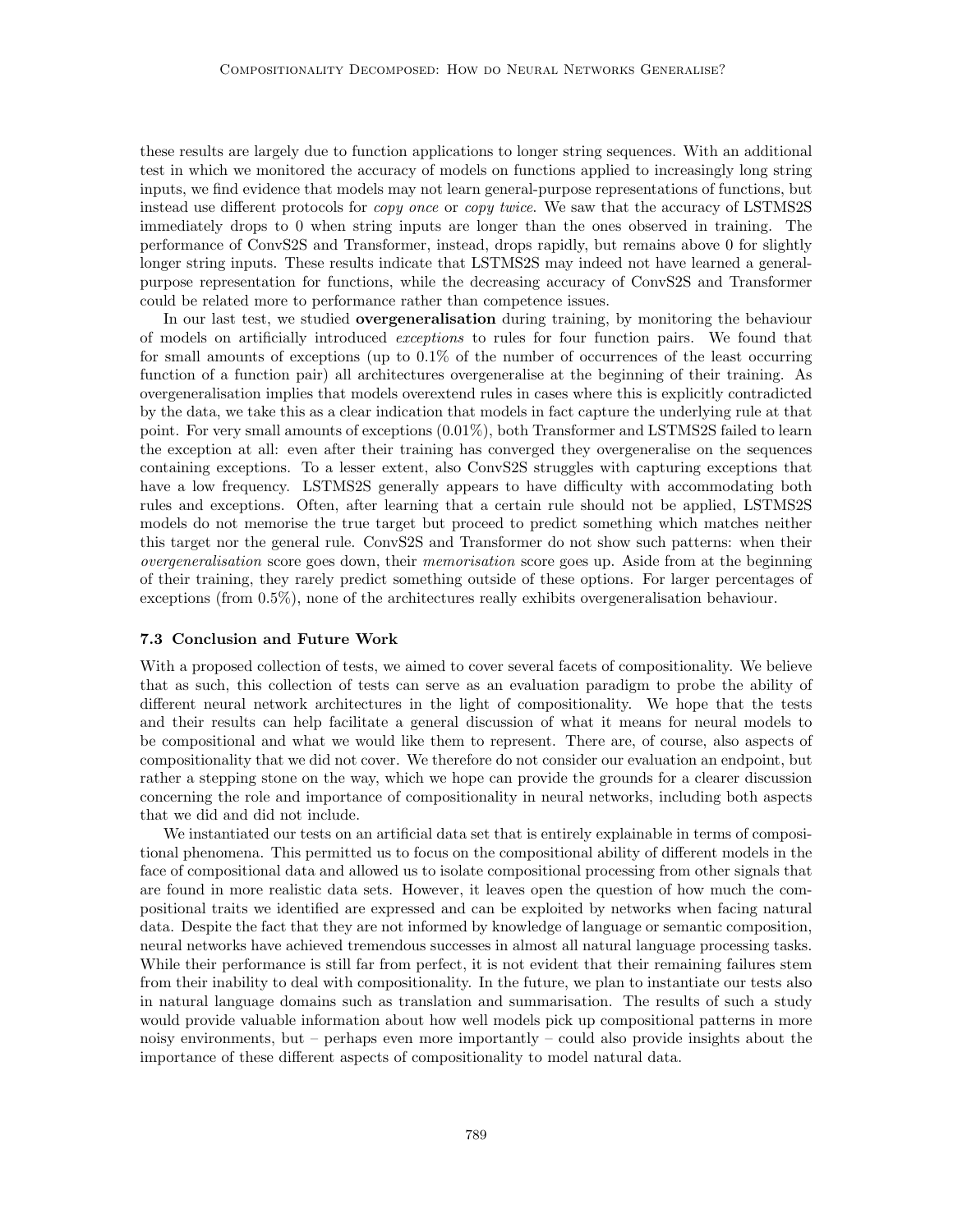these results are largely due to function applications to longer string sequences. With an additional test in which we monitored the accuracy of models on functions applied to increasingly long string inputs, we find evidence that models may not learn general-purpose representations of functions, but instead use different protocols for *copy once* or *copy twice*. We saw that the accuracy of LSTMS2S immediately drops to 0 when string inputs are longer than the ones observed in training. The performance of ConvS2S and Transformer, instead, drops rapidly, but remains above 0 for slightly longer string inputs. These results indicate that LSTMS2S may indeed not have learned a general-purpose representation for functions, while the decreasing accuracy of ConvS2S and Transformer could be related more to performance rather than competence issues.

In our last test, we studied **overgeneralisation** during training, by monitoring the behaviour of models on artificially introduced *exceptions* to rules for four function pairs. We found that for small amounts of exceptions (up to 0.1% of the number of occurrences of the least occurring function of a function pair) all architectures overgeneralise at the beginning of their training. As overgeneralisation implies that models overextend rules in cases where this is explicitly contradicted by the data, we take this as a clear indication that models in fact capture the underlying rule at that point. For very small amounts of exceptions (0.01%), both Transformer and LSTMS2S failed to learn the exception at all: even after their training has converged they overgeneralise on the sequences containing exceptions. To a lesser extent, also ConvS2S struggles with capturing exceptions that have a low frequency. LSTMS2S generally appears to have difficulty with accommodating both rules and exceptions. Often, after learning that a certain rule should not be applied, LSTMS2S models do not memorise the true target but proceed to predict something which matches neither this target nor the general rule. ConvS2S and Transformer do not show such patterns: when their *overgeneralisation* score goes down, their *memorisation* score goes up. Aside from at the beginning of their training, they rarely predict something outside of these options. For larger percentages of exceptions (from 0.5%), none of the architectures really exhibits overgeneralisation behaviour.

### 7.3 Conclusion and Future Work

With a proposed collection of tests, we aimed to cover several facets of compositionality. We believe that as such, this collection of tests can serve as an evaluation paradigm to probe the ability of different neural network architectures in the light of compositionality. We hope that the tests and their results can help facilitate a general discussion of what it means for neural models to be compositional and what we would like them to represent. There are, of course, also aspects of compositionality that we did not cover. We therefore do not consider our evaluation an endpoint, but rather a stepping stone on the way, which we hope can provide the grounds for a clearer discussion concerning the role and importance of compositionality in neural networks, including both aspects that we did and did not include.

We instantiated our tests on an artificial data set that is entirely explainable in terms of compositional phenomena. This permitted us to focus on the compositional ability of different models in the face of compositional data and allowed us to isolate compositional processing from other signals that are found in more realistic data sets. However, it leaves open the question of how much the compositional traits we identified are expressed and can be exploited by networks when facing natural data. Despite the fact that they are not informed by knowledge of language or semantic composition, neural networks have achieved tremendous successes in almost all natural language processing tasks. While their performance is still far from perfect, it is not evident that their remaining failures stem from their inability to deal with compositionality. In the future, we plan to instantiate our tests also in natural language domains such as translation and summarisation. The results of such a study would provide valuable information about how well models pick up compositional patterns in more noisy environments, but – perhaps even more importantly – could also provide insights about the importance of these different aspects of compositionality to model natural data.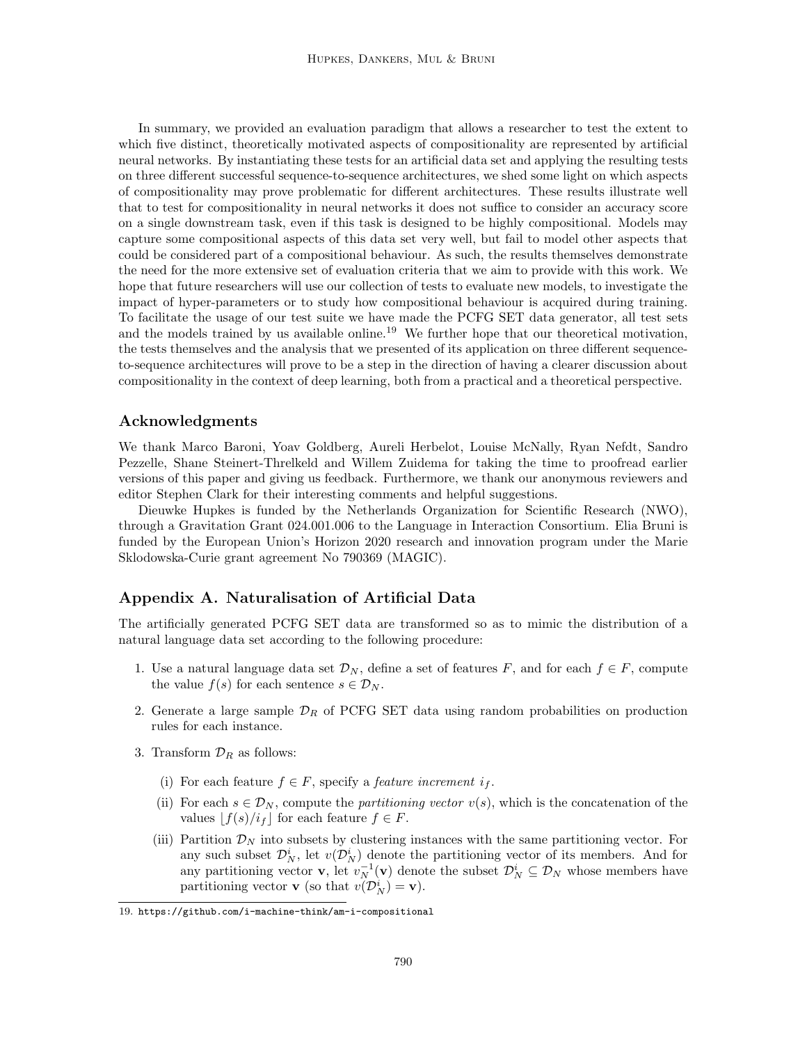In summary, we provided an evaluation paradigm that allows a researcher to test the extent to which five distinct, theoretically motivated aspects of compositionality are represented by artificial neural networks. By instantiating these tests for an artificial data set and applying the resulting tests on three different successful sequence-to-sequence architectures, we shed some light on which aspects of compositionality may prove problematic for different architectures. These results illustrate well that to test for compositionality in neural networks it does not suffice to consider an accuracy score on a single downstream task, even if this task is designed to be highly compositional. Models may capture some compositional aspects of this data set very well, but fail to model other aspects that could be considered part of a compositional behaviour. As such, the results themselves demonstrate the need for the more extensive set of evaluation criteria that we aim to provide with this work. We hope that future researchers will use our collection of tests to evaluate new models, to investigate the impact of hyper-parameters or to study how compositional behaviour is acquired during training. To facilitate the usage of our test suite we have made the PCFG SET data generator, all test sets and the models trained by us available online.[19] We further hope that our theoretical motivation, the tests themselves and the analysis that we presented of its application on three different sequence-to-sequence architectures will prove to be a step in the direction of having a clearer discussion about compositionality in the context of deep learning, both from a practical and a theoretical perspective.

## Acknowledgments

We thank Marco Baroni, Yoav Goldberg, Aureli Herbelot, Louise McNally, Ryan Nefdt, Sandro Pezzelle, Shane Steinert-Threlkeld and Willem Zuidema for taking the time to proofread earlier versions of this paper and giving us feedback. Furthermore, we thank our anonymous reviewers and editor Stephen Clark for their interesting comments and helpful suggestions.

Dieuwke Hupkes is funded by the Netherlands Organization for Scientific Research (NWO), through a Gravitation Grant 024.001.006 to the Language in Interaction Consortium. Elia Bruni is funded by the European Union's Horizon 2020 research and innovation program under the Marie Sklodowska-Curie grant agreement No 790369 (MAGIC).

## Appendix A. Naturalisation of Artificial Data

The artificially generated PCFG SET data are transformed so as to mimic the distribution of a natural language data set according to the following procedure:

1. Use a natural language data set $\mathcal{D}_N$, define a set of features $F$, and for each $f \in F$, compute the value $f(s)$ for each sentence $s \in \mathcal{D}_N$.
2. Generate a large sample $\mathcal{D}_R$ of PCFG SET data using random probabilities on production rules for each instance.
3. Transform $\mathcal{D}_R$ as follows:
   (i) For each feature $f \in F$, specify a *feature increment* $i_f$.
   (ii) For each $s \in \mathcal{D}_N$, compute the *partitioning vector* $v(s)$, which is the concatenation of the values $\lfloor f(s)/i_f \rfloor$ for each feature $f \in F$.
   (iii) Partition $\mathcal{D}_N$ into subsets by clustering instances with the same partitioning vector. For any such subset $\mathcal{D}_N^i$, let $v(\mathcal{D}_N^i)$ denote the partitioning vector of its members. And for any partitioning vector $\mathbf{v}$, let $v_N^{-1}(\mathbf{v})$ denote the subset $\mathcal{D}_N^i \subseteq \mathcal{D}_N$ whose members have partitioning vector $\mathbf{v}$ (so that $v(\mathcal{D}_N^i) = \mathbf{v}$).

19. https://github.com/i-machine-think/am-i-compositional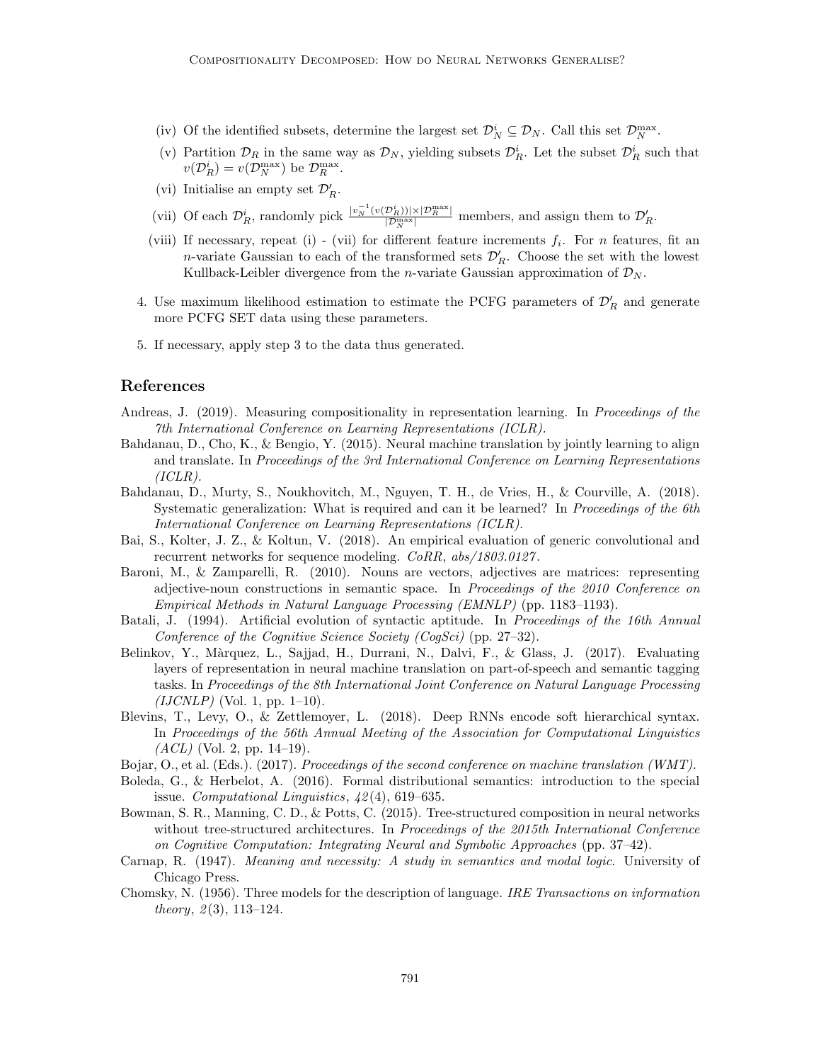(iv) Of the identified subsets, determine the largest set $\mathcal{D}_N^i \subseteq \mathcal{D}_N$. Call this set $\mathcal{D}_N^{\max}$.

(v) Partition $\mathcal{D}_R$ in the same way as $\mathcal{D}_N$, yielding subsets $\mathcal{D}_R^i$. Let the subset $\mathcal{D}_R^i$ such that $v(\mathcal{D}_R^i) = v(\mathcal{D}_N^{\max})$ be $\mathcal{D}_R^{\max}$.

(vi) Initialise an empty set $\mathcal{D}'_R$.

(vii) Of each $\mathcal{D}_R^i$, randomly pick $\frac{|v_N^{-1}(v(\mathcal{D}_R^i))| \times |\mathcal{D}_R^{\max}|}{|\mathcal{D}_N^{\max}|}$ members, and assign them to $\mathcal{D}'_R$.

(viii) If necessary, repeat (i) - (vii) for different feature increments $f_i$. For $n$ features, fit an $n$-variate Gaussian to each of the transformed sets $\mathcal{D}'_R$. Choose the set with the lowest Kullback-Leibler divergence from the $n$-variate Gaussian approximation of $\mathcal{D}_N$.

4. Use maximum likelihood estimation to estimate the PCFG parameters of $\mathcal{D}'_R$ and generate more PCFG SET data using these parameters.

5. If necessary, apply step 3 to the data thus generated.

## References

Andreas, J. (2019). Measuring compositionality in representation learning. In *Proceedings of the 7th International Conference on Learning Representations (ICLR)*.

Bahdanau, D., Cho, K., & Bengio, Y. (2015). Neural machine translation by jointly learning to align and translate. In *Proceedings of the 3rd International Conference on Learning Representations (ICLR)*.

Bahdanau, D., Murty, S., Noukhovitch, M., Nguyen, T. H., de Vries, H., & Courville, A. (2018). Systematic generalization: What is required and can it be learned? In *Proceedings of the 6th International Conference on Learning Representations (ICLR)*.

Bai, S., Kolter, J. Z., & Koltun, V. (2018). An empirical evaluation of generic convolutional and recurrent networks for sequence modeling. *CoRR*, *abs/1803.0127*.

Baroni, M., & Zamparelli, R. (2010). Nouns are vectors, adjectives are matrices: representing adjective-noun constructions in semantic space. In *Proceedings of the 2010 Conference on Empirical Methods in Natural Language Processing (EMNLP)* (pp. 1183–1193).

Batali, J. (1994). Artificial evolution of syntactic aptitude. In *Proceedings of the 16th Annual Conference of the Cognitive Science Society (CogSci)* (pp. 27–32).

Belinkov, Y., Màrquez, L., Sajjad, H., Durrani, N., Dalvi, F., & Glass, J. (2017). Evaluating layers of representation in neural machine translation on part-of-speech and semantic tagging tasks. In *Proceedings of the 8th International Joint Conference on Natural Language Processing (IJCNLP)* (Vol. 1, pp. 1–10).

Blevins, T., Levy, O., & Zettlemoyer, L. (2018). Deep RNNs encode soft hierarchical syntax. In *Proceedings of the 56th Annual Meeting of the Association for Computational Linguistics (ACL)* (Vol. 2, pp. 14–19).

Bojar, O., et al. (Eds.). (2017). *Proceedings of the second conference on machine translation (WMT)*.

Boleda, G., & Herbelot, A. (2016). Formal distributional semantics: introduction to the special issue. *Computational Linguistics*, *42*(4), 619–635.

Bowman, S. R., Manning, C. D., & Potts, C. (2015). Tree-structured composition in neural networks without tree-structured architectures. In *Proceedings of the 2015th International Conference on Cognitive Computation: Integrating Neural and Symbolic Approaches* (pp. 37–42).

Carnap, R. (1947). *Meaning and necessity: A study in semantics and modal logic*. University of Chicago Press.

Chomsky, N. (1956). Three models for the description of language. *IRE Transactions on information theory*, *2*(3), 113–124.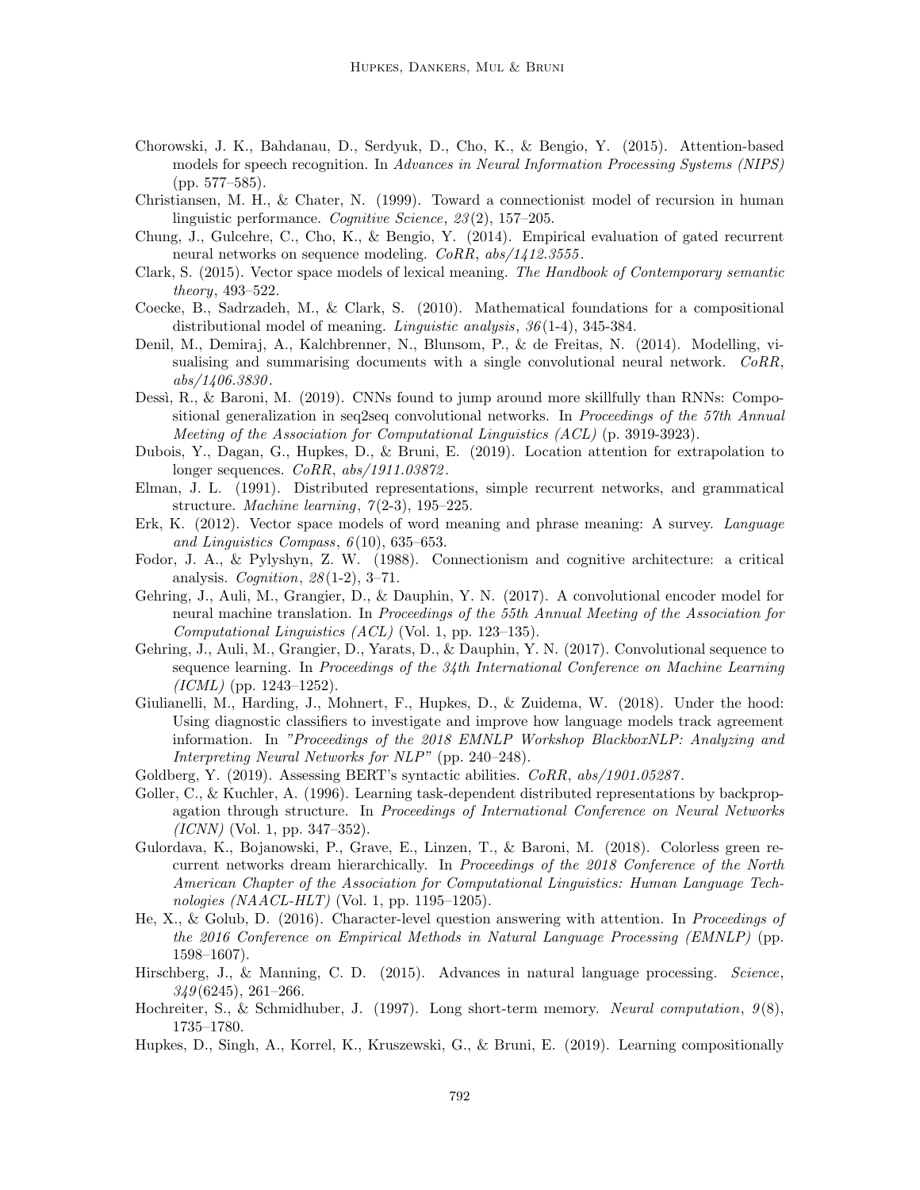Chorowski, J. K., Bahdanau, D., Serdyuk, D., Cho, K., & Bengio, Y. (2015). Attention-based models for speech recognition. In *Advances in Neural Information Processing Systems (NIPS)* (pp. 577–585).

Christiansen, M. H., & Chater, N. (1999). Toward a connectionist model of recursion in human linguistic performance. *Cognitive Science*, *23*(2), 157–205.

Chung, J., Gulcehre, C., Cho, K., & Bengio, Y. (2014). Empirical evaluation of gated recurrent neural networks on sequence modeling. *CoRR*, *abs/1412.3555*.

Clark, S. (2015). Vector space models of lexical meaning. *The Handbook of Contemporary semantic theory*, 493–522.

Coecke, B., Sadrzadeh, M., & Clark, S. (2010). Mathematical foundations for a compositional distributional model of meaning. *Linguistic analysis*, *36*(1-4), 345-384.

Denil, M., Demiraj, A., Kalchbrenner, N., Blunsom, P., & de Freitas, N. (2014). Modelling, visualising and summarising documents with a single convolutional neural network. *CoRR*, *abs/1406.3830*.

Dessì, R., & Baroni, M. (2019). CNNs found to jump around more skillfully than RNNs: Compositional generalization in seq2seq convolutional networks. In *Proceedings of the 57th Annual Meeting of the Association for Computational Linguistics (ACL)* (p. 3919-3923).

Dubois, Y., Dagan, G., Hupkes, D., & Bruni, E. (2019). Location attention for extrapolation to longer sequences. *CoRR*, *abs/1911.03872*.

Elman, J. L. (1991). Distributed representations, simple recurrent networks, and grammatical structure. *Machine learning*, *7*(2-3), 195–225.

Erk, K. (2012). Vector space models of word meaning and phrase meaning: A survey. *Language and Linguistics Compass*, *6*(10), 635–653.

Fodor, J. A., & Pylyshyn, Z. W. (1988). Connectionism and cognitive architecture: a critical analysis. *Cognition*, *28*(1-2), 3–71.

Gehring, J., Auli, M., Grangier, D., & Dauphin, Y. N. (2017). A convolutional encoder model for neural machine translation. In *Proceedings of the 55th Annual Meeting of the Association for Computational Linguistics (ACL)* (Vol. 1, pp. 123–135).

Gehring, J., Auli, M., Grangier, D., Yarats, D., & Dauphin, Y. N. (2017). Convolutional sequence to sequence learning. In *Proceedings of the 34th International Conference on Machine Learning (ICML)* (pp. 1243–1252).

Giulianelli, M., Harding, J., Mohnert, F., Hupkes, D., & Zuidema, W. (2018). Under the hood: Using diagnostic classifiers to investigate and improve how language models track agreement information. In *"Proceedings of the 2018 EMNLP Workshop BlackboxNLP: Analyzing and Interpreting Neural Networks for NLP"* (pp. 240–248).

Goldberg, Y. (2019). Assessing BERT's syntactic abilities. *CoRR*, *abs/1901.05287*.

Goller, C., & Kuchler, A. (1996). Learning task-dependent distributed representations by backpropagation through structure. In *Proceedings of International Conference on Neural Networks (ICNN)* (Vol. 1, pp. 347–352).

Gulordava, K., Bojanowski, P., Grave, E., Linzen, T., & Baroni, M. (2018). Colorless green recurrent networks dream hierarchically. In *Proceedings of the 2018 Conference of the North American Chapter of the Association for Computational Linguistics: Human Language Technologies (NAACL-HLT)* (Vol. 1, pp. 1195–1205).

He, X., & Golub, D. (2016). Character-level question answering with attention. In *Proceedings of the 2016 Conference on Empirical Methods in Natural Language Processing (EMNLP)* (pp. 1598–1607).

Hirschberg, J., & Manning, C. D. (2015). Advances in natural language processing. *Science*, *349*(6245), 261–266.

Hochreiter, S., & Schmidhuber, J. (1997). Long short-term memory. *Neural computation*, *9*(8), 1735–1780.

Hupkes, D., Singh, A., Korrel, K., Kruszewski, G., & Bruni, E. (2019). Learning compositionally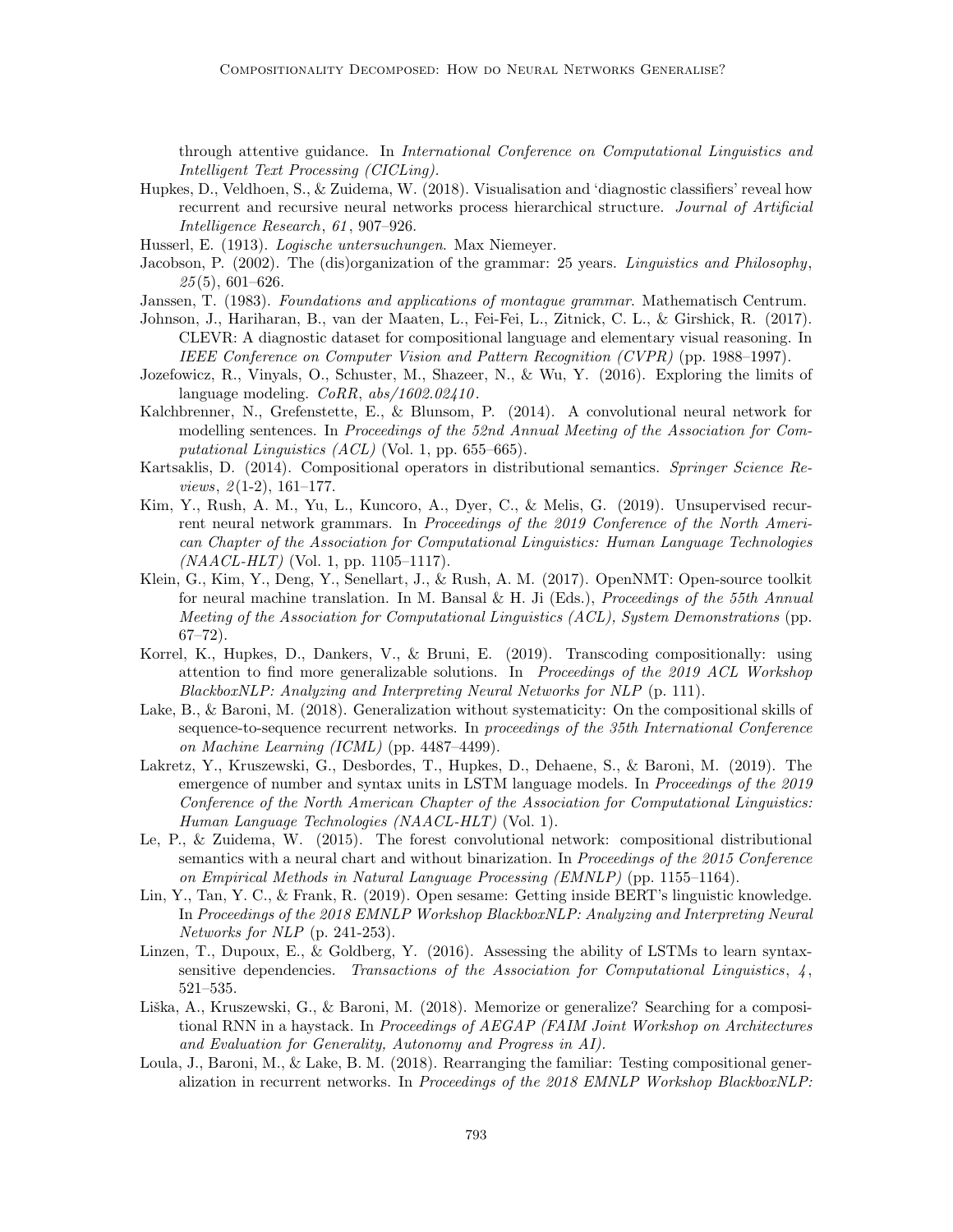through attentive guidance. In *International Conference on Computational Linguistics and Intelligent Text Processing (CICLing)*.

Hupkes, D., Veldhoen, S., & Zuidema, W. (2018). Visualisation and 'diagnostic classifiers' reveal how recurrent and recursive neural networks process hierarchical structure. *Journal of Artificial Intelligence Research*, *61*, 907–926.

Husserl, E. (1913). *Logische untersuchungen*. Max Niemeyer.

Jacobson, P. (2002). The (dis)organization of the grammar: 25 years. *Linguistics and Philosophy*, *25*(5), 601–626.

Janssen, T. (1983). *Foundations and applications of montague grammar*. Mathematisch Centrum.

Johnson, J., Hariharan, B., van der Maaten, L., Fei-Fei, L., Zitnick, C. L., & Girshick, R. (2017). CLEVR: A diagnostic dataset for compositional language and elementary visual reasoning. In *IEEE Conference on Computer Vision and Pattern Recognition (CVPR)* (pp. 1988–1997).

Jozefowicz, R., Vinyals, O., Schuster, M., Shazeer, N., & Wu, Y. (2016). Exploring the limits of language modeling. *CoRR*, *abs/1602.02410*.

Kalchbrenner, N., Grefenstette, E., & Blunsom, P. (2014). A convolutional neural network for modelling sentences. In *Proceedings of the 52nd Annual Meeting of the Association for Computational Linguistics (ACL)* (Vol. 1, pp. 655–665).

Kartsaklis, D. (2014). Compositional operators in distributional semantics. *Springer Science Reviews*, *2*(1-2), 161–177.

Kim, Y., Rush, A. M., Yu, L., Kuncoro, A., Dyer, C., & Melis, G. (2019). Unsupervised recurrent neural network grammars. In *Proceedings of the 2019 Conference of the North American Chapter of the Association for Computational Linguistics: Human Language Technologies (NAACL-HLT)* (Vol. 1, pp. 1105–1117).

Klein, G., Kim, Y., Deng, Y., Senellart, J., & Rush, A. M. (2017). OpenNMT: Open-source toolkit for neural machine translation. In M. Bansal & H. Ji (Eds.), *Proceedings of the 55th Annual Meeting of the Association for Computational Linguistics (ACL), System Demonstrations* (pp. 67–72).

Korrel, K., Hupkes, D., Dankers, V., & Bruni, E. (2019). Transcoding compositionally: using attention to find more generalizable solutions. In *Proceedings of the 2019 ACL Workshop BlackboxNLP: Analyzing and Interpreting Neural Networks for NLP* (p. 111).

Lake, B., & Baroni, M. (2018). Generalization without systematicity: On the compositional skills of sequence-to-sequence recurrent networks. In *proceedings of the 35th International Conference on Machine Learning (ICML)* (pp. 4487–4499).

Lakretz, Y., Kruszewski, G., Desbordes, T., Hupkes, D., Dehaene, S., & Baroni, M. (2019). The emergence of number and syntax units in LSTM language models. In *Proceedings of the 2019 Conference of the North American Chapter of the Association for Computational Linguistics: Human Language Technologies (NAACL-HLT)* (Vol. 1).

Le, P., & Zuidema, W. (2015). The forest convolutional network: compositional distributional semantics with a neural chart and without binarization. In *Proceedings of the 2015 Conference on Empirical Methods in Natural Language Processing (EMNLP)* (pp. 1155–1164).

Lin, Y., Tan, Y. C., & Frank, R. (2019). Open sesame: Getting inside BERT's linguistic knowledge. In *Proceedings of the 2018 EMNLP Workshop BlackboxNLP: Analyzing and Interpreting Neural Networks for NLP* (p. 241-253).

Linzen, T., Dupoux, E., & Goldberg, Y. (2016). Assessing the ability of LSTMs to learn syntax-sensitive dependencies. *Transactions of the Association for Computational Linguistics*, *4*, 521–535.

Liška, A., Kruszewski, G., & Baroni, M. (2018). Memorize or generalize? Searching for a compositional RNN in a haystack. In *Proceedings of AEGAP (FAIM Joint Workshop on Architectures and Evaluation for Generality, Autonomy and Progress in AI)*.

Loula, J., Baroni, M., & Lake, B. M. (2018). Rearranging the familiar: Testing compositional generalization in recurrent networks. In *Proceedings of the 2018 EMNLP Workshop BlackboxNLP:*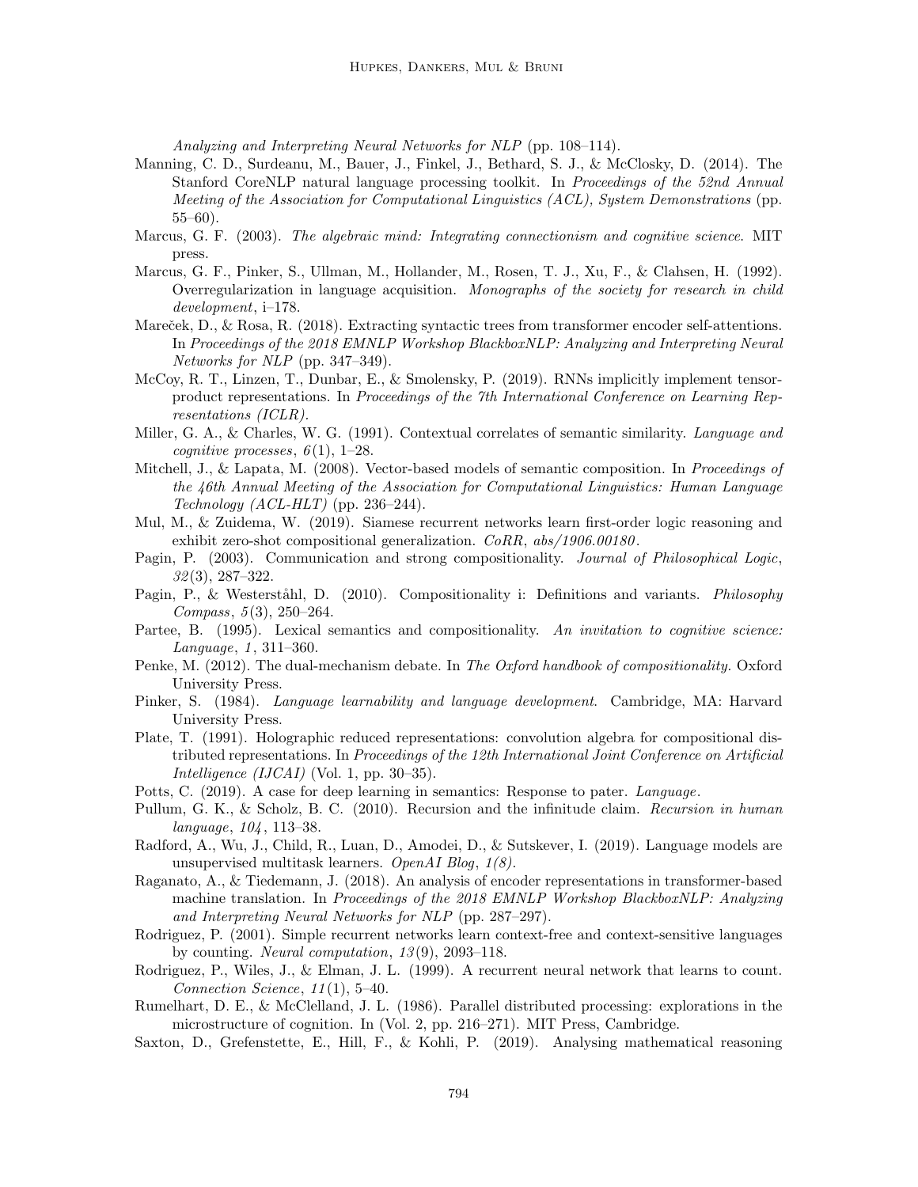*Analyzing and Interpreting Neural Networks for NLP* (pp. 108–114).

Manning, C. D., Surdeanu, M., Bauer, J., Finkel, J., Bethard, S. J., & McClosky, D. (2014). The Stanford CoreNLP natural language processing toolkit. In *Proceedings of the 52nd Annual Meeting of the Association for Computational Linguistics (ACL), System Demonstrations* (pp. 55–60).

Marcus, G. F. (2003). *The algebraic mind: Integrating connectionism and cognitive science.* MIT press.

Marcus, G. F., Pinker, S., Ullman, M., Hollander, M., Rosen, T. J., Xu, F., & Clahsen, H. (1992). Overregularization in language acquisition. *Monographs of the society for research in child development*, i–178.

Mareček, D., & Rosa, R. (2018). Extracting syntactic trees from transformer encoder self-attentions. In *Proceedings of the 2018 EMNLP Workshop BlackboxNLP: Analyzing and Interpreting Neural Networks for NLP* (pp. 347–349).

McCoy, R. T., Linzen, T., Dunbar, E., & Smolensky, P. (2019). RNNs implicitly implement tensor-product representations. In *Proceedings of the 7th International Conference on Learning Representations (ICLR)*.

Miller, G. A., & Charles, W. G. (1991). Contextual correlates of semantic similarity. *Language and cognitive processes*, *6*(1), 1–28.

Mitchell, J., & Lapata, M. (2008). Vector-based models of semantic composition. In *Proceedings of the 46th Annual Meeting of the Association for Computational Linguistics: Human Language Technology (ACL-HLT)* (pp. 236–244).

Mul, M., & Zuidema, W. (2019). Siamese recurrent networks learn first-order logic reasoning and exhibit zero-shot compositional generalization. *CoRR*, *abs/1906.00180*.

Pagin, P. (2003). Communication and strong compositionality. *Journal of Philosophical Logic*, *32*(3), 287–322.

Pagin, P., & Westerståhl, D. (2010). Compositionality i: Definitions and variants. *Philosophy Compass*, *5*(3), 250–264.

Partee, B. (1995). Lexical semantics and compositionality. *An invitation to cognitive science: Language*, *1*, 311–360.

Penke, M. (2012). The dual-mechanism debate. In *The Oxford handbook of compositionality.* Oxford University Press.

Pinker, S. (1984). *Language learnability and language development.* Cambridge, MA: Harvard University Press.

Plate, T. (1991). Holographic reduced representations: convolution algebra for compositional distributed representations. In *Proceedings of the 12th International Joint Conference on Artificial Intelligence (IJCAI)* (Vol. 1, pp. 30–35).

Potts, C. (2019). A case for deep learning in semantics: Response to pater. *Language*.

Pullum, G. K., & Scholz, B. C. (2010). Recursion and the infinitude claim. *Recursion in human language*, *104*, 113–38.

Radford, A., Wu, J., Child, R., Luan, D., Amodei, D., & Sutskever, I. (2019). Language models are unsupervised multitask learners. *OpenAI Blog*, *1(8)*.

Raganato, A., & Tiedemann, J. (2018). An analysis of encoder representations in transformer-based machine translation. In *Proceedings of the 2018 EMNLP Workshop BlackboxNLP: Analyzing and Interpreting Neural Networks for NLP* (pp. 287–297).

Rodriguez, P. (2001). Simple recurrent networks learn context-free and context-sensitive languages by counting. *Neural computation*, *13*(9), 2093–118.

Rodriguez, P., Wiles, J., & Elman, J. L. (1999). A recurrent neural network that learns to count. *Connection Science*, *11*(1), 5–40.

Rumelhart, D. E., & McClelland, J. L. (1986). Parallel distributed processing: explorations in the microstructure of cognition. In (Vol. 2, pp. 216–271). MIT Press, Cambridge.

Saxton, D., Grefenstette, E., Hill, F., & Kohli, P. (2019). Analysing mathematical reasoning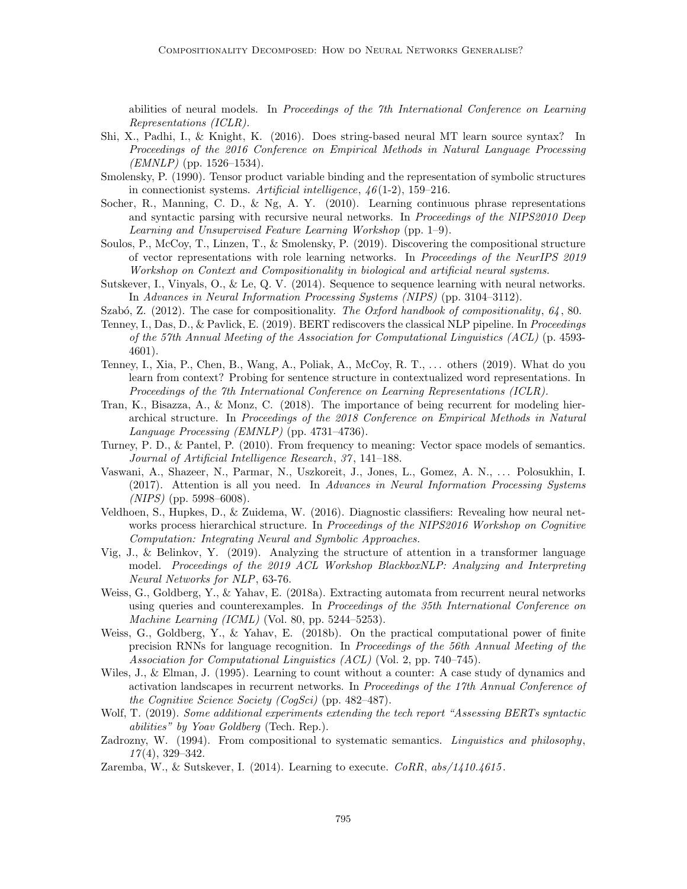abilities of neural models. In *Proceedings of the 7th International Conference on Learning Representations (ICLR)*.

Shi, X., Padhi, I., & Knight, K. (2016). Does string-based neural MT learn source syntax? In *Proceedings of the 2016 Conference on Empirical Methods in Natural Language Processing (EMNLP)* (pp. 1526–1534).

Smolensky, P. (1990). Tensor product variable binding and the representation of symbolic structures in connectionist systems. *Artificial intelligence*, *46*(1-2), 159–216.

Socher, R., Manning, C. D., & Ng, A. Y. (2010). Learning continuous phrase representations and syntactic parsing with recursive neural networks. In *Proceedings of the NIPS2010 Deep Learning and Unsupervised Feature Learning Workshop* (pp. 1–9).

Soulos, P., McCoy, T., Linzen, T., & Smolensky, P. (2019). Discovering the compositional structure of vector representations with role learning networks. In *Proceedings of the NeurIPS 2019 Workshop on Context and Compositionality in biological and artificial neural systems.*

Sutskever, I., Vinyals, O., & Le, Q. V. (2014). Sequence to sequence learning with neural networks. In *Advances in Neural Information Processing Systems (NIPS)* (pp. 3104–3112).

Szabó, Z. (2012). The case for compositionality. *The Oxford handbook of compositionality*, *64*, 80.

Tenney, I., Das, D., & Pavlick, E. (2019). BERT rediscovers the classical NLP pipeline. In *Proceedings of the 57th Annual Meeting of the Association for Computational Linguistics (ACL)* (p. 4593-4601).

Tenney, I., Xia, P., Chen, B., Wang, A., Poliak, A., McCoy, R. T., ... others (2019). What do you learn from context? Probing for sentence structure in contextualized word representations. In *Proceedings of the 7th International Conference on Learning Representations (ICLR).*

Tran, K., Bisazza, A., & Monz, C. (2018). The importance of being recurrent for modeling hierarchical structure. In *Proceedings of the 2018 Conference on Empirical Methods in Natural Language Processing (EMNLP)* (pp. 4731–4736).

Turney, P. D., & Pantel, P. (2010). From frequency to meaning: Vector space models of semantics. *Journal of Artificial Intelligence Research*, *37*, 141–188.

Vaswani, A., Shazeer, N., Parmar, N., Uszkoreit, J., Jones, L., Gomez, A. N., ... Polosukhin, I. (2017). Attention is all you need. In *Advances in Neural Information Processing Systems (NIPS)* (pp. 5998–6008).

Veldhoen, S., Hupkes, D., & Zuidema, W. (2016). Diagnostic classifiers: Revealing how neural networks process hierarchical structure. In *Proceedings of the NIPS2016 Workshop on Cognitive Computation: Integrating Neural and Symbolic Approaches.*

Vig, J., & Belinkov, Y. (2019). Analyzing the structure of attention in a transformer language model. *Proceedings of the 2019 ACL Workshop BlackboxNLP: Analyzing and Interpreting Neural Networks for NLP*, 63-76.

Weiss, G., Goldberg, Y., & Yahav, E. (2018a). Extracting automata from recurrent neural networks using queries and counterexamples. In *Proceedings of the 35th International Conference on Machine Learning (ICML)* (Vol. 80, pp. 5244–5253).

Weiss, G., Goldberg, Y., & Yahav, E. (2018b). On the practical computational power of finite precision RNNs for language recognition. In *Proceedings of the 56th Annual Meeting of the Association for Computational Linguistics (ACL)* (Vol. 2, pp. 740–745).

Wiles, J., & Elman, J. (1995). Learning to count without a counter: A case study of dynamics and activation landscapes in recurrent networks. In *Proceedings of the 17th Annual Conference of the Cognitive Science Society (CogSci)* (pp. 482–487).

Wolf, T. (2019). *Some additional experiments extending the tech report "Assessing BERTs syntactic abilities" by Yoav Goldberg* (Tech. Rep.).

Zadrozny, W. (1994). From compositional to systematic semantics. *Linguistics and philosophy*, *17*(4), 329–342.

Zaremba, W., & Sutskever, I. (2014). Learning to execute. *CoRR*, *abs/1410.4615*.